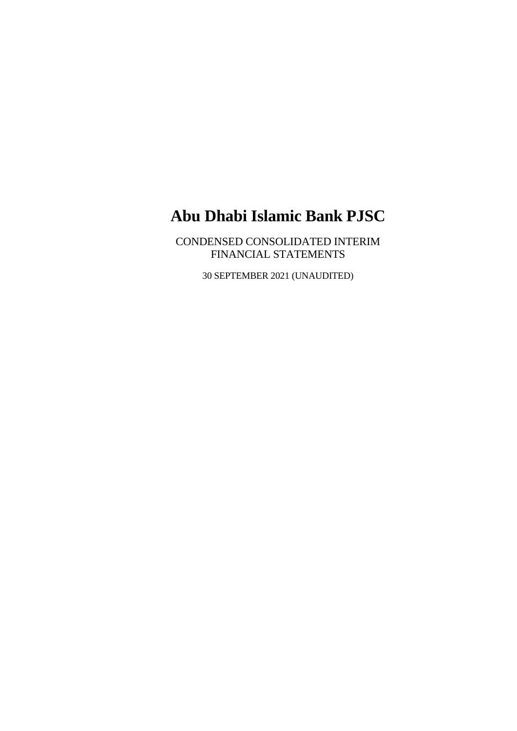# Abu Dhabi Islamic Bank PJSC

CONDENSED CONSOLIDATED INTERIM FINANCIAL STATEMENTS

30 SEPTEMBER 2021 (UNAUDITED)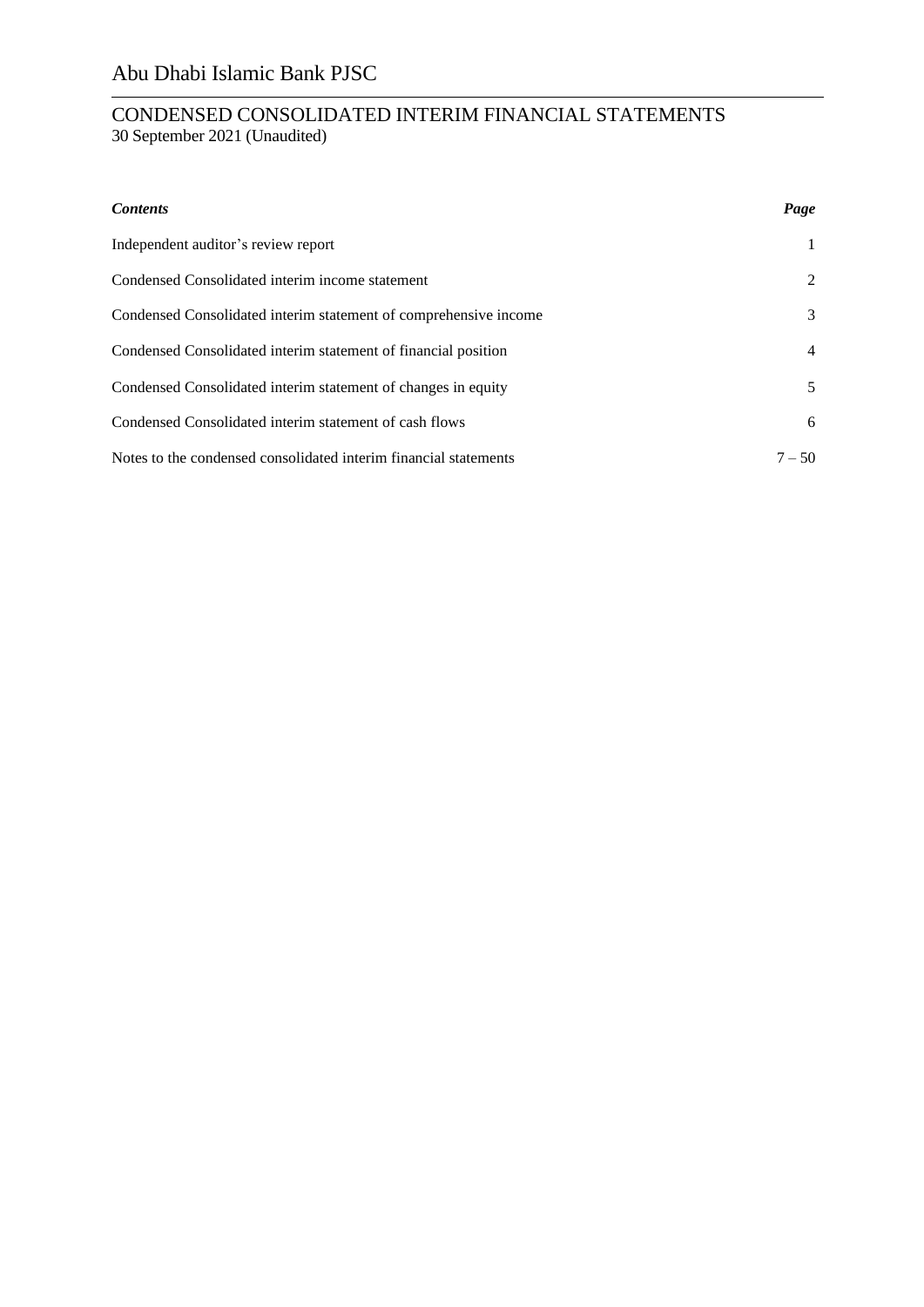# Abu Dhabi Islamic Bank PJSC

## CONDENSED CONSOLIDATED INTERIM FINANCIAL STATEMENTS

30 September 2021 (Unaudited)

| *Contents* | *Page* |
|---|---|
| Independent auditor's review report | 1 |
| Condensed Consolidated interim income statement | 2 |
| Condensed Consolidated interim statement of comprehensive income | 3 |
| Condensed Consolidated interim statement of financial position | 4 |
| Condensed Consolidated interim statement of changes in equity | 5 |
| Condensed Consolidated interim statement of cash flows | 6 |
| Notes to the condensed consolidated interim financial statements | 7 – 50 |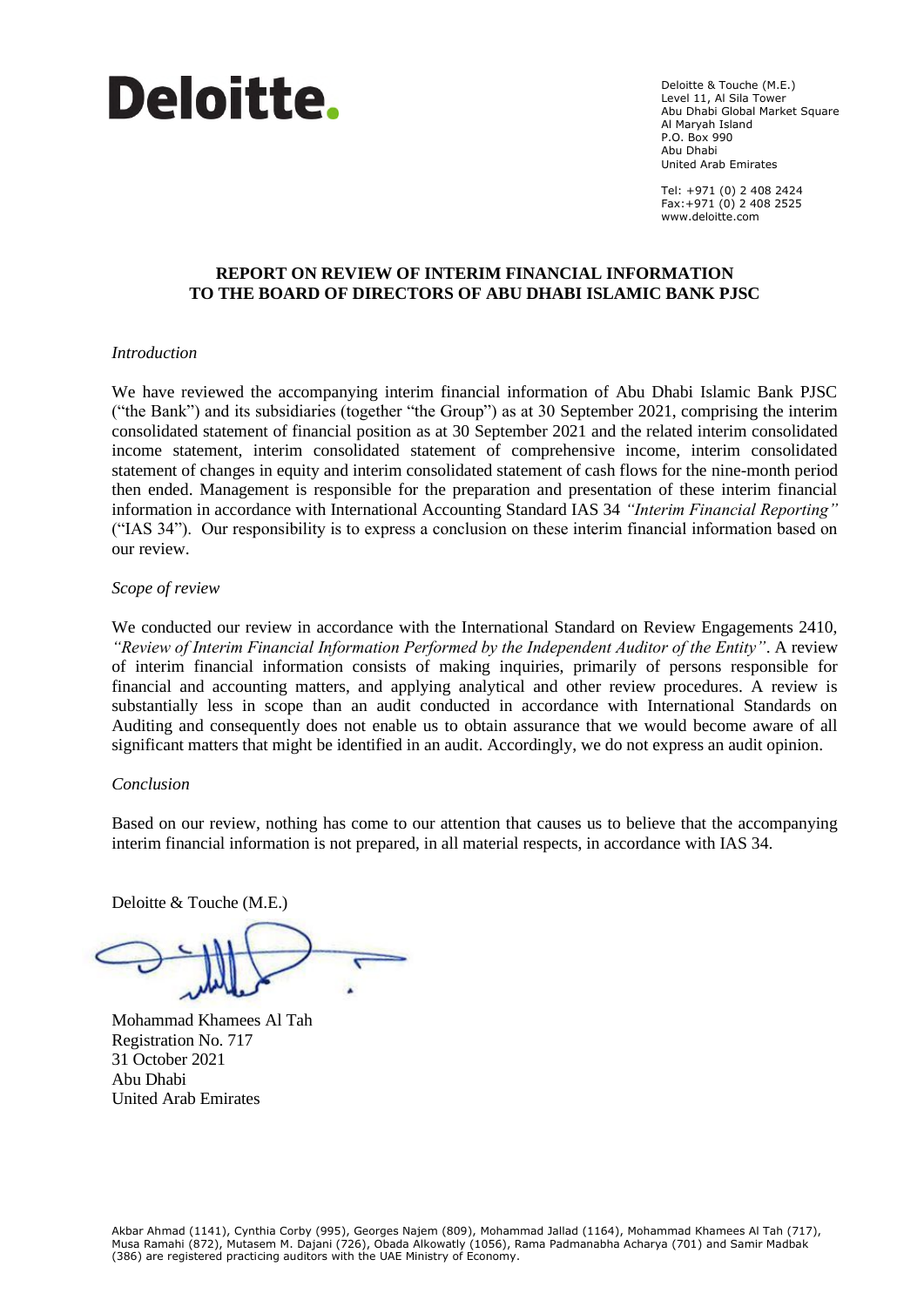**Deloitte.**

Deloitte & Touche (M.E.)
Level 11, Al Sila Tower
Abu Dhabi Global Market Square
Al Maryah Island
P.O. Box 990
Abu Dhabi
United Arab Emirates

Tel: +971 (0) 2 408 2424
Fax:+971 (0) 2 408 2525
www.deloitte.com

## REPORT ON REVIEW OF INTERIM FINANCIAL INFORMATION TO THE BOARD OF DIRECTORS OF ABU DHABI ISLAMIC BANK PJSC

*Introduction*

We have reviewed the accompanying interim financial information of Abu Dhabi Islamic Bank PJSC ("the Bank") and its subsidiaries (together "the Group") as at 30 September 2021, comprising the interim consolidated statement of financial position as at 30 September 2021 and the related interim consolidated income statement, interim consolidated statement of comprehensive income, interim consolidated statement of changes in equity and interim consolidated statement of cash flows for the nine-month period then ended. Management is responsible for the preparation and presentation of these interim financial information in accordance with International Accounting Standard IAS 34 *"Interim Financial Reporting"* ("IAS 34"). Our responsibility is to express a conclusion on these interim financial information based on our review.

*Scope of review*

We conducted our review in accordance with the International Standard on Review Engagements 2410, *"Review of Interim Financial Information Performed by the Independent Auditor of the Entity"*. A review of interim financial information consists of making inquiries, primarily of persons responsible for financial and accounting matters, and applying analytical and other review procedures. A review is substantially less in scope than an audit conducted in accordance with International Standards on Auditing and consequently does not enable us to obtain assurance that we would become aware of all significant matters that might be identified in an audit. Accordingly, we do not express an audit opinion.

*Conclusion*

Based on our review, nothing has come to our attention that causes us to believe that the accompanying interim financial information is not prepared, in all material respects, in accordance with IAS 34.

Deloitte & Touche (M.E.)

Mohammad Khamees Al Tah
Registration No. 717
31 October 2021
Abu Dhabi
United Arab Emirates

Akbar Ahmad (1141), Cynthia Corby (995), Georges Najem (809), Mohammad Jallad (1164), Mohammad Khamees Al Tah (717), Musa Ramahi (872), Mutasem M. Dajani (726), Obada Alkowatly (1056), Rama Padmanabha Acharya (701) and Samir Madbak (386) are registered practicing auditors with the UAE Ministry of Economy.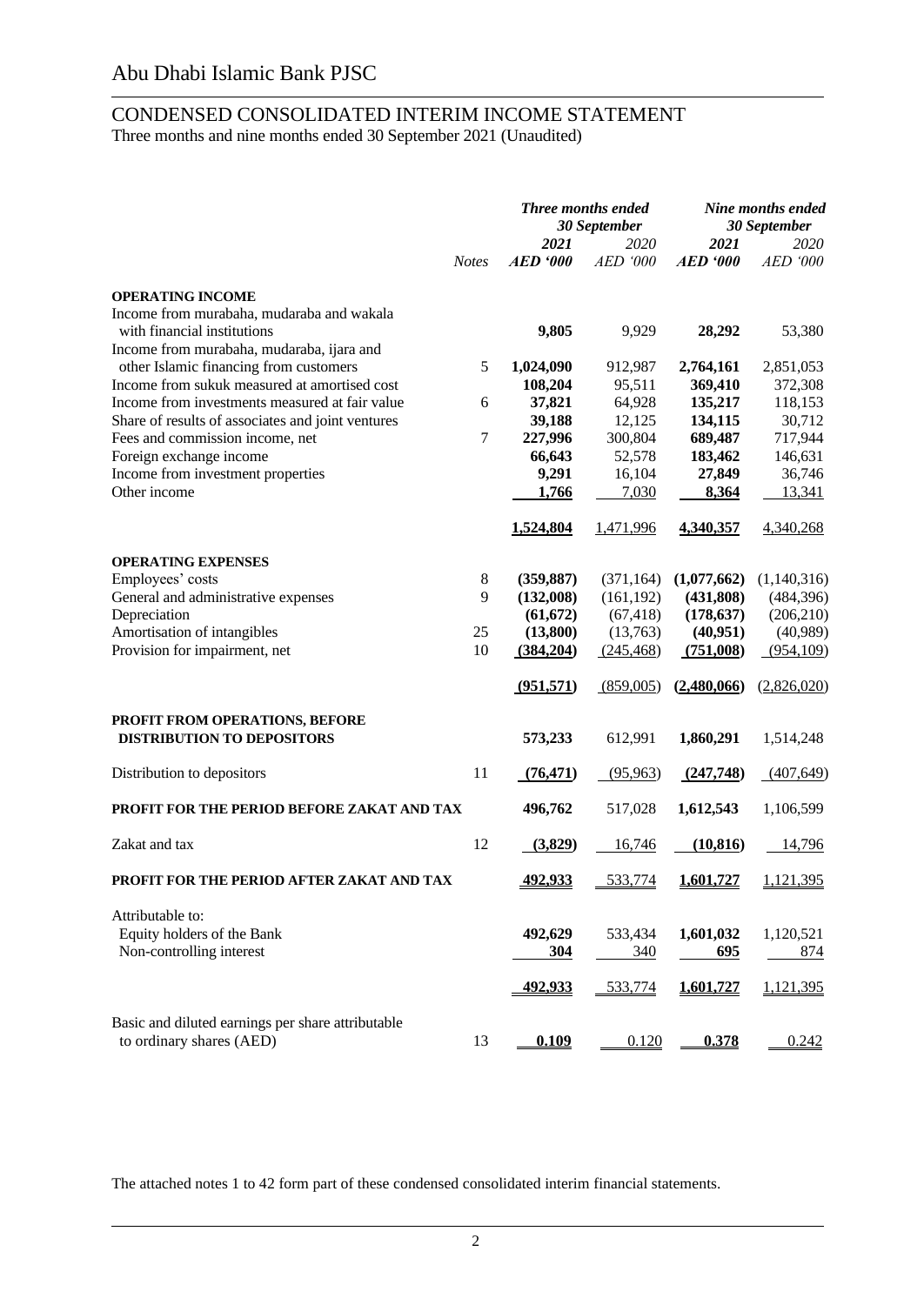# Abu Dhabi Islamic Bank PJSC

## CONDENSED CONSOLIDATED INTERIM INCOME STATEMENT

Three months and nine months ended 30 September 2021 (Unaudited)

| | Notes | *Three months ended 30 September* **2021** ***AED '000*** | *2020* *AED '000* | *Nine months ended 30 September* **2021** ***AED '000*** | *2020* *AED '000* |
|---|---|---|---|---|---|
| **OPERATING INCOME** | | | | | |
| Income from murabaha, mudaraba and wakala with financial institutions | | **9,805** | 9,929 | **28,292** | 53,380 |
| Income from murabaha, mudaraba, ijara and other Islamic financing from customers | 5 | **1,024,090** | 912,987 | **2,764,161** | 2,851,053 |
| Income from sukuk measured at amortised cost | | **108,204** | 95,511 | **369,410** | 372,308 |
| Income from investments measured at fair value | 6 | **37,821** | 64,928 | **135,217** | 118,153 |
| Share of results of associates and joint ventures | | **39,188** | 12,125 | **134,115** | 30,712 |
| Fees and commission income, net | 7 | **227,996** | 300,804 | **689,487** | 717,944 |
| Foreign exchange income | | **66,643** | 52,578 | **183,462** | 146,631 |
| Income from investment properties | | **9,291** | 16,104 | **27,849** | 36,746 |
| Other income | | **1,766** | 7,030 | **8,364** | 13,341 |
| | | **1,524,804** | 1,471,996 | **4,340,357** | 4,340,268 |
| **OPERATING EXPENSES** | | | | | |
| Employees' costs | 8 | **(359,887)** | (371,164) | **(1,077,662)** | (1,140,316) |
| General and administrative expenses | 9 | **(132,008)** | (161,192) | **(431,808)** | (484,396) |
| Depreciation | | **(61,672)** | (67,418) | **(178,637)** | (206,210) |
| Amortisation of intangibles | 25 | **(13,800)** | (13,763) | **(40,951)** | (40,989) |
| Provision for impairment, net | 10 | **(384,204)** | (245,468) | **(751,008)** | (954,109) |
| | | **(951,571)** | (859,005) | **(2,480,066)** | (2,826,020) |
| **PROFIT FROM OPERATIONS, BEFORE DISTRIBUTION TO DEPOSITORS** | | **573,233** | 612,991 | **1,860,291** | 1,514,248 |
| Distribution to depositors | 11 | **(76,471)** | (95,963) | **(247,748)** | (407,649) |
| **PROFIT FOR THE PERIOD BEFORE ZAKAT AND TAX** | | **496,762** | 517,028 | **1,612,543** | 1,106,599 |
| Zakat and tax | 12 | **(3,829)** | 16,746 | **(10,816)** | 14,796 |
| **PROFIT FOR THE PERIOD AFTER ZAKAT AND TAX** | | **492,933** | 533,774 | **1,601,727** | 1,121,395 |
| Attributable to: | | | | | |
| Equity holders of the Bank | | **492,629** | 533,434 | **1,601,032** | 1,120,521 |
| Non-controlling interest | | **304** | 340 | **695** | 874 |
| | | **492,933** | 533,774 | **1,601,727** | 1,121,395 |
| Basic and diluted earnings per share attributable to ordinary shares (AED) | 13 | **0.109** | 0.120 | **0.378** | 0.242 |

The attached notes 1 to 42 form part of these condensed consolidated interim financial statements.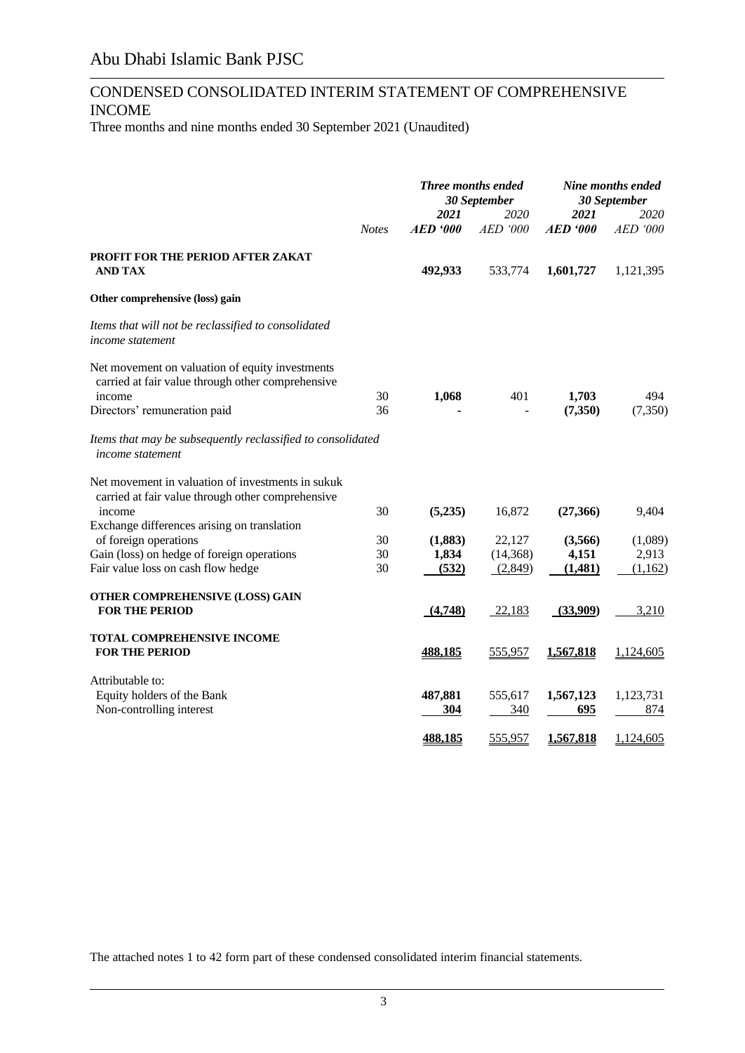# Abu Dhabi Islamic Bank PJSC

## CONDENSED CONSOLIDATED INTERIM STATEMENT OF COMPREHENSIVE INCOME

Three months and nine months ended 30 September 2021 (Unaudited)

| | Notes | *Three months ended 30 September* | | *Nine months ended 30 September* | |
|---|---|---|---|---|---|
| | | ***2021*** | *2020* | ***2021*** | *2020* |
| | | ***AED '000*** | *AED '000* | ***AED '000*** | *AED '000* |
| **PROFIT FOR THE PERIOD AFTER ZAKAT AND TAX** | | **492,933** | 533,774 | **1,601,727** | 1,121,395 |
| **Other comprehensive (loss) gain** | | | | | |
| *Items that will not be reclassified to consolidated income statement* | | | | | |
| Net movement on valuation of equity investments carried at fair value through other comprehensive income | 30 | **1,068** | 401 | **1,703** | 494 |
| Directors' remuneration paid | 36 | **-** | - | **(7,350)** | (7,350) |
| *Items that may be subsequently reclassified to consolidated income statement* | | | | | |
| Net movement in valuation of investments in sukuk carried at fair value through other comprehensive income | 30 | **(5,235)** | 16,872 | **(27,366)** | 9,404 |
| Exchange differences arising on translation of foreign operations | 30 | **(1,883)** | 22,127 | **(3,566)** | (1,089) |
| Gain (loss) on hedge of foreign operations | 30 | **1,834** | (14,368) | **4,151** | 2,913 |
| Fair value loss on cash flow hedge | 30 | **(532)** | (2,849) | **(1,481)** | (1,162) |
| **OTHER COMPREHENSIVE (LOSS) GAIN FOR THE PERIOD** | | **(4,748)** | 22,183 | **(33,909)** | 3,210 |
| **TOTAL COMPREHENSIVE INCOME FOR THE PERIOD** | | **488,185** | 555,957 | **1,567,818** | 1,124,605 |
| Attributable to: | | | | | |
| Equity holders of the Bank | | **487,881** | 555,617 | **1,567,123** | 1,123,731 |
| Non-controlling interest | | **304** | 340 | **695** | 874 |
| | | **488,185** | 555,957 | **1,567,818** | 1,124,605 |

The attached notes 1 to 42 form part of these condensed consolidated interim financial statements.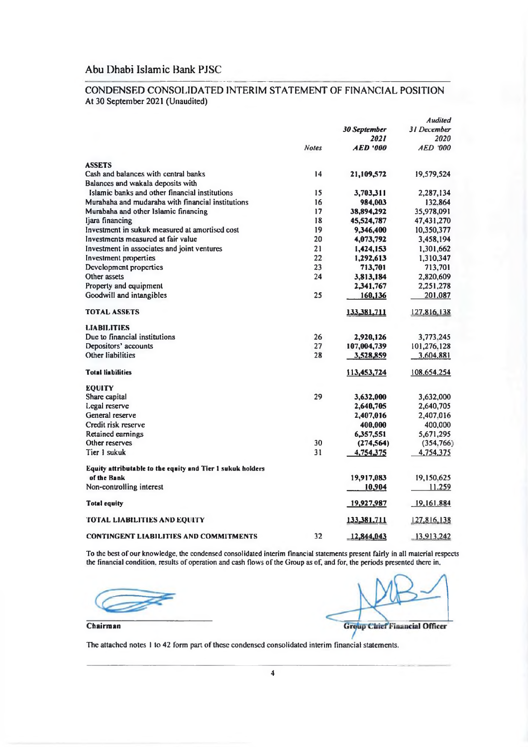# Abu Dhabi Islamic Bank PJSC

## CONDENSED CONSOLIDATED INTERIM STATEMENT OF FINANCIAL POSITION

At 30 September 2021 (Unaudited)

| | Notes | *30 September 2021* *AED '000* | *Audited* *31 December 2020* *AED '000* |
|---|---|---|---|
| **ASSETS** | | | |
| Cash and balances with central banks | 14 | **21,109,572** | 19,579,524 |
| Balances and wakala deposits with Islamic banks and other financial institutions | 15 | **3,703,311** | 2,287,134 |
| Murabaha and mudaraba with financial institutions | 16 | **984,003** | 132,864 |
| Murabaha and other Islamic financing | 17 | **38,894,292** | 35,978,091 |
| Ijara financing | 18 | **45,524,787** | 47,431,270 |
| Investment in sukuk measured at amortised cost | 19 | **9,346,400** | 10,350,377 |
| Investments measured at fair value | 20 | **4,073,792** | 3,458,194 |
| Investment in associates and joint ventures | 21 | **1,424,153** | 1,301,662 |
| Investment properties | 22 | **1,292,613** | 1,310,347 |
| Development properties | 23 | **713,701** | 713,701 |
| Other assets | 24 | **3,813,184** | 2,820,609 |
| Property and equipment | | **2,341,767** | 2,251,278 |
| Goodwill and intangibles | 25 | **160,136** | 201,087 |
| **TOTAL ASSETS** | | **133,381,711** | 127,816,138 |
| **LIABILITIES** | | | |
| Due to financial institutions | 26 | **2,920,126** | 3,773,245 |
| Depositors' accounts | 27 | **107,004,739** | 101,276,128 |
| Other liabilities | 28 | **3,528,859** | 3,604,881 |
| **Total liabilities** | | **113,453,724** | 108,654,254 |
| **EQUITY** | | | |
| Share capital | 29 | **3,632,000** | 3,632,000 |
| Legal reserve | | **2,640,705** | 2,640,705 |
| General reserve | | **2,407,016** | 2,407,016 |
| Credit risk reserve | | **400,000** | 400,000 |
| Retained earnings | | **6,357,551** | 5,671,295 |
| Other reserves | 30 | **(274,564)** | (354,766) |
| Tier 1 sukuk | 31 | **4,754,375** | 4,754,375 |
| **Equity attributable to the equity and Tier 1 sukuk holders of the Bank** | | **19,917,083** | 19,150,625 |
| Non-controlling interest | | **10,904** | 11,259 |
| **Total equity** | | **19,927,987** | 19,161,884 |
| **TOTAL LIABILITIES AND EQUITY** | | **133,381,711** | 127,816,138 |
| **CONTINGENT LIABILITIES AND COMMITMENTS** | 32 | **12,844,043** | 13,913,242 |

To the best of our knowledge, the condensed consolidated interim financial statements present fairly in all material respects the financial condition, results of operation and cash flows of the Group as of, and for, the periods presented there in.

**Chairman**

**Group Chief Financial Officer**

The attached notes 1 to 42 form part of these condensed consolidated interim financial statements.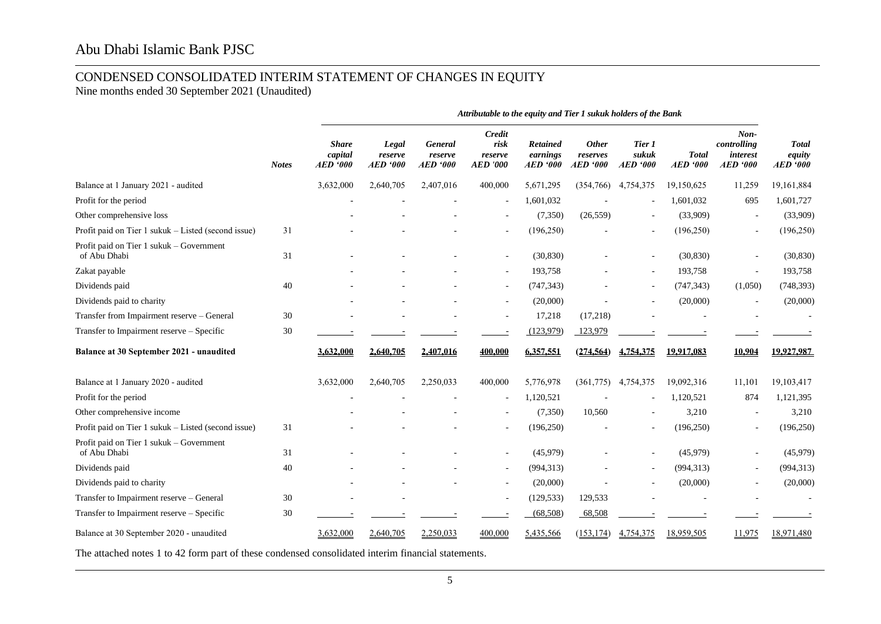# Abu Dhabi Islamic Bank PJSC

## CONDENSED CONSOLIDATED INTERIM STATEMENT OF CHANGES IN EQUITY
Nine months ended 30 September 2021 (Unaudited)

| | | *Attributable to the equity and Tier 1 sukuk holders of the Bank* | | | | | | | | | |
|---|---|---|---|---|---|---|---|---|---|---|---|
| | ***Notes*** | ***Share capital AED '000*** | ***Legal reserve AED '000*** | ***General reserve AED '000*** | ***Credit risk reserve AED '000*** | ***Retained earnings AED '000*** | ***Other reserves AED '000*** | ***Tier 1 sukuk AED '000*** | ***Total AED '000*** | ***Non-controlling interest AED '000*** | ***Total equity AED '000*** |
| Balance at 1 January 2021 - audited | | 3,632,000 | 2,640,705 | 2,407,016 | 400,000 | 5,671,295 | (354,766) | 4,754,375 | 19,150,625 | 11,259 | 19,161,884 |
| Profit for the period | | - | - | - | - | 1,601,032 | - | - | 1,601,032 | 695 | 1,601,727 |
| Other comprehensive loss | | - | - | - | - | (7,350) | (26,559) | - | (33,909) | - | (33,909) |
| Profit paid on Tier 1 sukuk – Listed (second issue) | 31 | - | - | - | - | (196,250) | - | - | (196,250) | - | (196,250) |
| Profit paid on Tier 1 sukuk – Government of Abu Dhabi | 31 | - | - | - | - | (30,830) | - | - | (30,830) | - | (30,830) |
| Zakat payable | | - | - | - | - | 193,758 | - | - | 193,758 | - | 193,758 |
| Dividends paid | 40 | - | - | - | - | (747,343) | - | - | (747,343) | (1,050) | (748,393) |
| Dividends paid to charity | | - | - | - | - | (20,000) | - | - | (20,000) | - | (20,000) |
| Transfer from Impairment reserve – General | 30 | - | - | - | - | 17,218 | (17,218) | - | - | - | - |
| Transfer to Impairment reserve – Specific | 30 | - | - | - | - | (123,979) | 123,979 | - | - | - | - |
| **Balance at 30 September 2021 - unaudited** | | **3,632,000** | **2,640,705** | **2,407,016** | **400,000** | **6,357,551** | **(274,564)** | **4,754,375** | **19,917,083** | **10,904** | **19,927,987** |
| Balance at 1 January 2020 - audited | | 3,632,000 | 2,640,705 | 2,250,033 | 400,000 | 5,776,978 | (361,775) | 4,754,375 | 19,092,316 | 11,101 | 19,103,417 |
| Profit for the period | | - | - | - | - | 1,120,521 | - | - | 1,120,521 | 874 | 1,121,395 |
| Other comprehensive income | | - | - | - | - | (7,350) | 10,560 | - | 3,210 | - | 3,210 |
| Profit paid on Tier 1 sukuk – Listed (second issue) | 31 | - | - | - | - | (196,250) | - | - | (196,250) | - | (196,250) |
| Profit paid on Tier 1 sukuk – Government of Abu Dhabi | 31 | - | - | - | - | (45,979) | - | - | (45,979) | - | (45,979) |
| Dividends paid | 40 | - | - | - | - | (994,313) | - | - | (994,313) | - | (994,313) |
| Dividends paid to charity | | - | - | - | - | (20,000) | - | - | (20,000) | - | (20,000) |
| Transfer to Impairment reserve – General | 30 | - | - | | - | (129,533) | 129,533 | - | - | - | - |
| Transfer to Impairment reserve – Specific | 30 | - | - | - | - | (68,508) | 68,508 | - | - | - | - |
| Balance at 30 September 2020 - unaudited | | 3,632,000 | 2,640,705 | 2,250,033 | 400,000 | 5,435,566 | (153,174) | 4,754,375 | 18,959,505 | 11,975 | 18,971,480 |

The attached notes 1 to 42 form part of these condensed consolidated interim financial statements.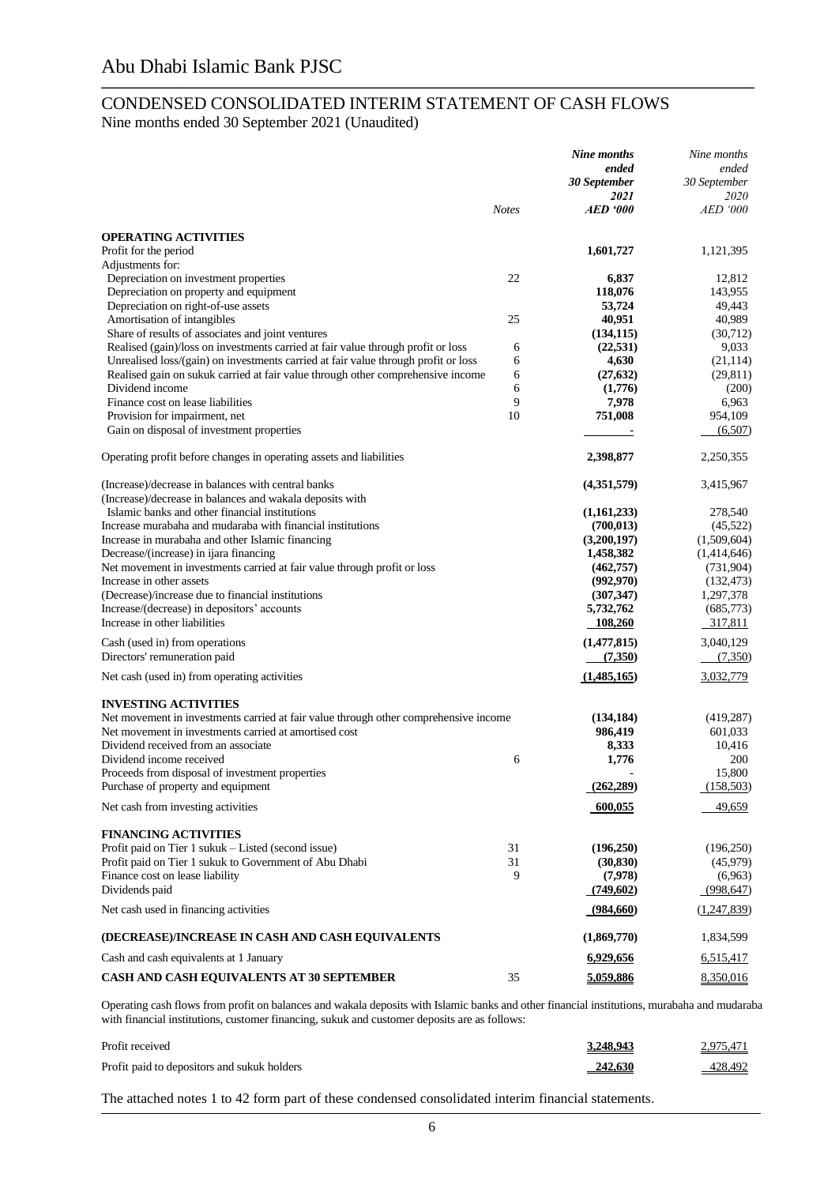# Abu Dhabi Islamic Bank PJSC

## CONDENSED CONSOLIDATED INTERIM STATEMENT OF CASH FLOWS

Nine months ended 30 September 2021 (Unaudited)

| | Notes | ***Nine months ended 30 September 2021 AED '000*** | *Nine months ended 30 September 2020 AED '000* |
|---|---|---|---|
| **OPERATING ACTIVITIES** | | | |
| Profit for the period | | **1,601,727** | 1,121,395 |
| Adjustments for: | | | |
| Depreciation on investment properties | 22 | **6,837** | 12,812 |
| Depreciation on property and equipment | | **118,076** | 143,955 |
| Depreciation on right-of-use assets | | **53,724** | 49,443 |
| Amortisation of intangibles | 25 | **40,951** | 40,989 |
| Share of results of associates and joint ventures | | **(134,115)** | (30,712) |
| Realised (gain)/loss on investments carried at fair value through profit or loss | 6 | **(22,531)** | 9,033 |
| Unrealised loss/(gain) on investments carried at fair value through profit or loss | 6 | **4,630** | (21,114) |
| Realised gain on sukuk carried at fair value through other comprehensive income | 6 | **(27,632)** | (29,811) |
| Dividend income | 6 | **(1,776)** | (200) |
| Finance cost on lease liabilities | 9 | **7,978** | 6,963 |
| Provision for impairment, net | 10 | **751,008** | 954,109 |
| Gain on disposal of investment properties | | **-** | (6,507) |
| Operating profit before changes in operating assets and liabilities | | **2,398,877** | 2,250,355 |
| (Increase)/decrease in balances with central banks | | **(4,351,579)** | 3,415,967 |
| (Increase)/decrease in balances and wakala deposits with Islamic banks and other financial institutions | | **(1,161,233)** | 278,540 |
| Increase murabaha and mudaraba with financial institutions | | **(700,013)** | (45,522) |
| Increase in murabaha and other Islamic financing | | **(3,200,197)** | (1,509,604) |
| Decrease/(increase) in ijara financing | | **1,458,382** | (1,414,646) |
| Net movement in investments carried at fair value through profit or loss | | **(462,757)** | (731,904) |
| Increase in other assets | | **(992,970)** | (132,473) |
| (Decrease)/increase due to financial institutions | | **(307,347)** | 1,297,378 |
| Increase/(decrease) in depositors' accounts | | **5,732,762** | (685,773) |
| Increase in other liabilities | | **108,260** | 317,811 |
| Cash (used in) from operations | | **(1,477,815)** | 3,040,129 |
| Directors' remuneration paid | | **(7,350)** | (7,350) |
| Net cash (used in) from operating activities | | **(1,485,165)** | 3,032,779 |
| **INVESTING ACTIVITIES** | | | |
| Net movement in investments carried at fair value through other comprehensive income | | **(134,184)** | (419,287) |
| Net movement in investments carried at amortised cost | | **986,419** | 601,033 |
| Dividend received from an associate | | **8,333** | 10,416 |
| Dividend income received | 6 | **1,776** | 200 |
| Proceeds from disposal of investment properties | | **-** | 15,800 |
| Purchase of property and equipment | | **(262,289)** | (158,503) |
| Net cash from investing activities | | **600,055** | 49,659 |
| **FINANCING ACTIVITIES** | | | |
| Profit paid on Tier 1 sukuk – Listed (second issue) | 31 | **(196,250)** | (196,250) |
| Profit paid on Tier 1 sukuk to Government of Abu Dhabi | 31 | **(30,830)** | (45,979) |
| Finance cost on lease liability | 9 | **(7,978)** | (6,963) |
| Dividends paid | | **(749,602)** | (998,647) |
| Net cash used in financing activities | | **(984,660)** | (1,247,839) |
| **(DECREASE)/INCREASE IN CASH AND CASH EQUIVALENTS** | | **(1,869,770)** | 1,834,599 |
| Cash and cash equivalents at 1 January | | **6,929,656** | 6,515,417 |
| **CASH AND CASH EQUIVALENTS AT 30 SEPTEMBER** | 35 | **5,059,886** | 8,350,016 |

Operating cash flows from profit on balances and wakala deposits with Islamic banks and other financial institutions, murabaha and mudaraba with financial institutions, customer financing, sukuk and customer deposits are as follows:

| | | | |
|---|---|---|---|
| Profit received | | **3,248,943** | 2,975,471 |
| Profit paid to depositors and sukuk holders | | **242,630** | 428,492 |

The attached notes 1 to 42 form part of these condensed consolidated interim financial statements.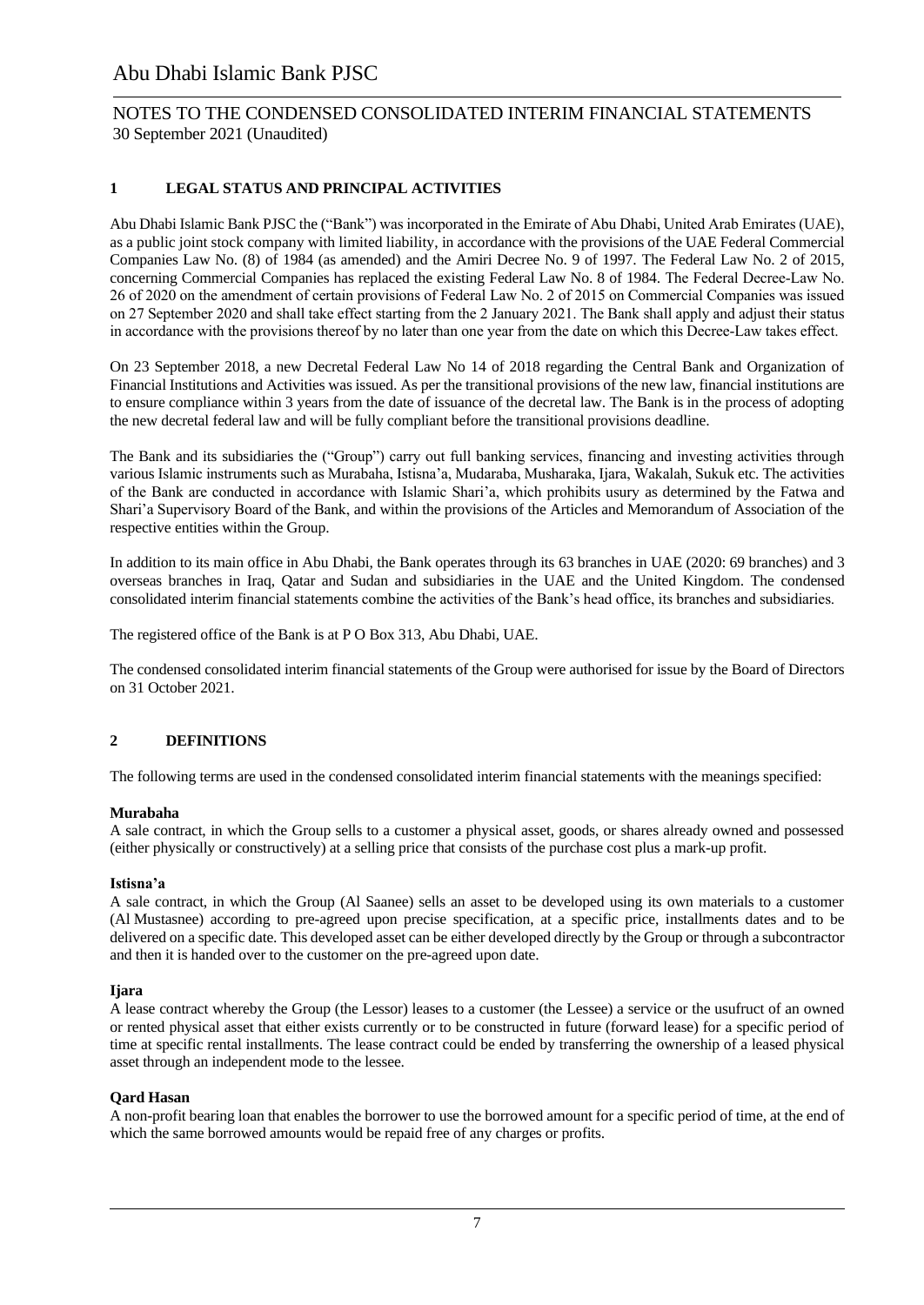## 1 LEGAL STATUS AND PRINCIPAL ACTIVITIES

Abu Dhabi Islamic Bank PJSC the ("Bank") was incorporated in the Emirate of Abu Dhabi, United Arab Emirates (UAE), as a public joint stock company with limited liability, in accordance with the provisions of the UAE Federal Commercial Companies Law No. (8) of 1984 (as amended) and the Amiri Decree No. 9 of 1997. The Federal Law No. 2 of 2015, concerning Commercial Companies has replaced the existing Federal Law No. 8 of 1984. The Federal Decree-Law No. 26 of 2020 on the amendment of certain provisions of Federal Law No. 2 of 2015 on Commercial Companies was issued on 27 September 2020 and shall take effect starting from the 2 January 2021. The Bank shall apply and adjust their status in accordance with the provisions thereof by no later than one year from the date on which this Decree-Law takes effect.

On 23 September 2018, a new Decretal Federal Law No 14 of 2018 regarding the Central Bank and Organization of Financial Institutions and Activities was issued. As per the transitional provisions of the new law, financial institutions are to ensure compliance within 3 years from the date of issuance of the decretal law. The Bank is in the process of adopting the new decretal federal law and will be fully compliant before the transitional provisions deadline.

The Bank and its subsidiaries the ("Group") carry out full banking services, financing and investing activities through various Islamic instruments such as Murabaha, Istisna'a, Mudaraba, Musharaka, Ijara, Wakalah, Sukuk etc. The activities of the Bank are conducted in accordance with Islamic Shari'a, which prohibits usury as determined by the Fatwa and Shari'a Supervisory Board of the Bank, and within the provisions of the Articles and Memorandum of Association of the respective entities within the Group.

In addition to its main office in Abu Dhabi, the Bank operates through its 63 branches in UAE (2020: 69 branches) and 3 overseas branches in Iraq, Qatar and Sudan and subsidiaries in the UAE and the United Kingdom. The condensed consolidated interim financial statements combine the activities of the Bank's head office, its branches and subsidiaries.

The registered office of the Bank is at P O Box 313, Abu Dhabi, UAE.

The condensed consolidated interim financial statements of the Group were authorised for issue by the Board of Directors on 31 October 2021.

## 2 DEFINITIONS

The following terms are used in the condensed consolidated interim financial statements with the meanings specified:

**Murabaha**
A sale contract, in which the Group sells to a customer a physical asset, goods, or shares already owned and possessed (either physically or constructively) at a selling price that consists of the purchase cost plus a mark-up profit.

**Istisna'a**
A sale contract, in which the Group (Al Saanee) sells an asset to be developed using its own materials to a customer (Al Mustasnee) according to pre-agreed upon precise specification, at a specific price, installments dates and to be delivered on a specific date. This developed asset can be either developed directly by the Group or through a subcontractor and then it is handed over to the customer on the pre-agreed upon date.

**Ijara**
A lease contract whereby the Group (the Lessor) leases to a customer (the Lessee) a service or the usufruct of an owned or rented physical asset that either exists currently or to be constructed in future (forward lease) for a specific period of time at specific rental installments. The lease contract could be ended by transferring the ownership of a leased physical asset through an independent mode to the lessee.

**Qard Hasan**
A non-profit bearing loan that enables the borrower to use the borrowed amount for a specific period of time, at the end of which the same borrowed amounts would be repaid free of any charges or profits.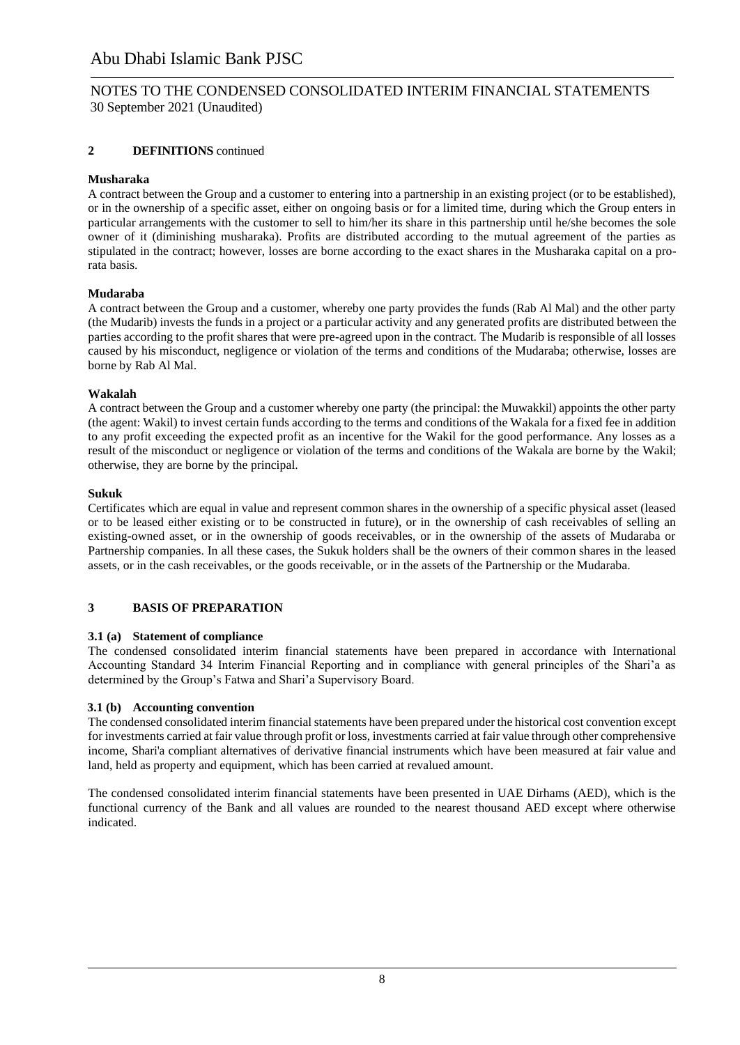## 2 DEFINITIONS continued

**Musharaka**

A contract between the Group and a customer to entering into a partnership in an existing project (or to be established), or in the ownership of a specific asset, either on ongoing basis or for a limited time, during which the Group enters in particular arrangements with the customer to sell to him/her its share in this partnership until he/she becomes the sole owner of it (diminishing musharaka). Profits are distributed according to the mutual agreement of the parties as stipulated in the contract; however, losses are borne according to the exact shares in the Musharaka capital on a pro-rata basis.

**Mudaraba**

A contract between the Group and a customer, whereby one party provides the funds (Rab Al Mal) and the other party (the Mudarib) invests the funds in a project or a particular activity and any generated profits are distributed between the parties according to the profit shares that were pre-agreed upon in the contract. The Mudarib is responsible of all losses caused by his misconduct, negligence or violation of the terms and conditions of the Mudaraba; otherwise, losses are borne by Rab Al Mal.

**Wakalah**

A contract between the Group and a customer whereby one party (the principal: the Muwakkil) appoints the other party (the agent: Wakil) to invest certain funds according to the terms and conditions of the Wakala for a fixed fee in addition to any profit exceeding the expected profit as an incentive for the Wakil for the good performance. Any losses as a result of the misconduct or negligence or violation of the terms and conditions of the Wakala are borne by the Wakil; otherwise, they are borne by the principal.

**Sukuk**

Certificates which are equal in value and represent common shares in the ownership of a specific physical asset (leased or to be leased either existing or to be constructed in future), or in the ownership of cash receivables of selling an existing-owned asset, or in the ownership of goods receivables, or in the ownership of the assets of Mudaraba or Partnership companies. In all these cases, the Sukuk holders shall be the owners of their common shares in the leased assets, or in the cash receivables, or the goods receivable, or in the assets of the Partnership or the Mudaraba.

## 3 BASIS OF PREPARATION

### 3.1 (a) Statement of compliance

The condensed consolidated interim financial statements have been prepared in accordance with International Accounting Standard 34 Interim Financial Reporting and in compliance with general principles of the Shari'a as determined by the Group's Fatwa and Shari'a Supervisory Board.

### 3.1 (b) Accounting convention

The condensed consolidated interim financial statements have been prepared under the historical cost convention except for investments carried at fair value through profit or loss, investments carried at fair value through other comprehensive income, Shari'a compliant alternatives of derivative financial instruments which have been measured at fair value and land, held as property and equipment, which has been carried at revalued amount.

The condensed consolidated interim financial statements have been presented in UAE Dirhams (AED), which is the functional currency of the Bank and all values are rounded to the nearest thousand AED except where otherwise indicated.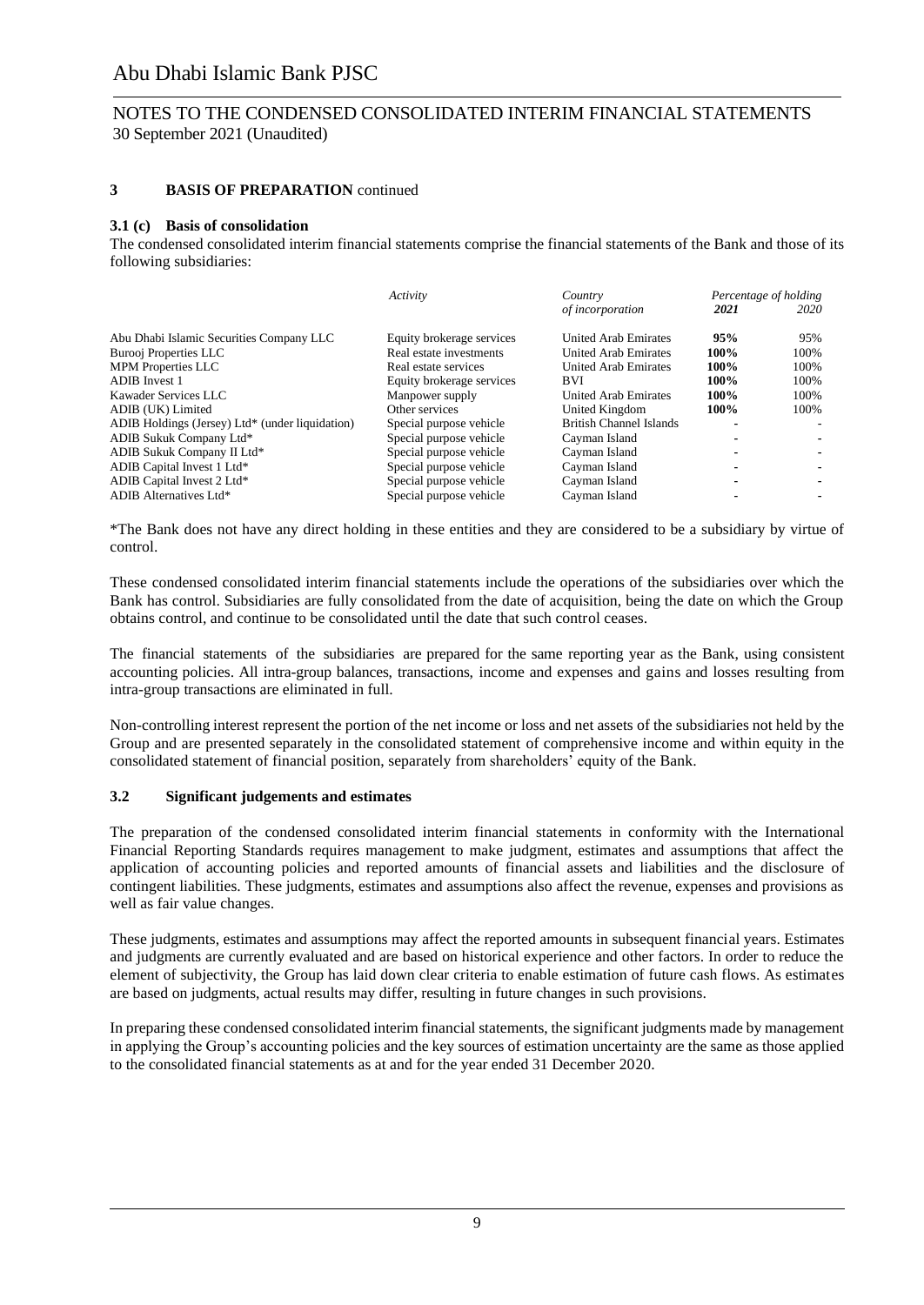## 3 BASIS OF PREPARATION continued

### 3.1 (c) Basis of consolidation

The condensed consolidated interim financial statements comprise the financial statements of the Bank and those of its following subsidiaries:

| | *Activity* | *Country of incorporation* | *Percentage of holding 2021* | *2020* |
|---|---|---|---|---|
| Abu Dhabi Islamic Securities Company LLC | Equity brokerage services | United Arab Emirates | **95%** | 95% |
| Burooj Properties LLC | Real estate investments | United Arab Emirates | **100%** | 100% |
| MPM Properties LLC | Real estate services | United Arab Emirates | **100%** | 100% |
| ADIB Invest 1 | Equity brokerage services | BVI | **100%** | 100% |
| Kawader Services LLC | Manpower supply | United Arab Emirates | **100%** | 100% |
| ADIB (UK) Limited | Other services | United Kingdom | **100%** | 100% |
| ADIB Holdings (Jersey) Ltd* (under liquidation) | Special purpose vehicle | British Channel Islands | - | - |
| ADIB Sukuk Company Ltd* | Special purpose vehicle | Cayman Island | - | - |
| ADIB Sukuk Company II Ltd* | Special purpose vehicle | Cayman Island | - | - |
| ADIB Capital Invest 1 Ltd* | Special purpose vehicle | Cayman Island | - | - |
| ADIB Capital Invest 2 Ltd* | Special purpose vehicle | Cayman Island | - | - |
| ADIB Alternatives Ltd* | Special purpose vehicle | Cayman Island | - | - |

*The Bank does not have any direct holding in these entities and they are considered to be a subsidiary by virtue of control.

These condensed consolidated interim financial statements include the operations of the subsidiaries over which the Bank has control. Subsidiaries are fully consolidated from the date of acquisition, being the date on which the Group obtains control, and continue to be consolidated until the date that such control ceases.

The financial statements of the subsidiaries are prepared for the same reporting year as the Bank, using consistent accounting policies. All intra-group balances, transactions, income and expenses and gains and losses resulting from intra-group transactions are eliminated in full.

Non-controlling interest represent the portion of the net income or loss and net assets of the subsidiaries not held by the Group and are presented separately in the consolidated statement of comprehensive income and within equity in the consolidated statement of financial position, separately from shareholders' equity of the Bank.

### 3.2 Significant judgements and estimates

The preparation of the condensed consolidated interim financial statements in conformity with the International Financial Reporting Standards requires management to make judgment, estimates and assumptions that affect the application of accounting policies and reported amounts of financial assets and liabilities and the disclosure of contingent liabilities. These judgments, estimates and assumptions also affect the revenue, expenses and provisions as well as fair value changes.

These judgments, estimates and assumptions may affect the reported amounts in subsequent financial years. Estimates and judgments are currently evaluated and are based on historical experience and other factors. In order to reduce the element of subjectivity, the Group has laid down clear criteria to enable estimation of future cash flows. As estimates are based on judgments, actual results may differ, resulting in future changes in such provisions.

In preparing these condensed consolidated interim financial statements, the significant judgments made by management in applying the Group's accounting policies and the key sources of estimation uncertainty are the same as those applied to the consolidated financial statements as at and for the year ended 31 December 2020.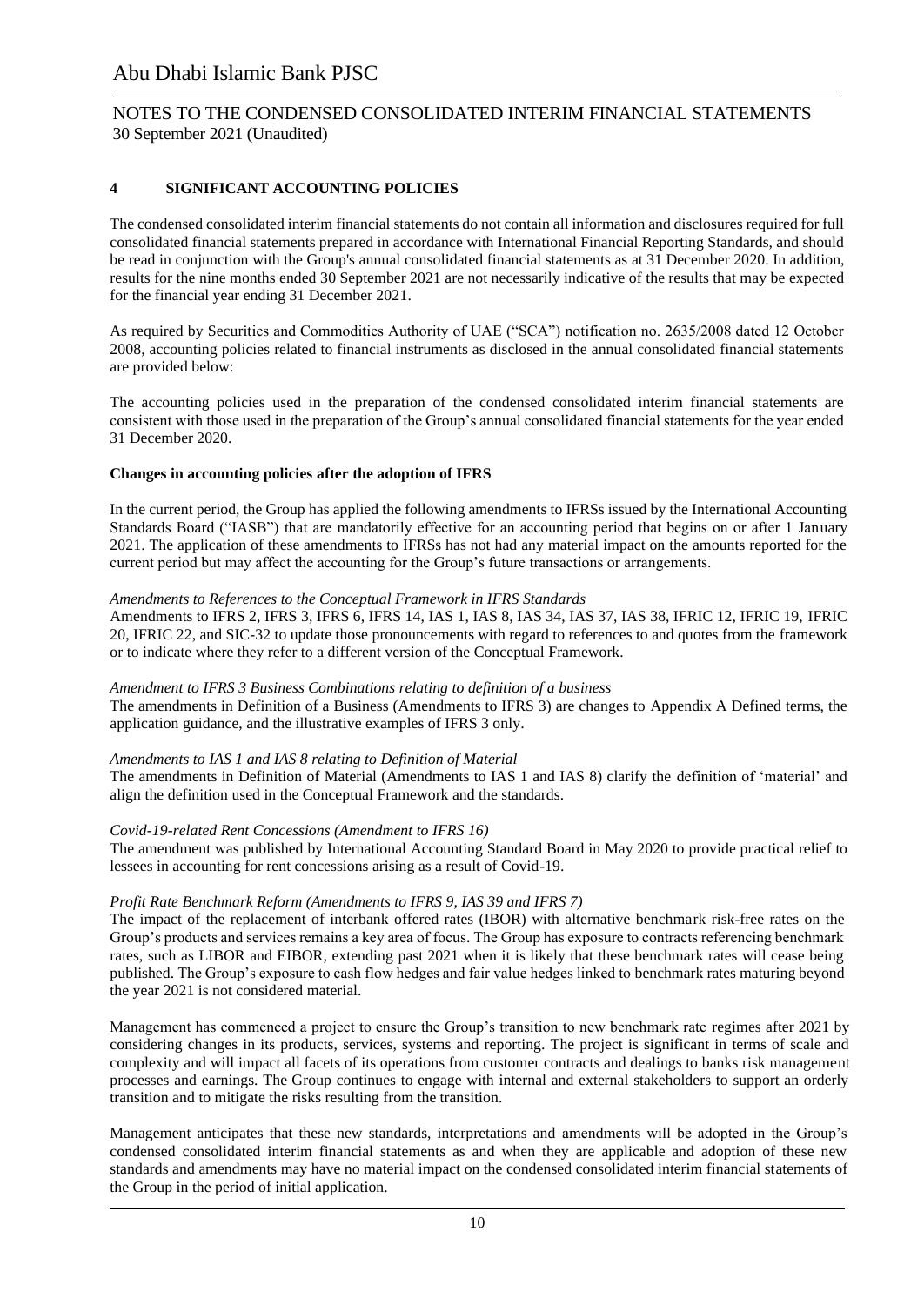## 4 SIGNIFICANT ACCOUNTING POLICIES

The condensed consolidated interim financial statements do not contain all information and disclosures required for full consolidated financial statements prepared in accordance with International Financial Reporting Standards, and should be read in conjunction with the Group's annual consolidated financial statements as at 31 December 2020. In addition, results for the nine months ended 30 September 2021 are not necessarily indicative of the results that may be expected for the financial year ending 31 December 2021.

As required by Securities and Commodities Authority of UAE ("SCA") notification no. 2635/2008 dated 12 October 2008, accounting policies related to financial instruments as disclosed in the annual consolidated financial statements are provided below:

The accounting policies used in the preparation of the condensed consolidated interim financial statements are consistent with those used in the preparation of the Group's annual consolidated financial statements for the year ended 31 December 2020.

**Changes in accounting policies after the adoption of IFRS**

In the current period, the Group has applied the following amendments to IFRSs issued by the International Accounting Standards Board ("IASB") that are mandatorily effective for an accounting period that begins on or after 1 January 2021. The application of these amendments to IFRSs has not had any material impact on the amounts reported for the current period but may affect the accounting for the Group's future transactions or arrangements.

*Amendments to References to the Conceptual Framework in IFRS Standards*
Amendments to IFRS 2, IFRS 3, IFRS 6, IFRS 14, IAS 1, IAS 8, IAS 34, IAS 37, IAS 38, IFRIC 12, IFRIC 19, IFRIC 20, IFRIC 22, and SIC-32 to update those pronouncements with regard to references to and quotes from the framework or to indicate where they refer to a different version of the Conceptual Framework.

*Amendment to IFRS 3 Business Combinations relating to definition of a business*
The amendments in Definition of a Business (Amendments to IFRS 3) are changes to Appendix A Defined terms, the application guidance, and the illustrative examples of IFRS 3 only.

*Amendments to IAS 1 and IAS 8 relating to Definition of Material*
The amendments in Definition of Material (Amendments to IAS 1 and IAS 8) clarify the definition of 'material' and align the definition used in the Conceptual Framework and the standards.

*Covid-19-related Rent Concessions (Amendment to IFRS 16)*
The amendment was published by International Accounting Standard Board in May 2020 to provide practical relief to lessees in accounting for rent concessions arising as a result of Covid-19.

*Profit Rate Benchmark Reform (Amendments to IFRS 9, IAS 39 and IFRS 7)*
The impact of the replacement of interbank offered rates (IBOR) with alternative benchmark risk-free rates on the Group's products and services remains a key area of focus. The Group has exposure to contracts referencing benchmark rates, such as LIBOR and EIBOR, extending past 2021 when it is likely that these benchmark rates will cease being published. The Group's exposure to cash flow hedges and fair value hedges linked to benchmark rates maturing beyond the year 2021 is not considered material.

Management has commenced a project to ensure the Group's transition to new benchmark rate regimes after 2021 by considering changes in its products, services, systems and reporting. The project is significant in terms of scale and complexity and will impact all facets of its operations from customer contracts and dealings to banks risk management processes and earnings. The Group continues to engage with internal and external stakeholders to support an orderly transition and to mitigate the risks resulting from the transition.

Management anticipates that these new standards, interpretations and amendments will be adopted in the Group's condensed consolidated interim financial statements as and when they are applicable and adoption of these new standards and amendments may have no material impact on the condensed consolidated interim financial statements of the Group in the period of initial application.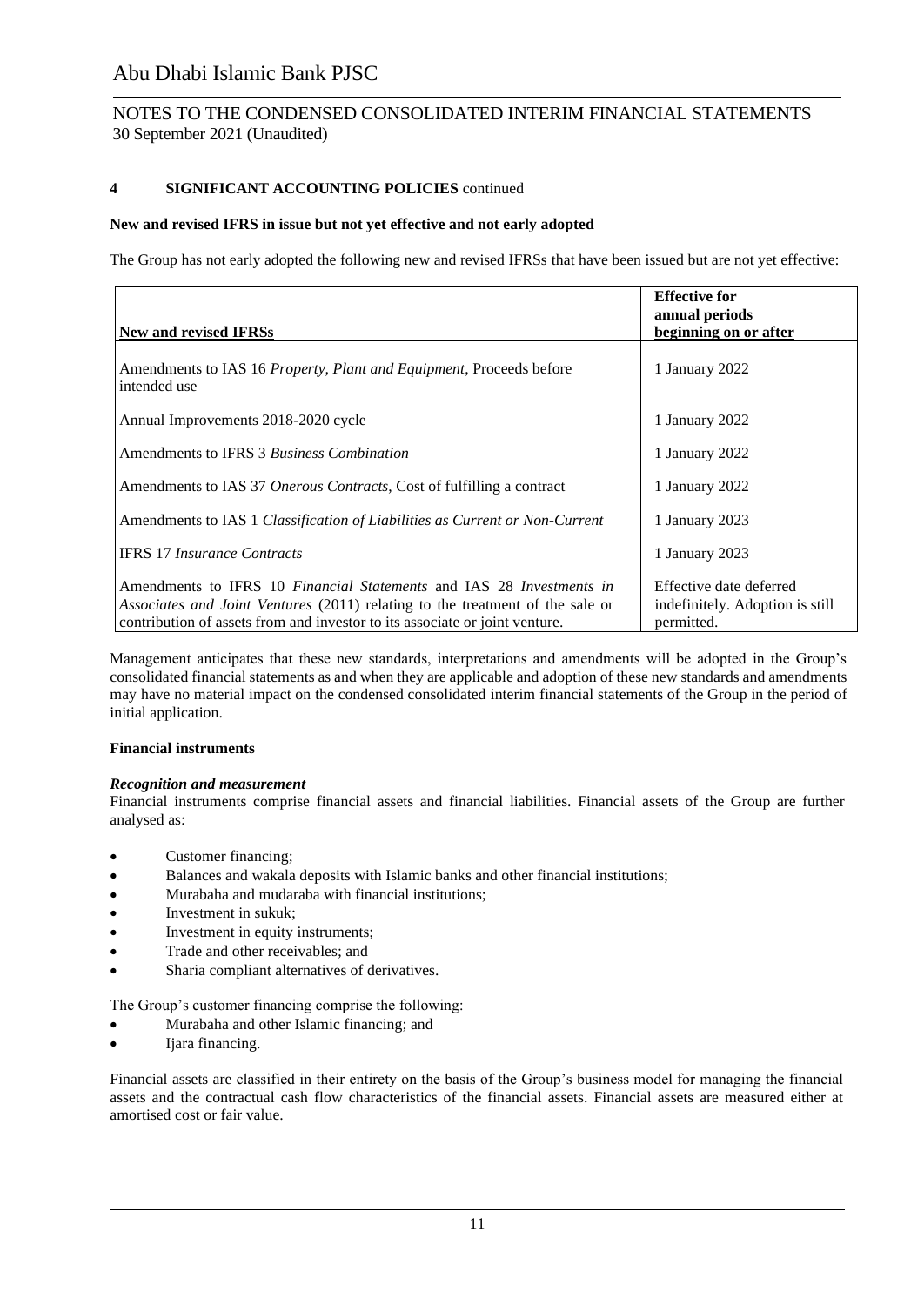## 4 SIGNIFICANT ACCOUNTING POLICIES continued

**New and revised IFRS in issue but not yet effective and not early adopted**

The Group has not early adopted the following new and revised IFRSs that have been issued but are not yet effective:

| New and revised IFRSs | Effective for annual periods beginning on or after |
|---|---|
| Amendments to IAS 16 *Property, Plant and Equipment*, Proceeds before intended use | 1 January 2022 |
| Annual Improvements 2018-2020 cycle | 1 January 2022 |
| Amendments to IFRS 3 *Business Combination* | 1 January 2022 |
| Amendments to IAS 37 *Onerous Contracts*, Cost of fulfilling a contract | 1 January 2022 |
| Amendments to IAS 1 *Classification of Liabilities as Current or Non-Current* | 1 January 2023 |
| IFRS 17 *Insurance Contracts* | 1 January 2023 |
| Amendments to IFRS 10 *Financial Statements* and IAS 28 *Investments in Associates and Joint Ventures* (2011) relating to the treatment of the sale or contribution of assets from and investor to its associate or joint venture. | Effective date deferred indefinitely. Adoption is still permitted. |

Management anticipates that these new standards, interpretations and amendments will be adopted in the Group's consolidated financial statements as and when they are applicable and adoption of these new standards and amendments may have no material impact on the condensed consolidated interim financial statements of the Group in the period of initial application.

**Financial instruments**

***Recognition and measurement***

Financial instruments comprise financial assets and financial liabilities. Financial assets of the Group are further analysed as:

- Customer financing;
- Balances and wakala deposits with Islamic banks and other financial institutions;
- Murabaha and mudaraba with financial institutions;
- Investment in sukuk;
- Investment in equity instruments;
- Trade and other receivables; and
- Sharia compliant alternatives of derivatives.

The Group's customer financing comprise the following:

- Murabaha and other Islamic financing; and
- Ijara financing.

Financial assets are classified in their entirety on the basis of the Group's business model for managing the financial assets and the contractual cash flow characteristics of the financial assets. Financial assets are measured either at amortised cost or fair value.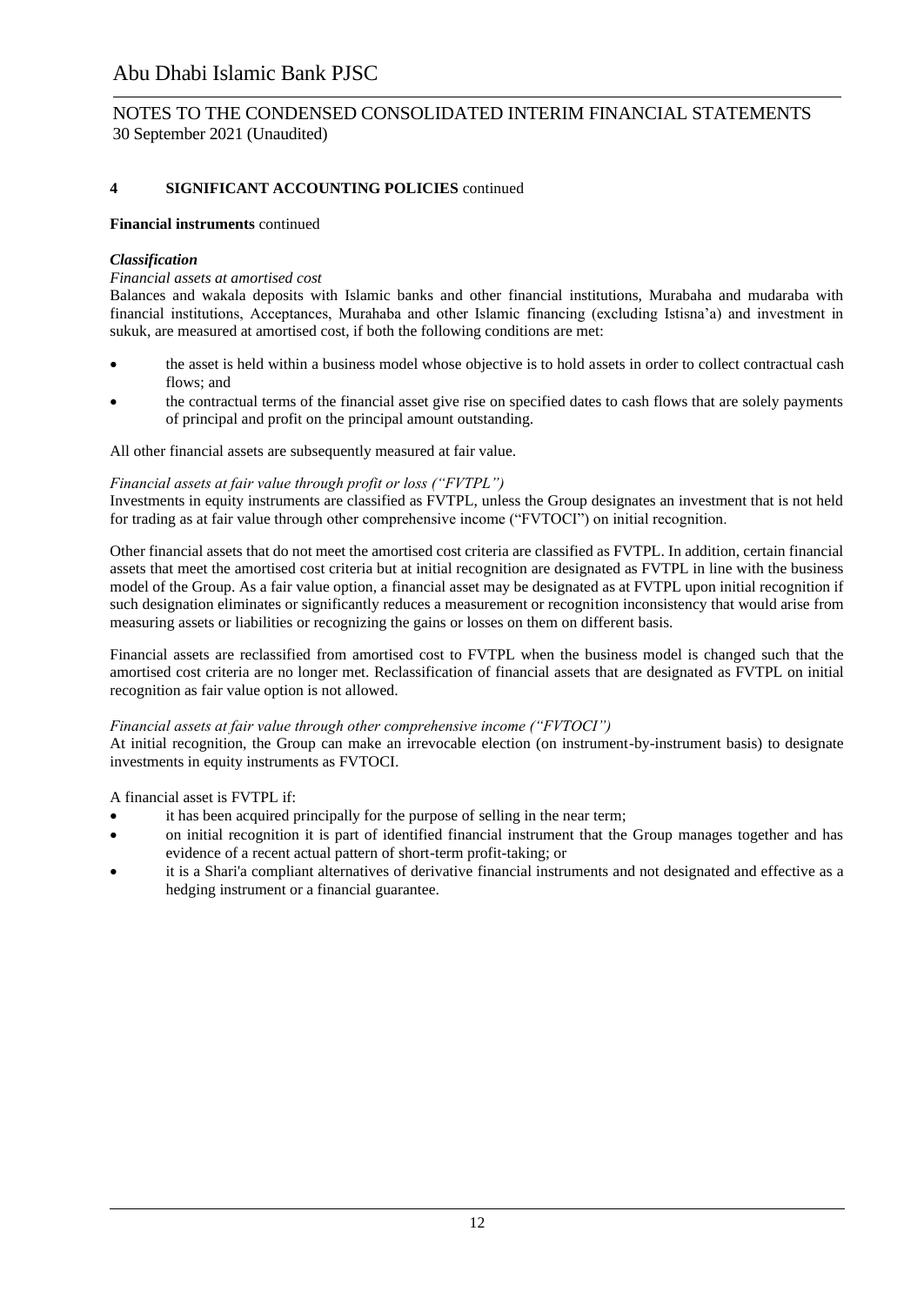## 4 SIGNIFICANT ACCOUNTING POLICIES continued

**Financial instruments** continued

***Classification***

*Financial assets at amortised cost*

Balances and wakala deposits with Islamic banks and other financial institutions, Murabaha and mudaraba with financial institutions, Acceptances, Murahaba and other Islamic financing (excluding Istisna'a) and investment in sukuk, are measured at amortised cost, if both the following conditions are met:

- the asset is held within a business model whose objective is to hold assets in order to collect contractual cash flows; and
- the contractual terms of the financial asset give rise on specified dates to cash flows that are solely payments of principal and profit on the principal amount outstanding.

All other financial assets are subsequently measured at fair value.

*Financial assets at fair value through profit or loss ("FVTPL")*

Investments in equity instruments are classified as FVTPL, unless the Group designates an investment that is not held for trading as at fair value through other comprehensive income ("FVTOCI") on initial recognition.

Other financial assets that do not meet the amortised cost criteria are classified as FVTPL. In addition, certain financial assets that meet the amortised cost criteria but at initial recognition are designated as FVTPL in line with the business model of the Group. As a fair value option, a financial asset may be designated as at FVTPL upon initial recognition if such designation eliminates or significantly reduces a measurement or recognition inconsistency that would arise from measuring assets or liabilities or recognizing the gains or losses on them on different basis.

Financial assets are reclassified from amortised cost to FVTPL when the business model is changed such that the amortised cost criteria are no longer met. Reclassification of financial assets that are designated as FVTPL on initial recognition as fair value option is not allowed.

*Financial assets at fair value through other comprehensive income ("FVTOCI")*

At initial recognition, the Group can make an irrevocable election (on instrument-by-instrument basis) to designate investments in equity instruments as FVTOCI.

A financial asset is FVTPL if:

- it has been acquired principally for the purpose of selling in the near term;
- on initial recognition it is part of identified financial instrument that the Group manages together and has evidence of a recent actual pattern of short-term profit-taking; or
- it is a Shari'a compliant alternatives of derivative financial instruments and not designated and effective as a hedging instrument or a financial guarantee.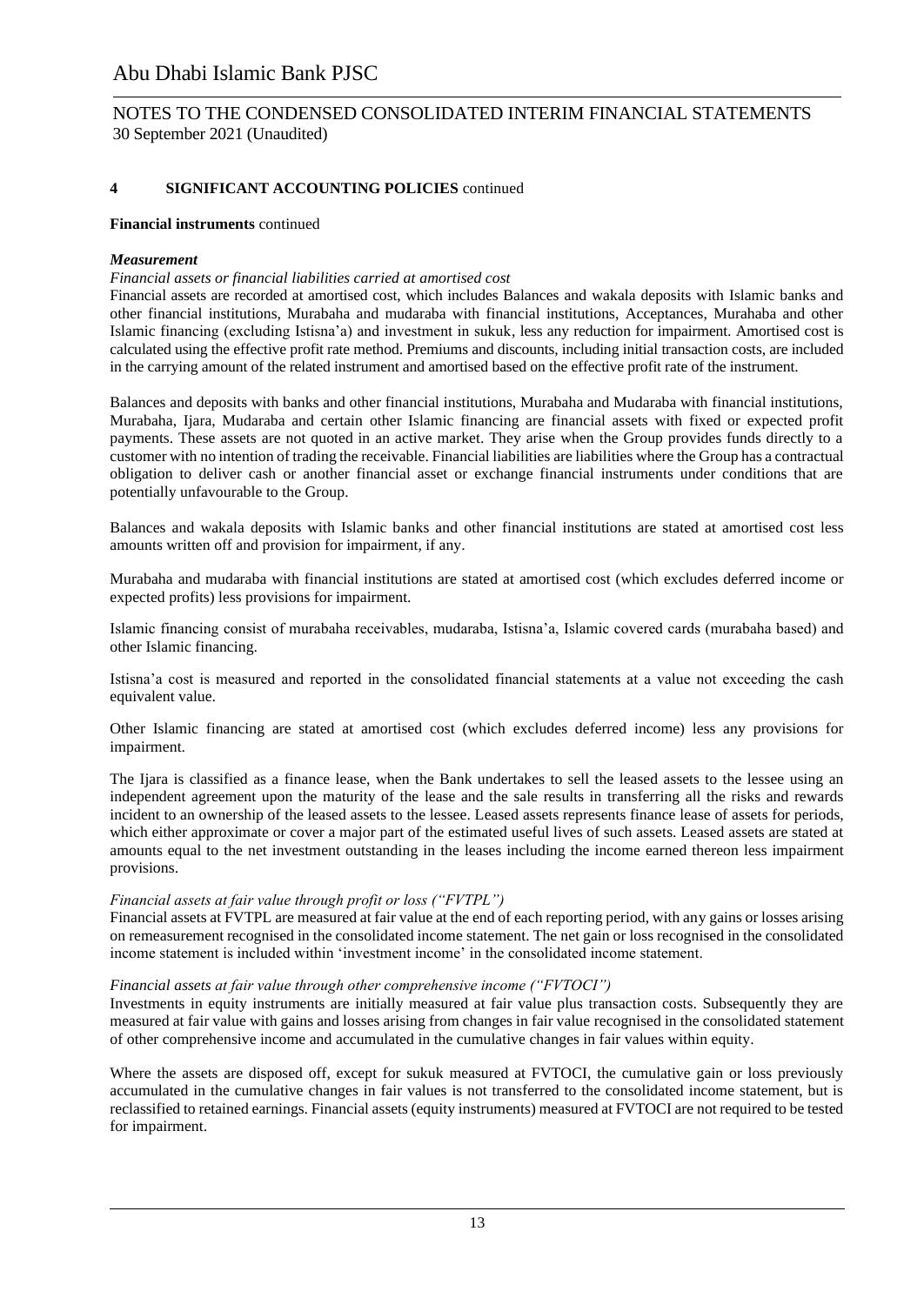## 4 SIGNIFICANT ACCOUNTING POLICIES continued

**Financial instruments** continued

***Measurement***

*Financial assets or financial liabilities carried at amortised cost*

Financial assets are recorded at amortised cost, which includes Balances and wakala deposits with Islamic banks and other financial institutions, Murabaha and mudaraba with financial institutions, Acceptances, Murahaba and other Islamic financing (excluding Istisna'a) and investment in sukuk, less any reduction for impairment. Amortised cost is calculated using the effective profit rate method. Premiums and discounts, including initial transaction costs, are included in the carrying amount of the related instrument and amortised based on the effective profit rate of the instrument.

Balances and deposits with banks and other financial institutions, Murabaha and Mudaraba with financial institutions, Murabaha, Ijara, Mudaraba and certain other Islamic financing are financial assets with fixed or expected profit payments. These assets are not quoted in an active market. They arise when the Group provides funds directly to a customer with no intention of trading the receivable. Financial liabilities are liabilities where the Group has a contractual obligation to deliver cash or another financial asset or exchange financial instruments under conditions that are potentially unfavourable to the Group.

Balances and wakala deposits with Islamic banks and other financial institutions are stated at amortised cost less amounts written off and provision for impairment, if any.

Murabaha and mudaraba with financial institutions are stated at amortised cost (which excludes deferred income or expected profits) less provisions for impairment.

Islamic financing consist of murabaha receivables, mudaraba, Istisna'a, Islamic covered cards (murabaha based) and other Islamic financing.

Istisna'a cost is measured and reported in the consolidated financial statements at a value not exceeding the cash equivalent value.

Other Islamic financing are stated at amortised cost (which excludes deferred income) less any provisions for impairment.

The Ijara is classified as a finance lease, when the Bank undertakes to sell the leased assets to the lessee using an independent agreement upon the maturity of the lease and the sale results in transferring all the risks and rewards incident to an ownership of the leased assets to the lessee. Leased assets represents finance lease of assets for periods, which either approximate or cover a major part of the estimated useful lives of such assets. Leased assets are stated at amounts equal to the net investment outstanding in the leases including the income earned thereon less impairment provisions.

*Financial assets at fair value through profit or loss ("FVTPL")*

Financial assets at FVTPL are measured at fair value at the end of each reporting period, with any gains or losses arising on remeasurement recognised in the consolidated income statement. The net gain or loss recognised in the consolidated income statement is included within 'investment income' in the consolidated income statement.

*Financial assets at fair value through other comprehensive income ("FVTOCI")*

Investments in equity instruments are initially measured at fair value plus transaction costs. Subsequently they are measured at fair value with gains and losses arising from changes in fair value recognised in the consolidated statement of other comprehensive income and accumulated in the cumulative changes in fair values within equity.

Where the assets are disposed off, except for sukuk measured at FVTOCI, the cumulative gain or loss previously accumulated in the cumulative changes in fair values is not transferred to the consolidated income statement, but is reclassified to retained earnings. Financial assets (equity instruments) measured at FVTOCI are not required to be tested for impairment.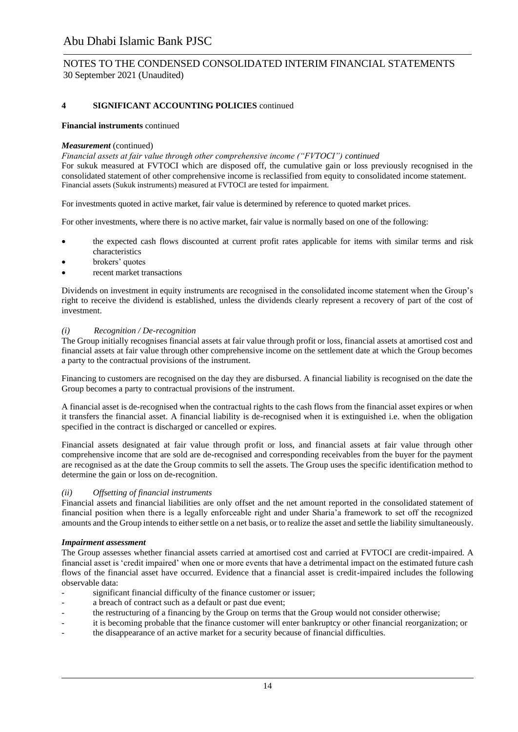## 4 SIGNIFICANT ACCOUNTING POLICIES continued

**Financial instruments** continued

***Measurement*** (continued)

*Financial assets at fair value through other comprehensive income ("FVTOCI") continued*

For sukuk measured at FVTOCI which are disposed off, the cumulative gain or loss previously recognised in the consolidated statement of other comprehensive income is reclassified from equity to consolidated income statement. Financial assets (Sukuk instruments) measured at FVTOCI are tested for impairment.

For investments quoted in active market, fair value is determined by reference to quoted market prices.

For other investments, where there is no active market, fair value is normally based on one of the following:

- the expected cash flows discounted at current profit rates applicable for items with similar terms and risk characteristics
- brokers' quotes
- recent market transactions

Dividends on investment in equity instruments are recognised in the consolidated income statement when the Group's right to receive the dividend is established, unless the dividends clearly represent a recovery of part of the cost of investment.

*(i) Recognition / De-recognition*

The Group initially recognises financial assets at fair value through profit or loss, financial assets at amortised cost and financial assets at fair value through other comprehensive income on the settlement date at which the Group becomes a party to the contractual provisions of the instrument.

Financing to customers are recognised on the day they are disbursed. A financial liability is recognised on the date the Group becomes a party to contractual provisions of the instrument.

A financial asset is de-recognised when the contractual rights to the cash flows from the financial asset expires or when it transfers the financial asset. A financial liability is de-recognised when it is extinguished i.e. when the obligation specified in the contract is discharged or cancelled or expires.

Financial assets designated at fair value through profit or loss, and financial assets at fair value through other comprehensive income that are sold are de-recognised and corresponding receivables from the buyer for the payment are recognised as at the date the Group commits to sell the assets. The Group uses the specific identification method to determine the gain or loss on de-recognition.

*(ii) Offsetting of financial instruments*

Financial assets and financial liabilities are only offset and the net amount reported in the consolidated statement of financial position when there is a legally enforceable right and under Sharia'a framework to set off the recognized amounts and the Group intends to either settle on a net basis, or to realize the asset and settle the liability simultaneously.

***Impairment assessment***

The Group assesses whether financial assets carried at amortised cost and carried at FVTOCI are credit-impaired. A financial asset is 'credit impaired' when one or more events that have a detrimental impact on the estimated future cash flows of the financial asset have occurred. Evidence that a financial asset is credit-impaired includes the following observable data:

- significant financial difficulty of the finance customer or issuer;
- a breach of contract such as a default or past due event;
- the restructuring of a financing by the Group on terms that the Group would not consider otherwise;
- it is becoming probable that the finance customer will enter bankruptcy or other financial reorganization; or
- the disappearance of an active market for a security because of financial difficulties.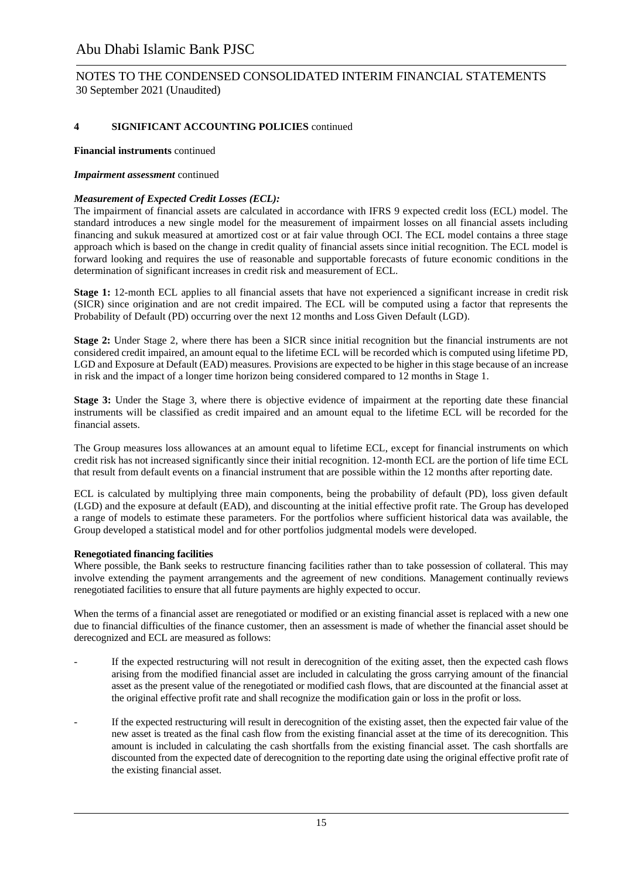**4 SIGNIFICANT ACCOUNTING POLICIES** continued

**Financial instruments** continued

***Impairment assessment*** continued

***Measurement of Expected Credit Losses (ECL):***

The impairment of financial assets are calculated in accordance with IFRS 9 expected credit loss (ECL) model. The standard introduces a new single model for the measurement of impairment losses on all financial assets including financing and sukuk measured at amortized cost or at fair value through OCI. The ECL model contains a three stage approach which is based on the change in credit quality of financial assets since initial recognition. The ECL model is forward looking and requires the use of reasonable and supportable forecasts of future economic conditions in the determination of significant increases in credit risk and measurement of ECL.

**Stage 1:** 12-month ECL applies to all financial assets that have not experienced a significant increase in credit risk (SICR) since origination and are not credit impaired. The ECL will be computed using a factor that represents the Probability of Default (PD) occurring over the next 12 months and Loss Given Default (LGD).

**Stage 2:** Under Stage 2, where there has been a SICR since initial recognition but the financial instruments are not considered credit impaired, an amount equal to the lifetime ECL will be recorded which is computed using lifetime PD, LGD and Exposure at Default (EAD) measures. Provisions are expected to be higher in this stage because of an increase in risk and the impact of a longer time horizon being considered compared to 12 months in Stage 1.

**Stage 3:** Under the Stage 3, where there is objective evidence of impairment at the reporting date these financial instruments will be classified as credit impaired and an amount equal to the lifetime ECL will be recorded for the financial assets.

The Group measures loss allowances at an amount equal to lifetime ECL, except for financial instruments on which credit risk has not increased significantly since their initial recognition. 12-month ECL are the portion of life time ECL that result from default events on a financial instrument that are possible within the 12 months after reporting date.

ECL is calculated by multiplying three main components, being the probability of default (PD), loss given default (LGD) and the exposure at default (EAD), and discounting at the initial effective profit rate. The Group has developed a range of models to estimate these parameters. For the portfolios where sufficient historical data was available, the Group developed a statistical model and for other portfolios judgmental models were developed.

**Renegotiated financing facilities**

Where possible, the Bank seeks to restructure financing facilities rather than to take possession of collateral. This may involve extending the payment arrangements and the agreement of new conditions. Management continually reviews renegotiated facilities to ensure that all future payments are highly expected to occur.

When the terms of a financial asset are renegotiated or modified or an existing financial asset is replaced with a new one due to financial difficulties of the finance customer, then an assessment is made of whether the financial asset should be derecognized and ECL are measured as follows:

- If the expected restructuring will not result in derecognition of the exiting asset, then the expected cash flows arising from the modified financial asset are included in calculating the gross carrying amount of the financial asset as the present value of the renegotiated or modified cash flows, that are discounted at the financial asset at the original effective profit rate and shall recognize the modification gain or loss in the profit or loss.

- If the expected restructuring will result in derecognition of the existing asset, then the expected fair value of the new asset is treated as the final cash flow from the existing financial asset at the time of its derecognition. This amount is included in calculating the cash shortfalls from the existing financial asset. The cash shortfalls are discounted from the expected date of derecognition to the reporting date using the original effective profit rate of the existing financial asset.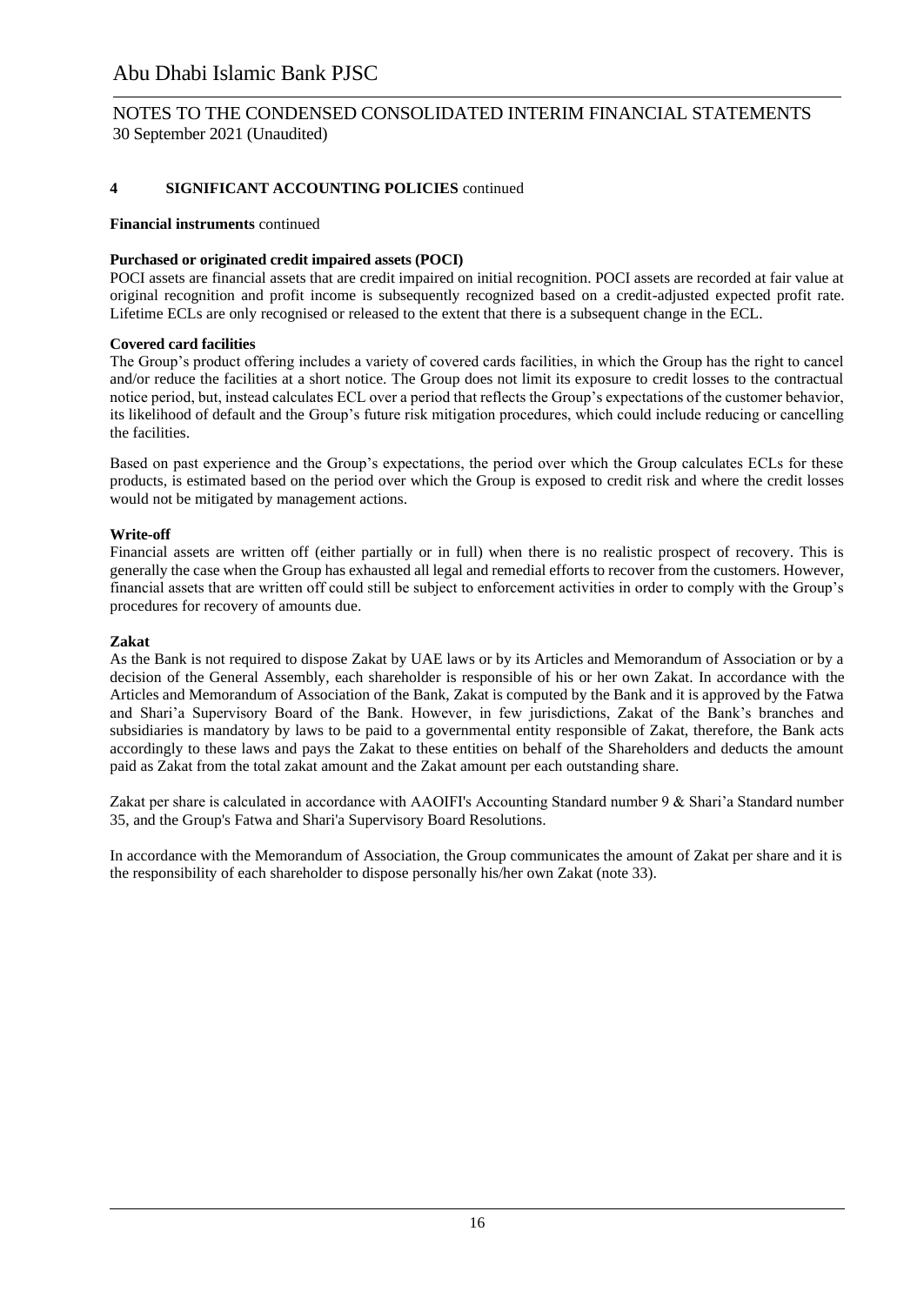## 4 SIGNIFICANT ACCOUNTING POLICIES continued

**Financial instruments** continued

**Purchased or originated credit impaired assets (POCI)**

POCI assets are financial assets that are credit impaired on initial recognition. POCI assets are recorded at fair value at original recognition and profit income is subsequently recognized based on a credit-adjusted expected profit rate. Lifetime ECLs are only recognised or released to the extent that there is a subsequent change in the ECL.

**Covered card facilities**

The Group's product offering includes a variety of covered cards facilities, in which the Group has the right to cancel and/or reduce the facilities at a short notice. The Group does not limit its exposure to credit losses to the contractual notice period, but, instead calculates ECL over a period that reflects the Group's expectations of the customer behavior, its likelihood of default and the Group's future risk mitigation procedures, which could include reducing or cancelling the facilities.

Based on past experience and the Group's expectations, the period over which the Group calculates ECLs for these products, is estimated based on the period over which the Group is exposed to credit risk and where the credit losses would not be mitigated by management actions.

**Write-off**

Financial assets are written off (either partially or in full) when there is no realistic prospect of recovery. This is generally the case when the Group has exhausted all legal and remedial efforts to recover from the customers. However, financial assets that are written off could still be subject to enforcement activities in order to comply with the Group's procedures for recovery of amounts due.

**Zakat**

As the Bank is not required to dispose Zakat by UAE laws or by its Articles and Memorandum of Association or by a decision of the General Assembly, each shareholder is responsible of his or her own Zakat. In accordance with the Articles and Memorandum of Association of the Bank, Zakat is computed by the Bank and it is approved by the Fatwa and Shari'a Supervisory Board of the Bank. However, in few jurisdictions, Zakat of the Bank's branches and subsidiaries is mandatory by laws to be paid to a governmental entity responsible of Zakat, therefore, the Bank acts accordingly to these laws and pays the Zakat to these entities on behalf of the Shareholders and deducts the amount paid as Zakat from the total zakat amount and the Zakat amount per each outstanding share.

Zakat per share is calculated in accordance with AAOIFI's Accounting Standard number 9 & Shari'a Standard number 35, and the Group's Fatwa and Shari'a Supervisory Board Resolutions.

In accordance with the Memorandum of Association, the Group communicates the amount of Zakat per share and it is the responsibility of each shareholder to dispose personally his/her own Zakat (note 33).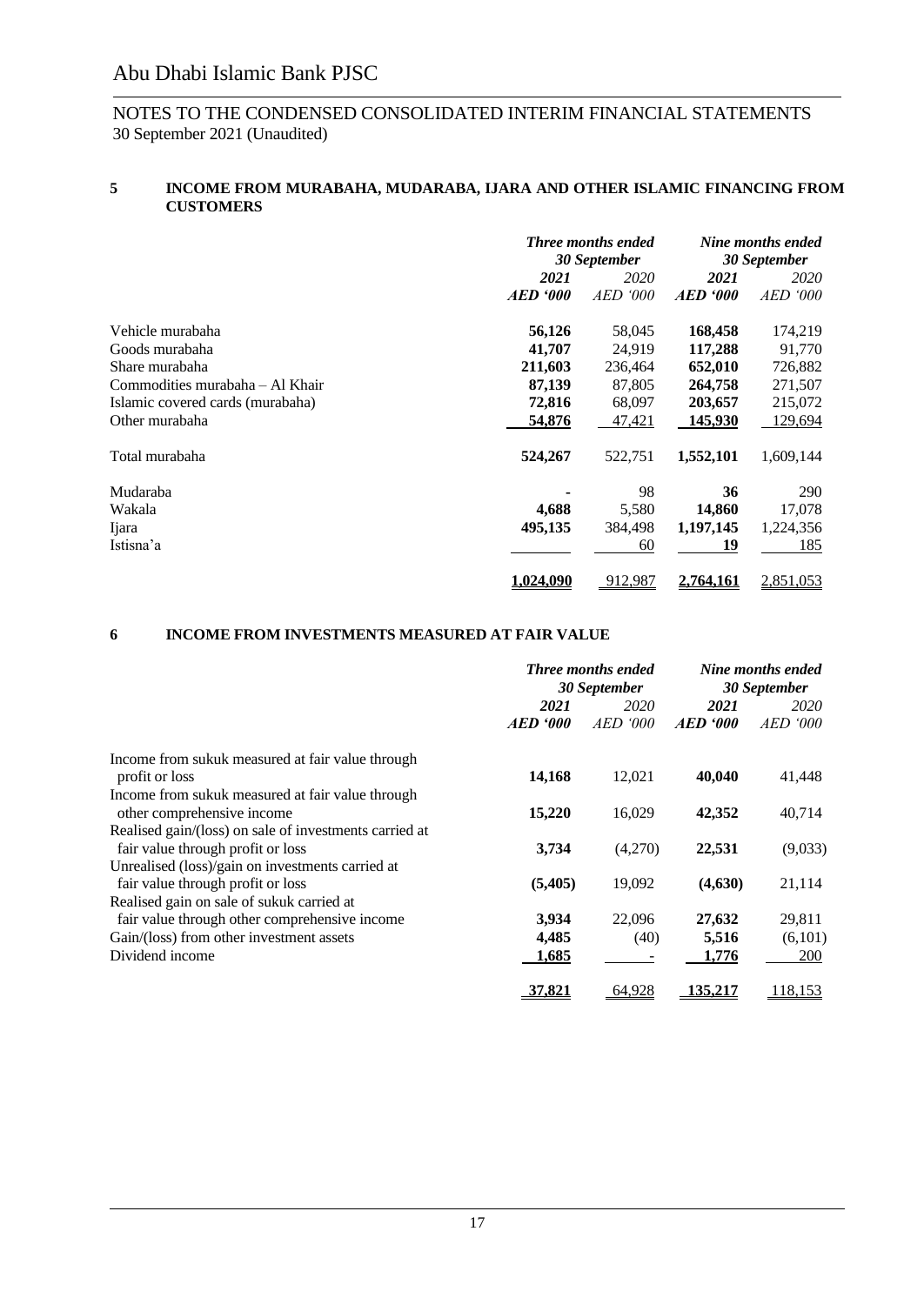# Abu Dhabi Islamic Bank PJSC

NOTES TO THE CONDENSED CONSOLIDATED INTERIM FINANCIAL STATEMENTS
30 September 2021 (Unaudited)

## 5 INCOME FROM MURABAHA, MUDARABA, IJARA AND OTHER ISLAMIC FINANCING FROM CUSTOMERS

| | ***Three months ended 30 September*** | | ***Nine months ended 30 September*** | |
|---|---|---|---|---|
| | ***2021*** | *2020* | ***2021*** | *2020* |
| | ***AED '000*** | *AED '000* | ***AED '000*** | *AED '000* |
| Vehicle murabaha | **56,126** | 58,045 | **168,458** | 174,219 |
| Goods murabaha | **41,707** | 24,919 | **117,288** | 91,770 |
| Share murabaha | **211,603** | 236,464 | **652,010** | 726,882 |
| Commodities murabaha – Al Khair | **87,139** | 87,805 | **264,758** | 271,507 |
| Islamic covered cards (murabaha) | **72,816** | 68,097 | **203,657** | 215,072 |
| Other murabaha | **54,876** | 47,421 | **145,930** | 129,694 |
| Total murabaha | **524,267** | 522,751 | **1,552,101** | 1,609,144 |
| Mudaraba | **-** | 98 | **36** | 290 |
| Wakala | **4,688** | 5,580 | **14,860** | 17,078 |
| Ijara | **495,135** | 384,498 | **1,197,145** | 1,224,356 |
| Istisna'a | | 60 | **19** | 185 |
| | **1,024,090** | 912,987 | **2,764,161** | 2,851,053 |

## 6 INCOME FROM INVESTMENTS MEASURED AT FAIR VALUE

| | ***Three months ended 30 September*** | | ***Nine months ended 30 September*** | |
|---|---|---|---|---|
| | ***2021*** | *2020* | ***2021*** | *2020* |
| | ***AED '000*** | *AED '000* | ***AED '000*** | *AED '000* |
| Income from sukuk measured at fair value through profit or loss | **14,168** | 12,021 | **40,040** | 41,448 |
| Income from sukuk measured at fair value through other comprehensive income | **15,220** | 16,029 | **42,352** | 40,714 |
| Realised gain/(loss) on sale of investments carried at fair value through profit or loss | **3,734** | (4,270) | **22,531** | (9,033) |
| Unrealised (loss)/gain on investments carried at fair value through profit or loss | **(5,405)** | 19,092 | **(4,630)** | 21,114 |
| Realised gain on sale of sukuk carried at fair value through other comprehensive income | **3,934** | 22,096 | **27,632** | 29,811 |
| Gain/(loss) from other investment assets | **4,485** | (40) | **5,516** | (6,101) |
| Dividend income | **1,685** | - | **1,776** | 200 |
| | **37,821** | 64,928 | **135,217** | 118,153 |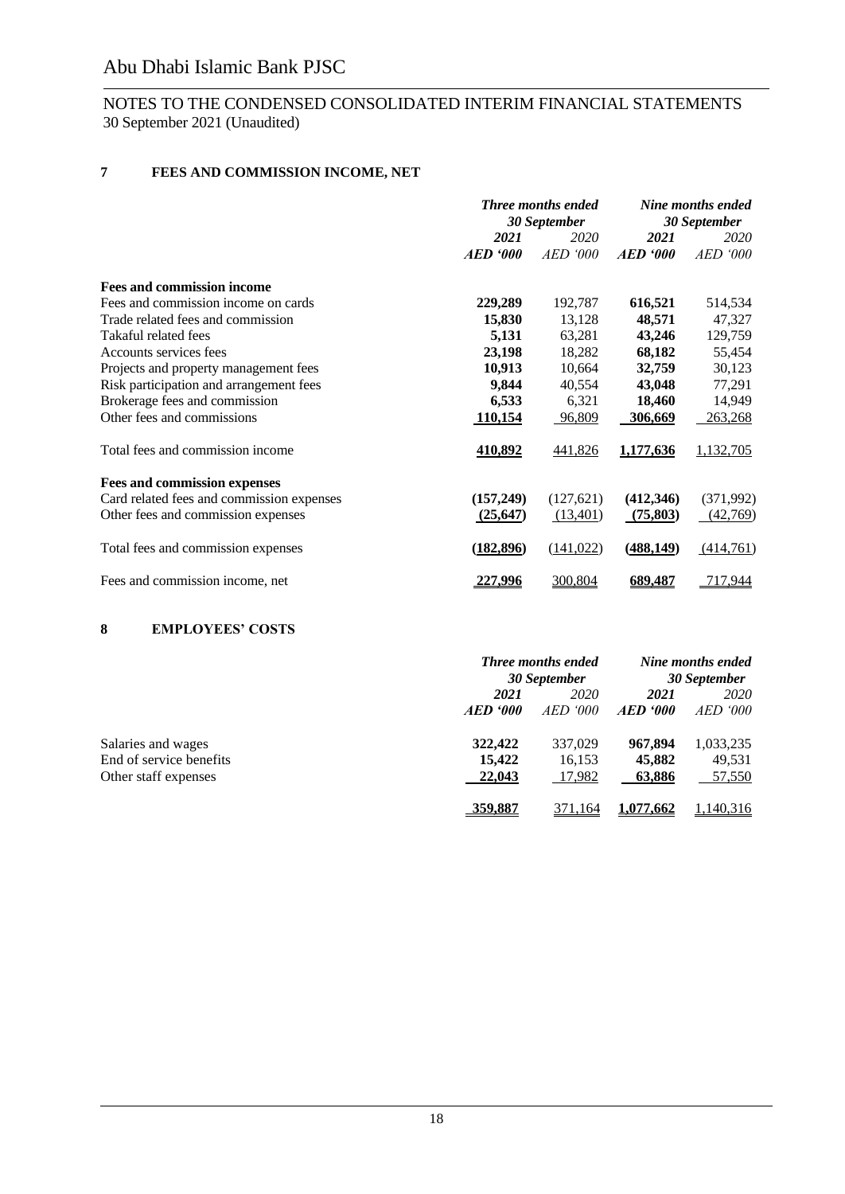# Abu Dhabi Islamic Bank PJSC

NOTES TO THE CONDENSED CONSOLIDATED INTERIM FINANCIAL STATEMENTS
30 September 2021 (Unaudited)

## 7 FEES AND COMMISSION INCOME, NET

| | *Three months ended 30 September* | | *Nine months ended 30 September* | |
|---|---|---|---|---|
| | ***2021*** | *2020* | ***2021*** | *2020* |
| | ***AED '000*** | *AED '000* | ***AED '000*** | *AED '000* |
| **Fees and commission income** | | | | |
| Fees and commission income on cards | **229,289** | 192,787 | **616,521** | 514,534 |
| Trade related fees and commission | **15,830** | 13,128 | **48,571** | 47,327 |
| Takaful related fees | **5,131** | 63,281 | **43,246** | 129,759 |
| Accounts services fees | **23,198** | 18,282 | **68,182** | 55,454 |
| Projects and property management fees | **10,913** | 10,664 | **32,759** | 30,123 |
| Risk participation and arrangement fees | **9,844** | 40,554 | **43,048** | 77,291 |
| Brokerage fees and commission | **6,533** | 6,321 | **18,460** | 14,949 |
| Other fees and commissions | **110,154** | 96,809 | **306,669** | 263,268 |
| Total fees and commission income | **410,892** | 441,826 | **1,177,636** | 1,132,705 |
| **Fees and commission expenses** | | | | |
| Card related fees and commission expenses | **(157,249)** | (127,621) | **(412,346)** | (371,992) |
| Other fees and commission expenses | **(25,647)** | (13,401) | **(75,803)** | (42,769) |
| Total fees and commission expenses | **(182,896)** | (141,022) | **(488,149)** | (414,761) |
| Fees and commission income, net | **227,996** | 300,804 | **689,487** | 717,944 |

## 8 EMPLOYEES' COSTS

| | *Three months ended 30 September* | | *Nine months ended 30 September* | |
|---|---|---|---|---|
| | ***2021*** | *2020* | ***2021*** | *2020* |
| | ***AED '000*** | *AED '000* | ***AED '000*** | *AED '000* |
| Salaries and wages | **322,422** | 337,029 | **967,894** | 1,033,235 |
| End of service benefits | **15,422** | 16,153 | **45,882** | 49,531 |
| Other staff expenses | **22,043** | 17,982 | **63,886** | 57,550 |
| | **359,887** | 371,164 | **1,077,662** | 1,140,316 |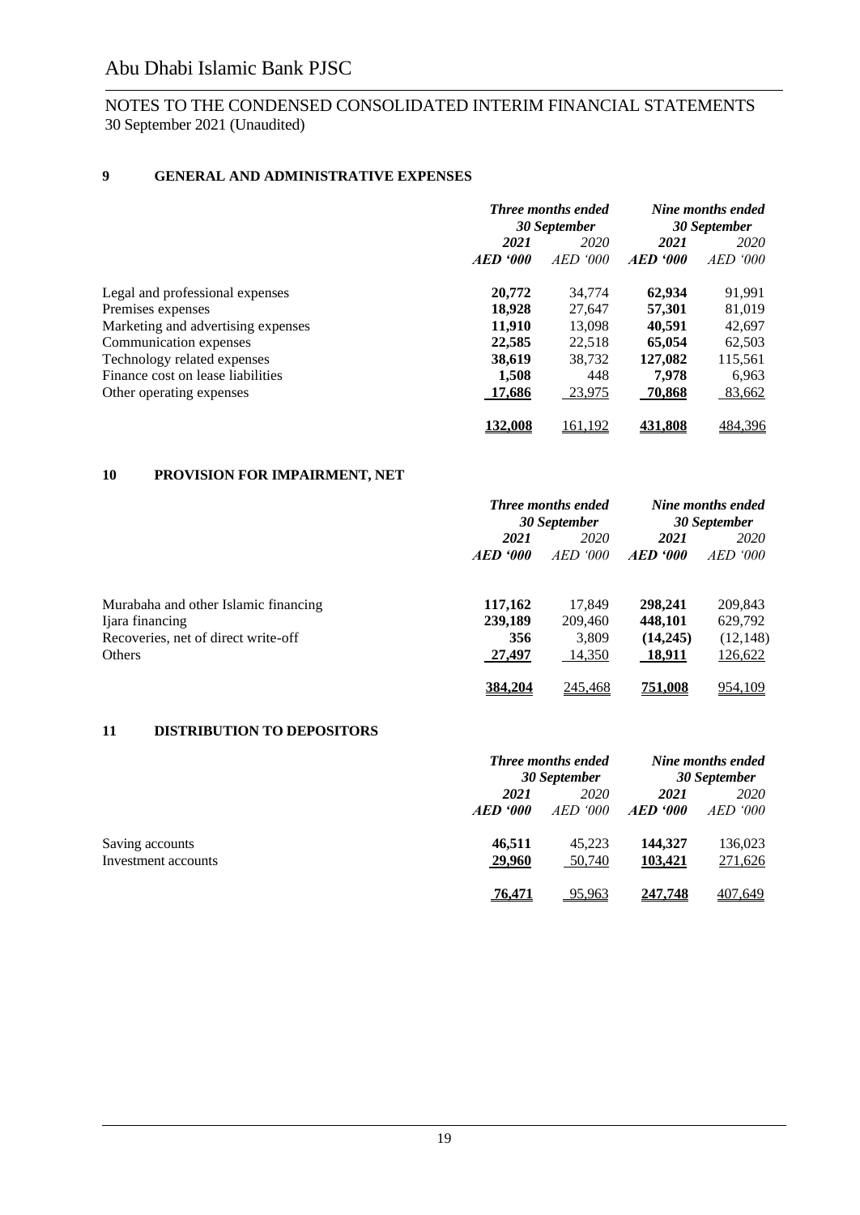## 9 GENERAL AND ADMINISTRATIVE EXPENSES

| | *Three months ended 30 September* | | *Nine months ended 30 September* | |
|---|---|---|---|---|
| | ***2021*** | *2020* | ***2021*** | *2020* |
| | ***AED '000*** | *AED '000* | ***AED '000*** | *AED '000* |
| Legal and professional expenses | **20,772** | 34,774 | **62,934** | 91,991 |
| Premises expenses | **18,928** | 27,647 | **57,301** | 81,019 |
| Marketing and advertising expenses | **11,910** | 13,098 | **40,591** | 42,697 |
| Communication expenses | **22,585** | 22,518 | **65,054** | 62,503 |
| Technology related expenses | **38,619** | 38,732 | **127,082** | 115,561 |
| Finance cost on lease liabilities | **1,508** | 448 | **7,978** | 6,963 |
| Other operating expenses | **17,686** | 23,975 | **70,868** | 83,662 |
| | **132,008** | 161,192 | **431,808** | 484,396 |

## 10 PROVISION FOR IMPAIRMENT, NET

| | *Three months ended 30 September* | | *Nine months ended 30 September* | |
|---|---|---|---|---|
| | ***2021*** | *2020* | ***2021*** | *2020* |
| | ***AED '000*** | *AED '000* | ***AED '000*** | *AED '000* |
| Murabaha and other Islamic financing | **117,162** | 17,849 | **298,241** | 209,843 |
| Ijara financing | **239,189** | 209,460 | **448,101** | 629,792 |
| Recoveries, net of direct write-off | **356** | 3,809 | **(14,245)** | (12,148) |
| Others | **27,497** | 14,350 | **18,911** | 126,622 |
| | **384,204** | 245,468 | **751,008** | 954,109 |

## 11 DISTRIBUTION TO DEPOSITORS

| | *Three months ended 30 September* | | *Nine months ended 30 September* | |
|---|---|---|---|---|
| | ***2021*** | *2020* | ***2021*** | *2020* |
| | ***AED '000*** | *AED '000* | ***AED '000*** | *AED '000* |
| Saving accounts | **46,511** | 45,223 | **144,327** | 136,023 |
| Investment accounts | **29,960** | 50,740 | **103,421** | 271,626 |
| | **76,471** | 95,963 | **247,748** | 407,649 |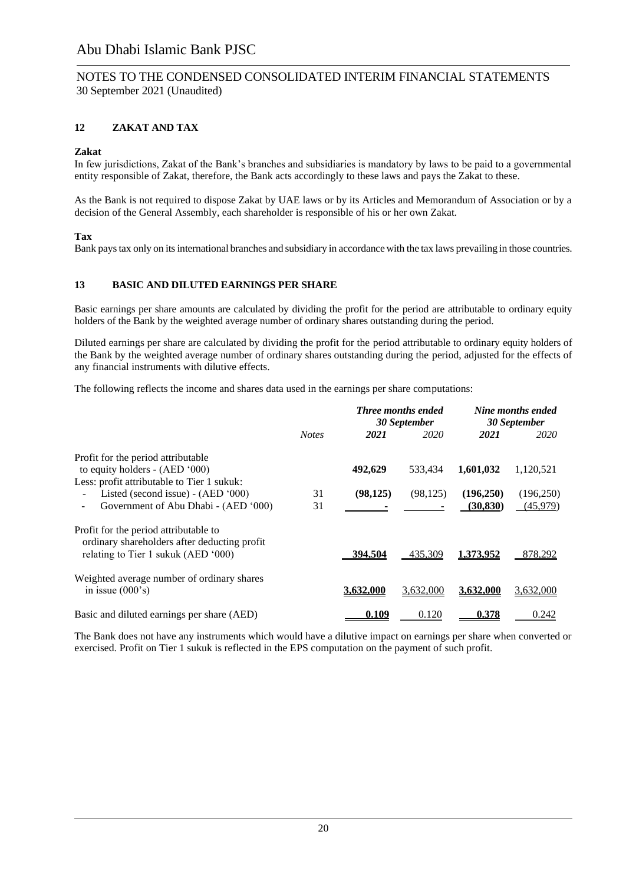# Abu Dhabi Islamic Bank PJSC

NOTES TO THE CONDENSED CONSOLIDATED INTERIM FINANCIAL STATEMENTS
30 September 2021 (Unaudited)

## 12 ZAKAT AND TAX

**Zakat**

In few jurisdictions, Zakat of the Bank's branches and subsidiaries is mandatory by laws to be paid to a governmental entity responsible of Zakat, therefore, the Bank acts accordingly to these laws and pays the Zakat to these.

As the Bank is not required to dispose Zakat by UAE laws or by its Articles and Memorandum of Association or by a decision of the General Assembly, each shareholder is responsible of his or her own Zakat.

**Tax**

Bank pays tax only on its international branches and subsidiary in accordance with the tax laws prevailing in those countries.

## 13 BASIC AND DILUTED EARNINGS PER SHARE

Basic earnings per share amounts are calculated by dividing the profit for the period are attributable to ordinary equity holders of the Bank by the weighted average number of ordinary shares outstanding during the period.

Diluted earnings per share are calculated by dividing the profit for the period attributable to ordinary equity holders of the Bank by the weighted average number of ordinary shares outstanding during the period, adjusted for the effects of any financial instruments with dilutive effects.

The following reflects the income and shares data used in the earnings per share computations:

| | | *Three months ended 30 September* | | *Nine months ended 30 September* | |
|---|---|---|---|---|---|
| | *Notes* | ***2021*** | *2020* | ***2021*** | *2020* |
| Profit for the period attributable to equity holders - (AED '000) | | **492,629** | 533,434 | **1,601,032** | 1,120,521 |
| Less: profit attributable to Tier 1 sukuk: | | | | | |
| - Listed (second issue) - (AED '000) | 31 | **(98,125)** | (98,125) | **(196,250)** | (196,250) |
| - Government of Abu Dhabi - (AED '000) | 31 | **-** | - | **(30,830)** | (45,979) |
| Profit for the period attributable to ordinary shareholders after deducting profit relating to Tier 1 sukuk (AED '000) | | **394,504** | 435,309 | **1,373,952** | 878,292 |
| Weighted average number of ordinary shares in issue (000's) | | **3,632,000** | 3,632,000 | **3,632,000** | 3,632,000 |
| Basic and diluted earnings per share (AED) | | **0.109** | 0.120 | **0.378** | 0.242 |

The Bank does not have any instruments which would have a dilutive impact on earnings per share when converted or exercised. Profit on Tier 1 sukuk is reflected in the EPS computation on the payment of such profit.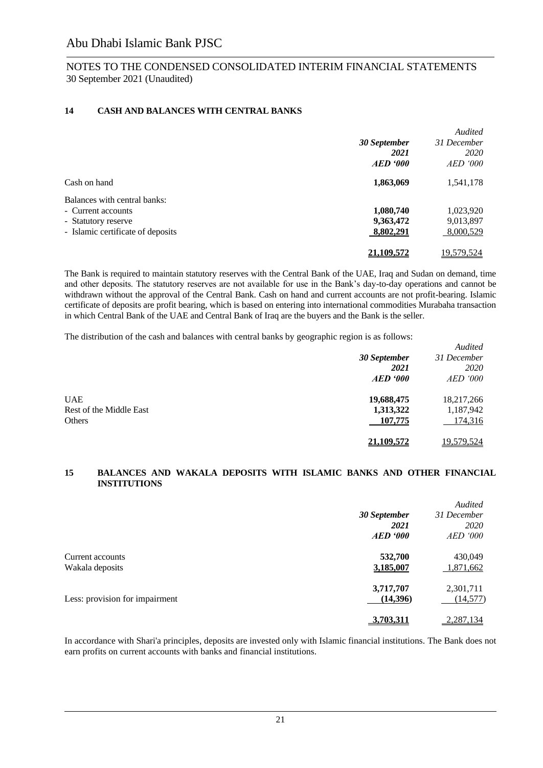## 14 CASH AND BALANCES WITH CENTRAL BANKS

| | **30 September 2021 AED '000** | *Audited 31 December 2020 AED '000* |
|---|---|---|
| Cash on hand | **1,863,069** | 1,541,178 |
| Balances with central banks: | | |
| - Current accounts | **1,080,740** | 1,023,920 |
| - Statutory reserve | **9,363,472** | 9,013,897 |
| - Islamic certificate of deposits | **8,802,291** | 8,000,529 |
| | **21,109,572** | 19,579,524 |

The Bank is required to maintain statutory reserves with the Central Bank of the UAE, Iraq and Sudan on demand, time and other deposits. The statutory reserves are not available for use in the Bank's day-to-day operations and cannot be withdrawn without the approval of the Central Bank. Cash on hand and current accounts are not profit-bearing. Islamic certificate of deposits are profit bearing, which is based on entering into international commodities Murabaha transaction in which Central Bank of the UAE and Central Bank of Iraq are the buyers and the Bank is the seller.

The distribution of the cash and balances with central banks by geographic region is as follows:

| | **30 September 2021 AED '000** | *Audited 31 December 2020 AED '000* |
|---|---|---|
| UAE | **19,688,475** | 18,217,266 |
| Rest of the Middle East | **1,313,322** | 1,187,942 |
| Others | **107,775** | 174,316 |
| | **21,109,572** | 19,579,524 |

## 15 BALANCES AND WAKALA DEPOSITS WITH ISLAMIC BANKS AND OTHER FINANCIAL INSTITUTIONS

| | **30 September 2021 AED '000** | *Audited 31 December 2020 AED '000* |
|---|---|---|
| Current accounts | **532,700** | 430,049 |
| Wakala deposits | **3,185,007** | 1,871,662 |
| | **3,717,707** | 2,301,711 |
| Less: provision for impairment | **(14,396)** | (14,577) |
| | **3,703,311** | 2,287,134 |

In accordance with Shari'a principles, deposits are invested only with Islamic financial institutions. The Bank does not earn profits on current accounts with banks and financial institutions.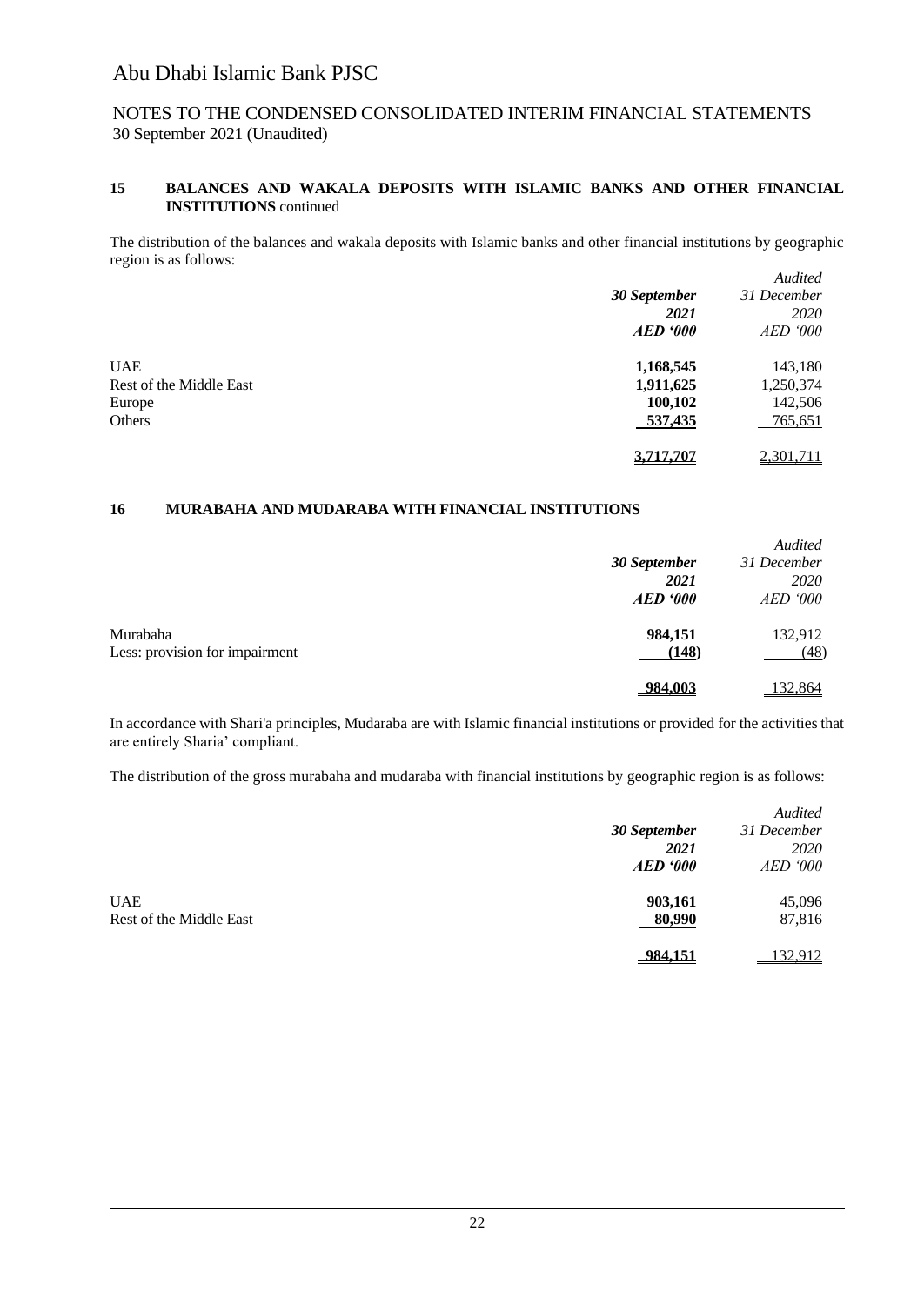## 15 BALANCES AND WAKALA DEPOSITS WITH ISLAMIC BANKS AND OTHER FINANCIAL INSTITUTIONS continued

The distribution of the balances and wakala deposits with Islamic banks and other financial institutions by geographic region is as follows:

| | **30 September 2021 AED '000** | *Audited 31 December 2020 AED '000* |
|---|---|---|
| UAE | **1,168,545** | 143,180 |
| Rest of the Middle East | **1,911,625** | 1,250,374 |
| Europe | **100,102** | 142,506 |
| Others | **537,435** | 765,651 |
| | **3,717,707** | 2,301,711 |

## 16 MURABAHA AND MUDARABA WITH FINANCIAL INSTITUTIONS

| | **30 September 2021 AED '000** | *Audited 31 December 2020 AED '000* |
|---|---|---|
| Murabaha | **984,151** | 132,912 |
| Less: provision for impairment | **(148)** | (48) |
| | **984,003** | 132,864 |

In accordance with Shari'a principles, Mudaraba are with Islamic financial institutions or provided for the activities that are entirely Sharia' compliant.

The distribution of the gross murabaha and mudaraba with financial institutions by geographic region is as follows:

| | **30 September 2021 AED '000** | *Audited 31 December 2020 AED '000* |
|---|---|---|
| UAE | **903,161** | 45,096 |
| Rest of the Middle East | **80,990** | 87,816 |
| | **984,151** | 132,912 |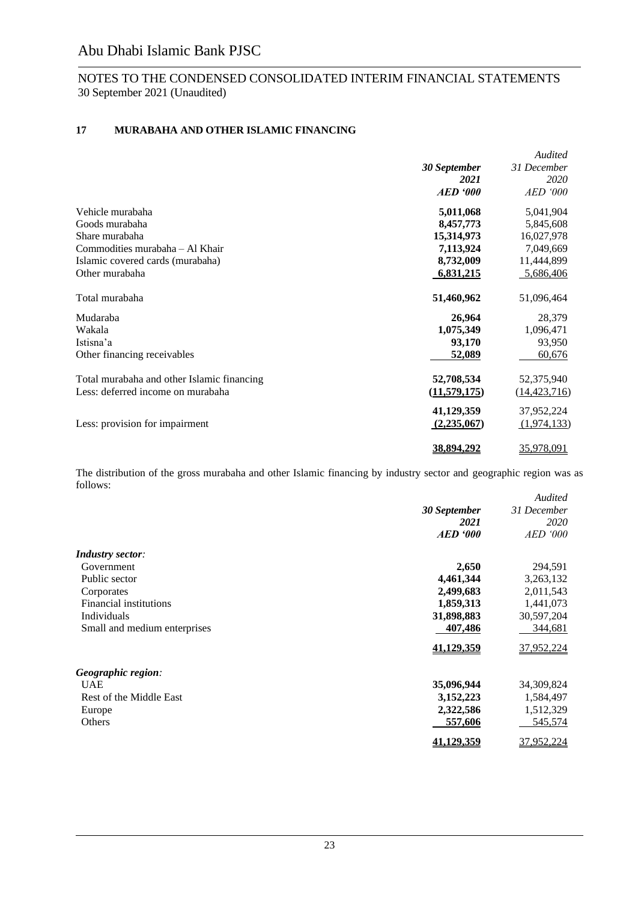## 17 MURABAHA AND OTHER ISLAMIC FINANCING

| | 30 September 2021 AED '000 | Audited 31 December 2020 AED '000 |
|---|---|---|
| Vehicle murabaha | **5,011,068** | 5,041,904 |
| Goods murabaha | **8,457,773** | 5,845,608 |
| Share murabaha | **15,314,973** | 16,027,978 |
| Commodities murabaha – Al Khair | **7,113,924** | 7,049,669 |
| Islamic covered cards (murabaha) | **8,732,009** | 11,444,899 |
| Other murabaha | **6,831,215** | 5,686,406 |
| Total murabaha | **51,460,962** | 51,096,464 |
| Mudaraba | **26,964** | 28,379 |
| Wakala | **1,075,349** | 1,096,471 |
| Istisna'a | **93,170** | 93,950 |
| Other financing receivables | **52,089** | 60,676 |
| Total murabaha and other Islamic financing | **52,708,534** | 52,375,940 |
| Less: deferred income on murabaha | **(11,579,175)** | (14,423,716) |
| | **41,129,359** | 37,952,224 |
| Less: provision for impairment | **(2,235,067)** | (1,974,133) |
| | **38,894,292** | 35,978,091 |

The distribution of the gross murabaha and other Islamic financing by industry sector and geographic region was as follows:

| | 30 September 2021 AED '000 | Audited 31 December 2020 AED '000 |
|---|---|---|
| ***Industry sector:*** | | |
| Government | **2,650** | 294,591 |
| Public sector | **4,461,344** | 3,263,132 |
| Corporates | **2,499,683** | 2,011,543 |
| Financial institutions | **1,859,313** | 1,441,073 |
| Individuals | **31,898,883** | 30,597,204 |
| Small and medium enterprises | **407,486** | 344,681 |
| | **41,129,359** | 37,952,224 |
| ***Geographic region:*** | | |
| UAE | **35,096,944** | 34,309,824 |
| Rest of the Middle East | **3,152,223** | 1,584,497 |
| Europe | **2,322,586** | 1,512,329 |
| Others | **557,606** | 545,574 |
| | **41,129,359** | 37,952,224 |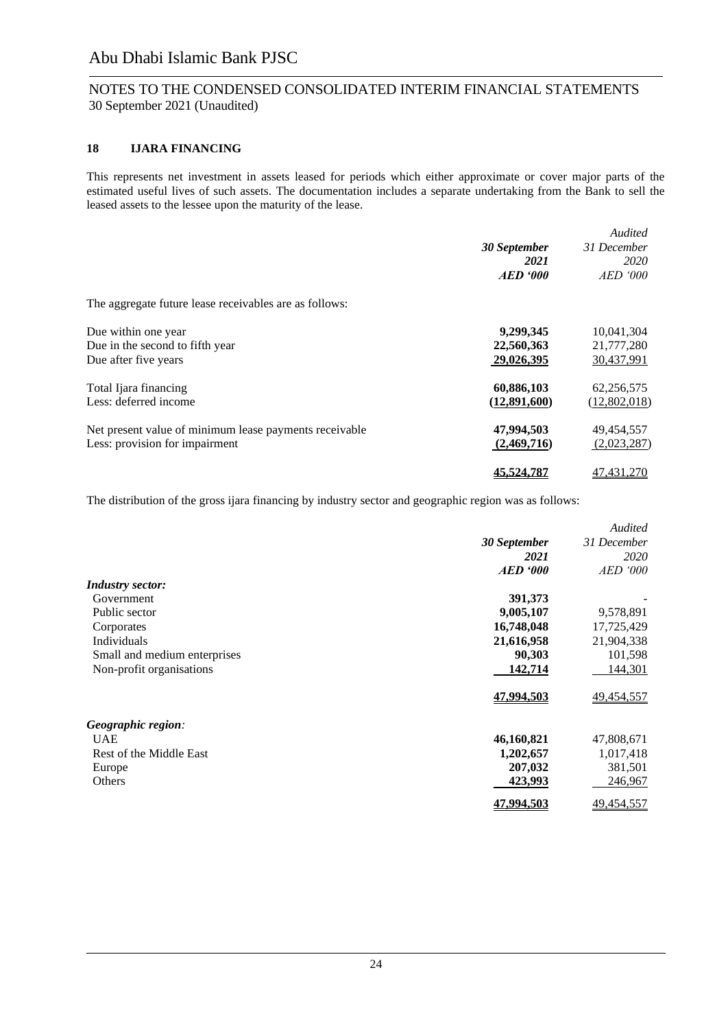## 18 IJARA FINANCING

This represents net investment in assets leased for periods which either approximate or cover major parts of the estimated useful lives of such assets. The documentation includes a separate undertaking from the Bank to sell the leased assets to the lessee upon the maturity of the lease.

| | 30 September 2021 AED '000 | Audited 31 December 2020 AED '000 |
|---|---|---|
| The aggregate future lease receivables are as follows: | | |
| Due within one year | **9,299,345** | 10,041,304 |
| Due in the second to fifth year | **22,560,363** | 21,777,280 |
| Due after five years | **29,026,395** | 30,437,991 |
| Total Ijara financing | **60,886,103** | 62,256,575 |
| Less: deferred income | **(12,891,600)** | (12,802,018) |
| Net present value of minimum lease payments receivable | **47,994,503** | 49,454,557 |
| Less: provision for impairment | **(2,469,716)** | (2,023,287) |
| | **45,524,787** | 47,431,270 |

The distribution of the gross ijara financing by industry sector and geographic region was as follows:

| | 30 September 2021 AED '000 | Audited 31 December 2020 AED '000 |
|---|---|---|
| ***Industry sector:*** | | |
| Government | **391,373** | - |
| Public sector | **9,005,107** | 9,578,891 |
| Corporates | **16,748,048** | 17,725,429 |
| Individuals | **21,616,958** | 21,904,338 |
| Small and medium enterprises | **90,303** | 101,598 |
| Non-profit organisations | **142,714** | 144,301 |
| | **47,994,503** | 49,454,557 |
| ***Geographic region:*** | | |
| UAE | **46,160,821** | 47,808,671 |
| Rest of the Middle East | **1,202,657** | 1,017,418 |
| Europe | **207,032** | 381,501 |
| Others | **423,993** | 246,967 |
| | **47,994,503** | 49,454,557 |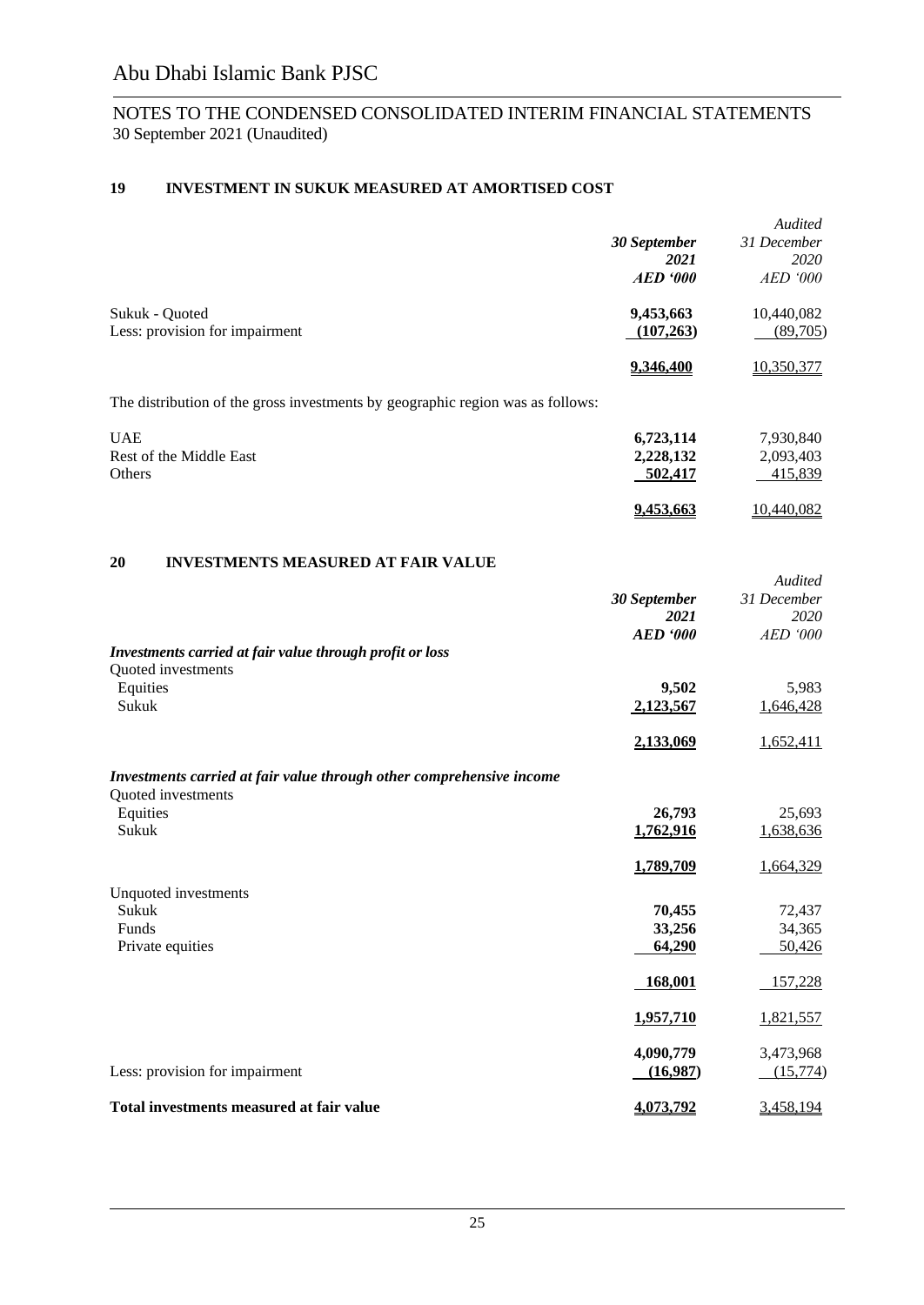# Abu Dhabi Islamic Bank PJSC

NOTES TO THE CONDENSED CONSOLIDATED INTERIM FINANCIAL STATEMENTS
30 September 2021 (Unaudited)

## 19 INVESTMENT IN SUKUK MEASURED AT AMORTISED COST

| | **30 September 2021 AED '000** | *Audited 31 December 2020 AED '000* |
|---|---|---|
| Sukuk - Quoted | **9,453,663** | 10,440,082 |
| Less: provision for impairment | **(107,263)** | (89,705) |
| | **9,346,400** | 10,350,377 |

The distribution of the gross investments by geographic region was as follows:

| | **30 September 2021 AED '000** | *Audited 31 December 2020 AED '000* |
|---|---|---|
| UAE | **6,723,114** | 7,930,840 |
| Rest of the Middle East | **2,228,132** | 2,093,403 |
| Others | **502,417** | 415,839 |
| | **9,453,663** | 10,440,082 |

## 20 INVESTMENTS MEASURED AT FAIR VALUE

| | **30 September 2021 AED '000** | *Audited 31 December 2020 AED '000* |
|---|---|---|
| ***Investments carried at fair value through profit or loss*** | | |
| Quoted investments | | |
| Equities | **9,502** | 5,983 |
| Sukuk | **2,123,567** | 1,646,428 |
| | **2,133,069** | 1,652,411 |
| ***Investments carried at fair value through other comprehensive income*** | | |
| Quoted investments | | |
| Equities | **26,793** | 25,693 |
| Sukuk | **1,762,916** | 1,638,636 |
| | **1,789,709** | 1,664,329 |
| Unquoted investments | | |
| Sukuk | **70,455** | 72,437 |
| Funds | **33,256** | 34,365 |
| Private equities | **64,290** | 50,426 |
| | **168,001** | 157,228 |
| | **1,957,710** | 1,821,557 |
| | **4,090,779** | 3,473,968 |
| Less: provision for impairment | **(16,987)** | (15,774) |
| **Total investments measured at fair value** | **4,073,792** | 3,458,194 |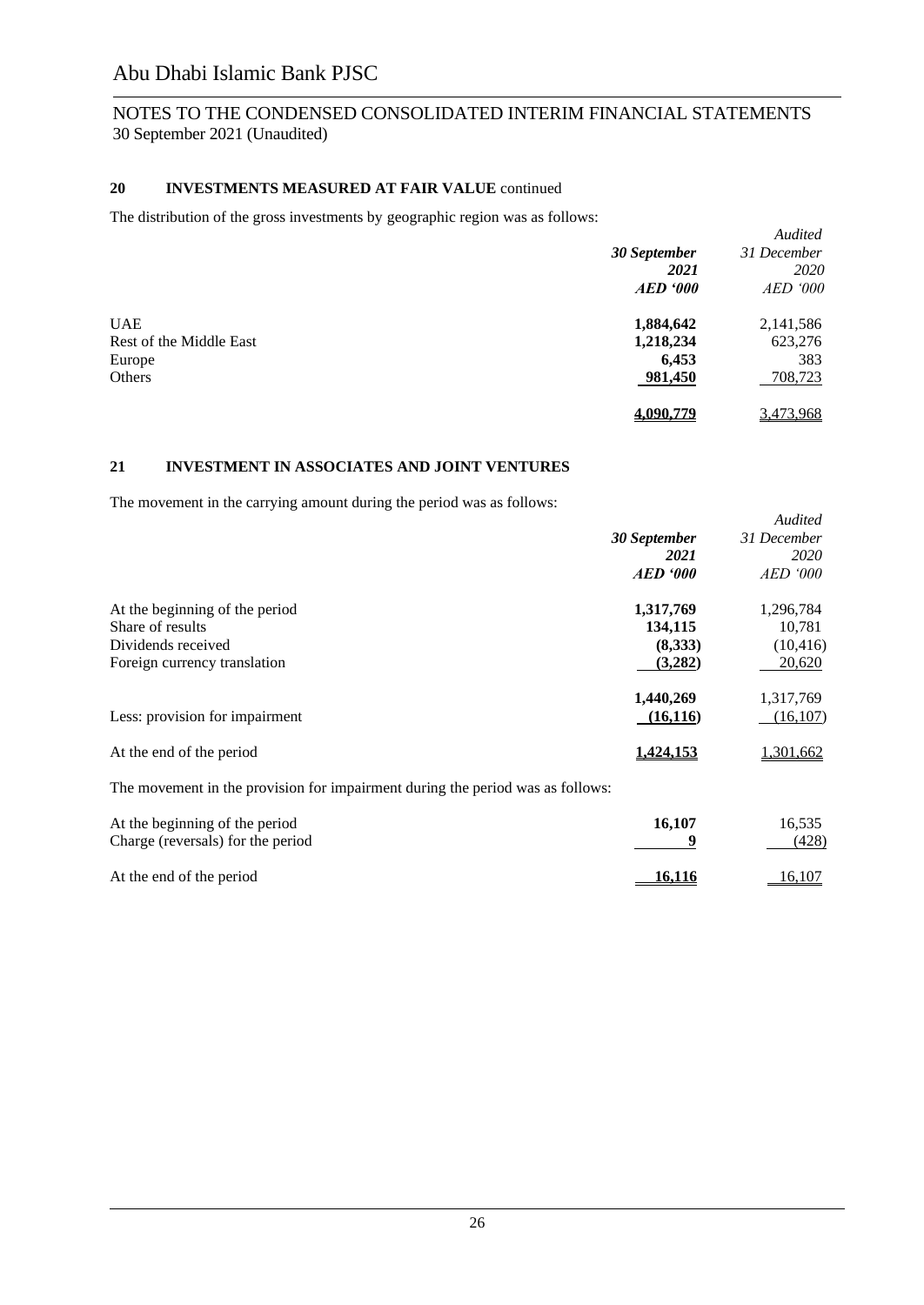## 20 INVESTMENTS MEASURED AT FAIR VALUE continued

The distribution of the gross investments by geographic region was as follows:

| | **30 September 2021** | *Audited 31 December 2020* |
|---|---|---|
| | ***AED '000*** | *AED '000* |
| UAE | **1,884,642** | 2,141,586 |
| Rest of the Middle East | **1,218,234** | 623,276 |
| Europe | **6,453** | 383 |
| Others | **981,450** | 708,723 |
| | **4,090,779** | 3,473,968 |

## 21 INVESTMENT IN ASSOCIATES AND JOINT VENTURES

The movement in the carrying amount during the period was as follows:

| | **30 September 2021** | *Audited 31 December 2020* |
|---|---|---|
| | ***AED '000*** | *AED '000* |
| At the beginning of the period | **1,317,769** | 1,296,784 |
| Share of results | **134,115** | 10,781 |
| Dividends received | **(8,333)** | (10,416) |
| Foreign currency translation | **(3,282)** | 20,620 |
| | **1,440,269** | 1,317,769 |
| Less: provision for impairment | **(16,116)** | (16,107) |
| At the end of the period | **1,424,153** | 1,301,662 |

The movement in the provision for impairment during the period was as follows:

| | **30 September 2021** | *Audited 31 December 2020* |
|---|---|---|
| At the beginning of the period | **16,107** | 16,535 |
| Charge (reversals) for the period | **9** | (428) |
| At the end of the period | **16,116** | 16,107 |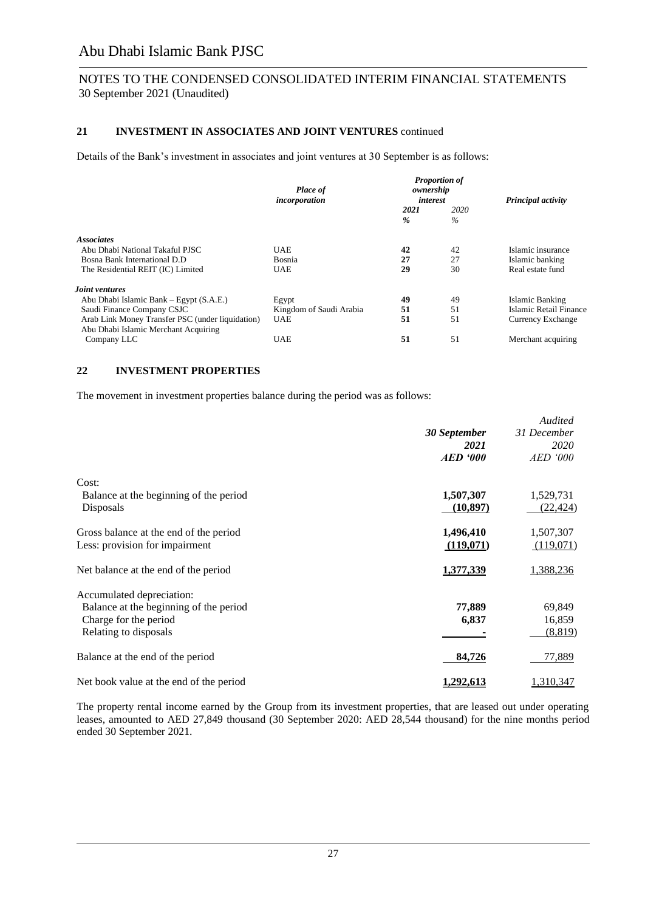## 21 INVESTMENT IN ASSOCIATES AND JOINT VENTURES continued

Details of the Bank's investment in associates and joint ventures at 30 September is as follows:

| | *Place of incorporation* | *Proportion of ownership interest* | | *Principal activity* |
|---|---|---|---|---|
| | | ***2021*** | *2020* | |
| | | ***%*** | *%* | |
| ***Associates*** | | | | |
| Abu Dhabi National Takaful PJSC | UAE | **42** | 42 | Islamic insurance |
| Bosna Bank International D.D | Bosnia | **27** | 27 | Islamic banking |
| The Residential REIT (IC) Limited | UAE | **29** | 30 | Real estate fund |
| ***Joint ventures*** | | | | |
| Abu Dhabi Islamic Bank – Egypt (S.A.E.) | Egypt | **49** | 49 | Islamic Banking |
| Saudi Finance Company CSJC | Kingdom of Saudi Arabia | **51** | 51 | Islamic Retail Finance |
| Arab Link Money Transfer PSC (under liquidation) | UAE | **51** | 51 | Currency Exchange |
| Abu Dhabi Islamic Merchant Acquiring Company LLC | UAE | **51** | 51 | Merchant acquiring |

## 22 INVESTMENT PROPERTIES

The movement in investment properties balance during the period was as follows:

| | ***30 September 2021 AED '000*** | *Audited 31 December 2020 AED '000* |
|---|---|---|
| Cost: | | |
| Balance at the beginning of the period | **1,507,307** | 1,529,731 |
| Disposals | **(10,897)** | (22,424) |
| Gross balance at the end of the period | **1,496,410** | 1,507,307 |
| Less: provision for impairment | **(119,071)** | (119,071) |
| Net balance at the end of the period | **1,377,339** | 1,388,236 |
| Accumulated depreciation: | | |
| Balance at the beginning of the period | **77,889** | 69,849 |
| Charge for the period | **6,837** | 16,859 |
| Relating to disposals | **-** | (8,819) |
| Balance at the end of the period | **84,726** | 77,889 |
| Net book value at the end of the period | **1,292,613** | 1,310,347 |

The property rental income earned by the Group from its investment properties, that are leased out under operating leases, amounted to AED 27,849 thousand (30 September 2020: AED 28,544 thousand) for the nine months period ended 30 September 2021.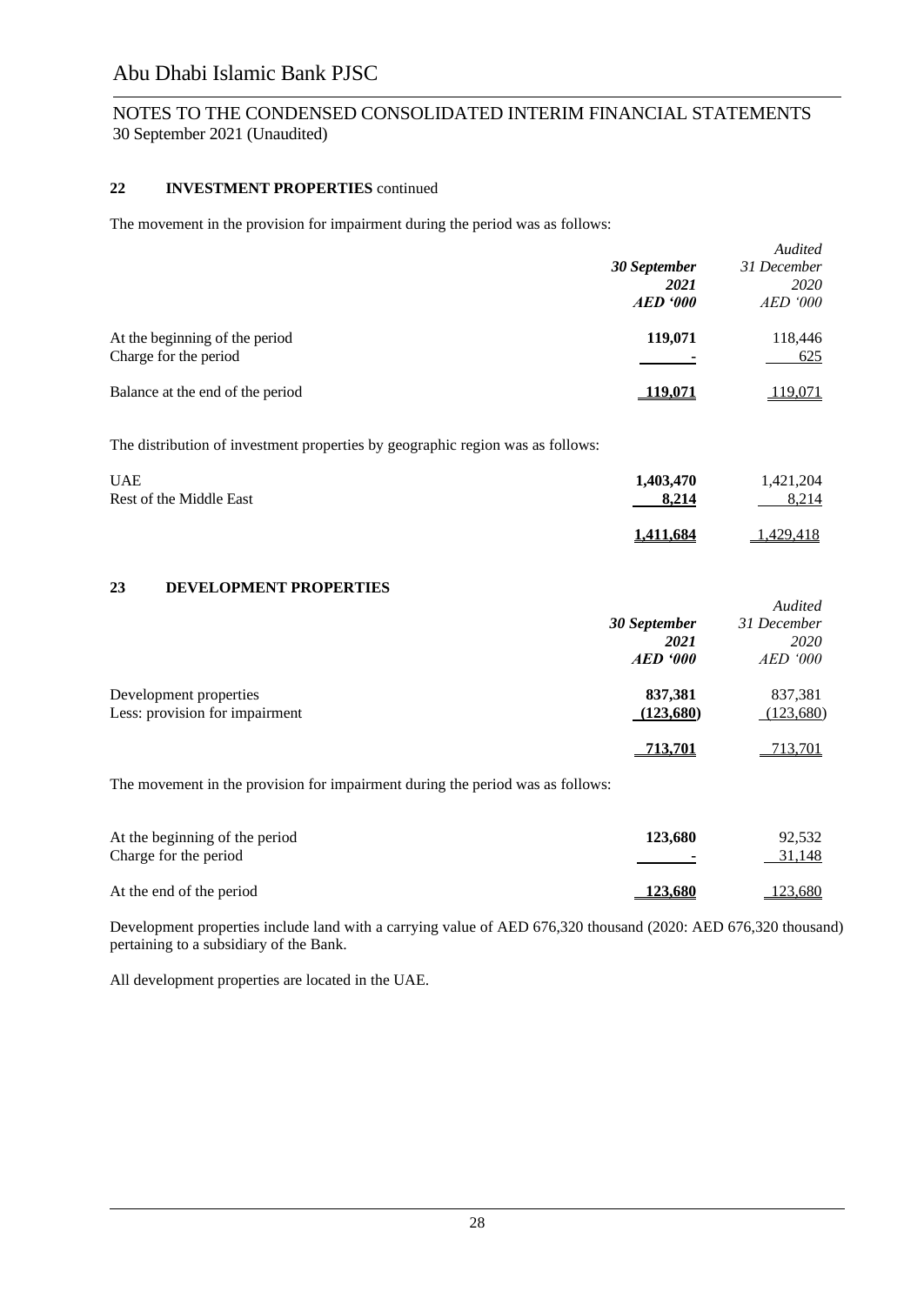## 22 INVESTMENT PROPERTIES continued

The movement in the provision for impairment during the period was as follows:

| | ***30 September 2021*** ***AED '000*** | *Audited* *31 December 2020* *AED '000* |
|---|---|---|
| At the beginning of the period | **119,071** | 118,446 |
| Charge for the period | **-** | 625 |
| Balance at the end of the period | **119,071** | 119,071 |

The distribution of investment properties by geographic region was as follows:

| | ***30 September 2021*** ***AED '000*** | *Audited* *31 December 2020* *AED '000* |
|---|---|---|
| UAE | **1,403,470** | 1,421,204 |
| Rest of the Middle East | **8,214** | 8,214 |
| | **1,411,684** | 1,429,418 |

## 23 DEVELOPMENT PROPERTIES

| | ***30 September 2021*** ***AED '000*** | *Audited* *31 December 2020* *AED '000* |
|---|---|---|
| Development properties | **837,381** | 837,381 |
| Less: provision for impairment | **(123,680)** | (123,680) |
| | **713,701** | 713,701 |

The movement in the provision for impairment during the period was as follows:

| | ***30 September 2021*** ***AED '000*** | *Audited* *31 December 2020* *AED '000* |
|---|---|---|
| At the beginning of the period | **123,680** | 92,532 |
| Charge for the period | **-** | 31,148 |
| At the end of the period | **123,680** | 123,680 |

Development properties include land with a carrying value of AED 676,320 thousand (2020: AED 676,320 thousand) pertaining to a subsidiary of the Bank.

All development properties are located in the UAE.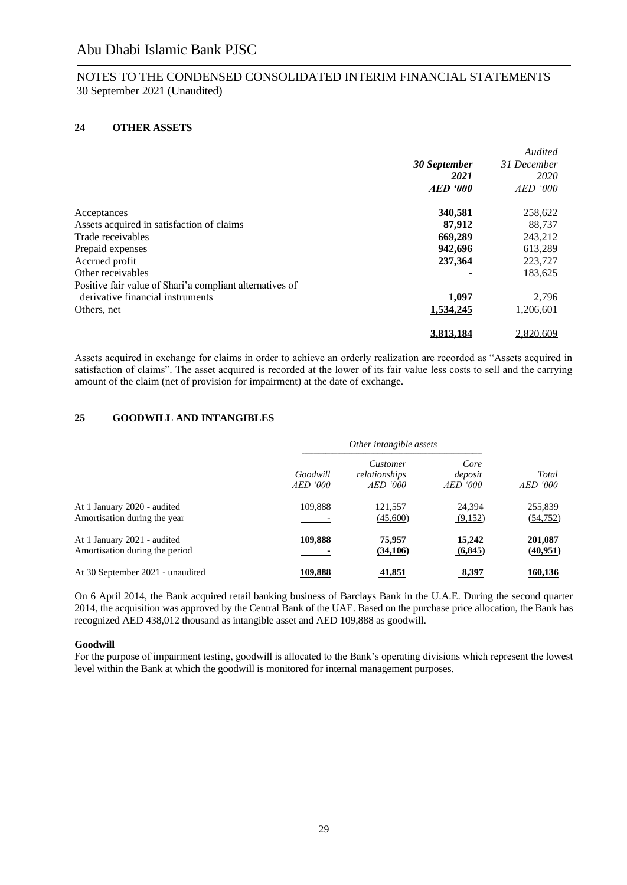# Abu Dhabi Islamic Bank PJSC

NOTES TO THE CONDENSED CONSOLIDATED INTERIM FINANCIAL STATEMENTS
30 September 2021 (Unaudited)

## 24 OTHER ASSETS

| | **30 September 2021** **AED '000** | *Audited* 31 December 2020 AED '000 |
|---|---|---|
| Acceptances | **340,581** | 258,622 |
| Assets acquired in satisfaction of claims | **87,912** | 88,737 |
| Trade receivables | **669,289** | 243,212 |
| Prepaid expenses | **942,696** | 613,289 |
| Accrued profit | **237,364** | 223,727 |
| Other receivables | **-** | 183,625 |
| Positive fair value of Shari'a compliant alternatives of derivative financial instruments | **1,097** | 2,796 |
| Others, net | **1,534,245** | 1,206,601 |
| | **3,813,184** | 2,820,609 |

Assets acquired in exchange for claims in order to achieve an orderly realization are recorded as "Assets acquired in satisfaction of claims". The asset acquired is recorded at the lower of its fair value less costs to sell and the carrying amount of the claim (net of provision for impairment) at the date of exchange.

## 25 GOODWILL AND INTANGIBLES

| | | *Other intangible assets* | | |
|---|---|---|---|---|
| | *Goodwill* *AED '000* | *Customer relationships* *AED '000* | *Core deposit* *AED '000* | *Total* *AED '000* |
| At 1 January 2020 - audited | 109,888 | 121,557 | 24,394 | 255,839 |
| Amortisation during the year | - | (45,600) | (9,152) | (54,752) |
| At 1 January 2021 - audited | **109,888** | **75,957** | **15,242** | **201,087** |
| Amortisation during the period | **-** | **(34,106)** | **(6,845)** | **(40,951)** |
| At 30 September 2021 - unaudited | **109,888** | **41,851** | **8,397** | **160,136** |

On 6 April 2014, the Bank acquired retail banking business of Barclays Bank in the U.A.E. During the second quarter 2014, the acquisition was approved by the Central Bank of the UAE. Based on the purchase price allocation, the Bank has recognized AED 438,012 thousand as intangible asset and AED 109,888 as goodwill.

**Goodwill**

For the purpose of impairment testing, goodwill is allocated to the Bank's operating divisions which represent the lowest level within the Bank at which the goodwill is monitored for internal management purposes.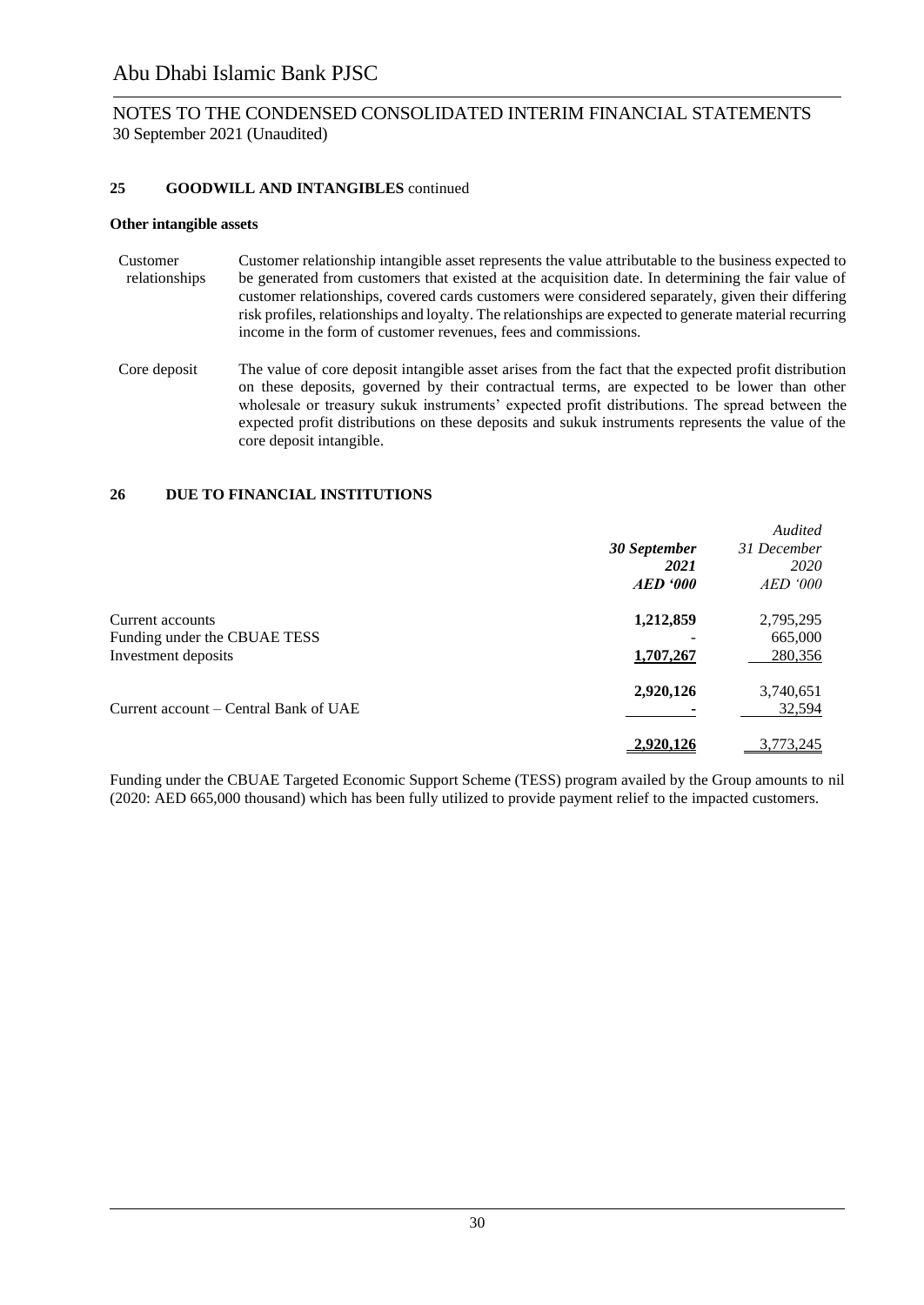## 25 GOODWILL AND INTANGIBLES continued

**Other intangible assets**

| | |
|---|---|
| Customer relationships | Customer relationship intangible asset represents the value attributable to the business expected to be generated from customers that existed at the acquisition date. In determining the fair value of customer relationships, covered cards customers were considered separately, given their differing risk profiles, relationships and loyalty. The relationships are expected to generate material recurring income in the form of customer revenues, fees and commissions. |
| Core deposit | The value of core deposit intangible asset arises from the fact that the expected profit distribution on these deposits, governed by their contractual terms, are expected to be lower than other wholesale or treasury sukuk instruments' expected profit distributions. The spread between the expected profit distributions on these deposits and sukuk instruments represents the value of the core deposit intangible. |

## 26 DUE TO FINANCIAL INSTITUTIONS

| | ***30 September 2021*** ***AED '000*** | *Audited* *31 December 2020* *AED '000* |
|---|---|---|
| Current accounts | **1,212,859** | 2,795,295 |
| Funding under the CBUAE TESS | **-** | 665,000 |
| Investment deposits | **1,707,267** | 280,356 |
| | **2,920,126** | 3,740,651 |
| Current account – Central Bank of UAE | **-** | 32,594 |
| | **2,920,126** | 3,773,245 |

Funding under the CBUAE Targeted Economic Support Scheme (TESS) program availed by the Group amounts to nil (2020: AED 665,000 thousand) which has been fully utilized to provide payment relief to the impacted customers.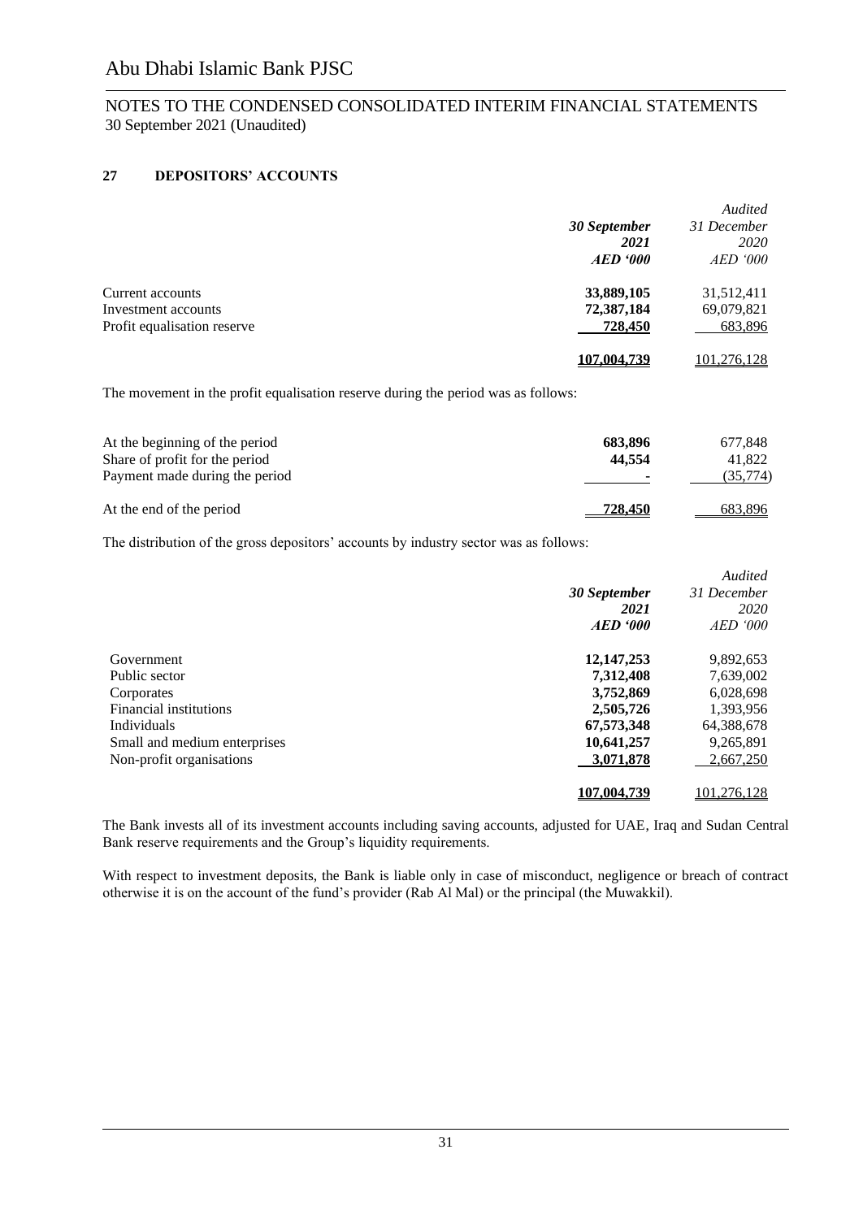## 27 DEPOSITORS' ACCOUNTS

| | 30 September 2021 AED '000 | Audited 31 December 2020 AED '000 |
|---|---|---|
| Current accounts | **33,889,105** | 31,512,411 |
| Investment accounts | **72,387,184** | 69,079,821 |
| Profit equalisation reserve | **728,450** | 683,896 |
| | **107,004,739** | 101,276,128 |

The movement in the profit equalisation reserve during the period was as follows:

| | 30 September 2021 AED '000 | Audited 31 December 2020 AED '000 |
|---|---|---|
| At the beginning of the period | **683,896** | 677,848 |
| Share of profit for the period | **44,554** | 41,822 |
| Payment made during the period | **-** | (35,774) |
| At the end of the period | **728,450** | 683,896 |

The distribution of the gross depositors' accounts by industry sector was as follows:

| | 30 September 2021 AED '000 | Audited 31 December 2020 AED '000 |
|---|---|---|
| Government | **12,147,253** | 9,892,653 |
| Public sector | **7,312,408** | 7,639,002 |
| Corporates | **3,752,869** | 6,028,698 |
| Financial institutions | **2,505,726** | 1,393,956 |
| Individuals | **67,573,348** | 64,388,678 |
| Small and medium enterprises | **10,641,257** | 9,265,891 |
| Non-profit organisations | **3,071,878** | 2,667,250 |
| | **107,004,739** | 101,276,128 |

The Bank invests all of its investment accounts including saving accounts, adjusted for UAE, Iraq and Sudan Central Bank reserve requirements and the Group's liquidity requirements.

With respect to investment deposits, the Bank is liable only in case of misconduct, negligence or breach of contract otherwise it is on the account of the fund's provider (Rab Al Mal) or the principal (the Muwakkil).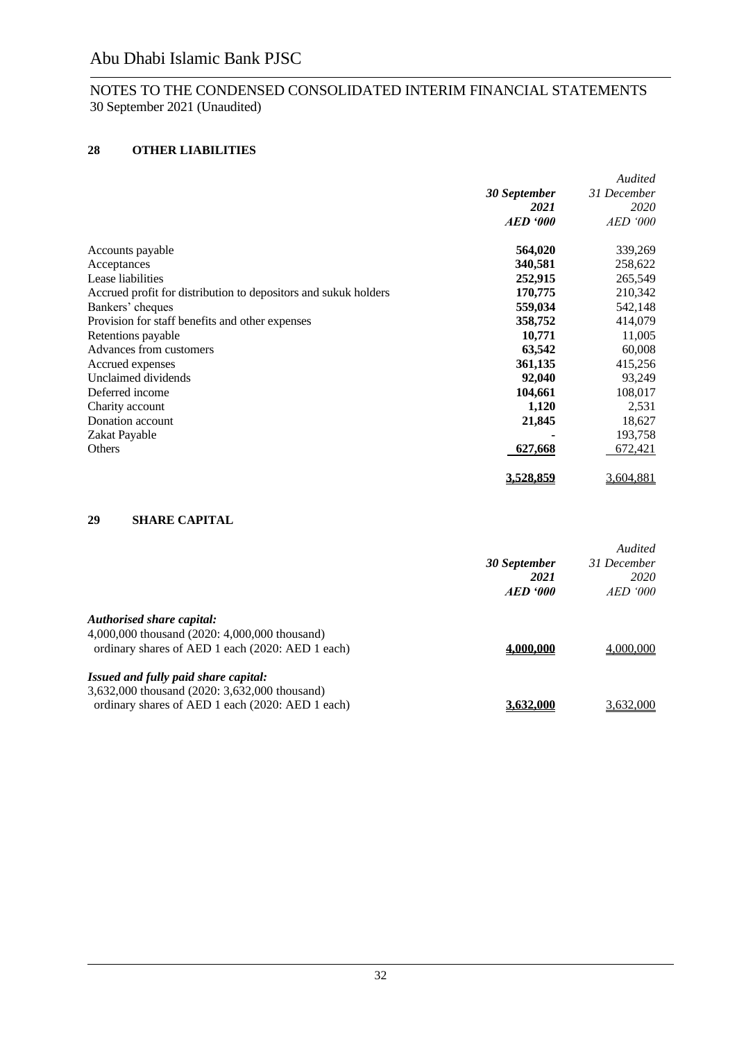Abu Dhabi Islamic Bank PJSC

NOTES TO THE CONDENSED CONSOLIDATED INTERIM FINANCIAL STATEMENTS
30 September 2021 (Unaudited)

## 28 OTHER LIABILITIES

| | **30 September 2021** **AED '000** | *Audited* *31 December 2020* *AED '000* |
|---|---|---|
| Accounts payable | **564,020** | 339,269 |
| Acceptances | **340,581** | 258,622 |
| Lease liabilities | **252,915** | 265,549 |
| Accrued profit for distribution to depositors and sukuk holders | **170,775** | 210,342 |
| Bankers' cheques | **559,034** | 542,148 |
| Provision for staff benefits and other expenses | **358,752** | 414,079 |
| Retentions payable | **10,771** | 11,005 |
| Advances from customers | **63,542** | 60,008 |
| Accrued expenses | **361,135** | 415,256 |
| Unclaimed dividends | **92,040** | 93,249 |
| Deferred income | **104,661** | 108,017 |
| Charity account | **1,120** | 2,531 |
| Donation account | **21,845** | 18,627 |
| Zakat Payable | **-** | 193,758 |
| Others | **627,668** | 672,421 |
| | **3,528,859** | 3,604,881 |

## 29 SHARE CAPITAL

| | **30 September 2021** **AED '000** | *Audited* *31 December 2020* *AED '000* |
|---|---|---|
| ***Authorised share capital:*** | | |
| 4,000,000 thousand (2020: 4,000,000 thousand) ordinary shares of AED 1 each (2020: AED 1 each) | **4,000,000** | 4,000,000 |
| ***Issued and fully paid share capital:*** | | |
| 3,632,000 thousand (2020: 3,632,000 thousand) ordinary shares of AED 1 each (2020: AED 1 each) | **3,632,000** | 3,632,000 |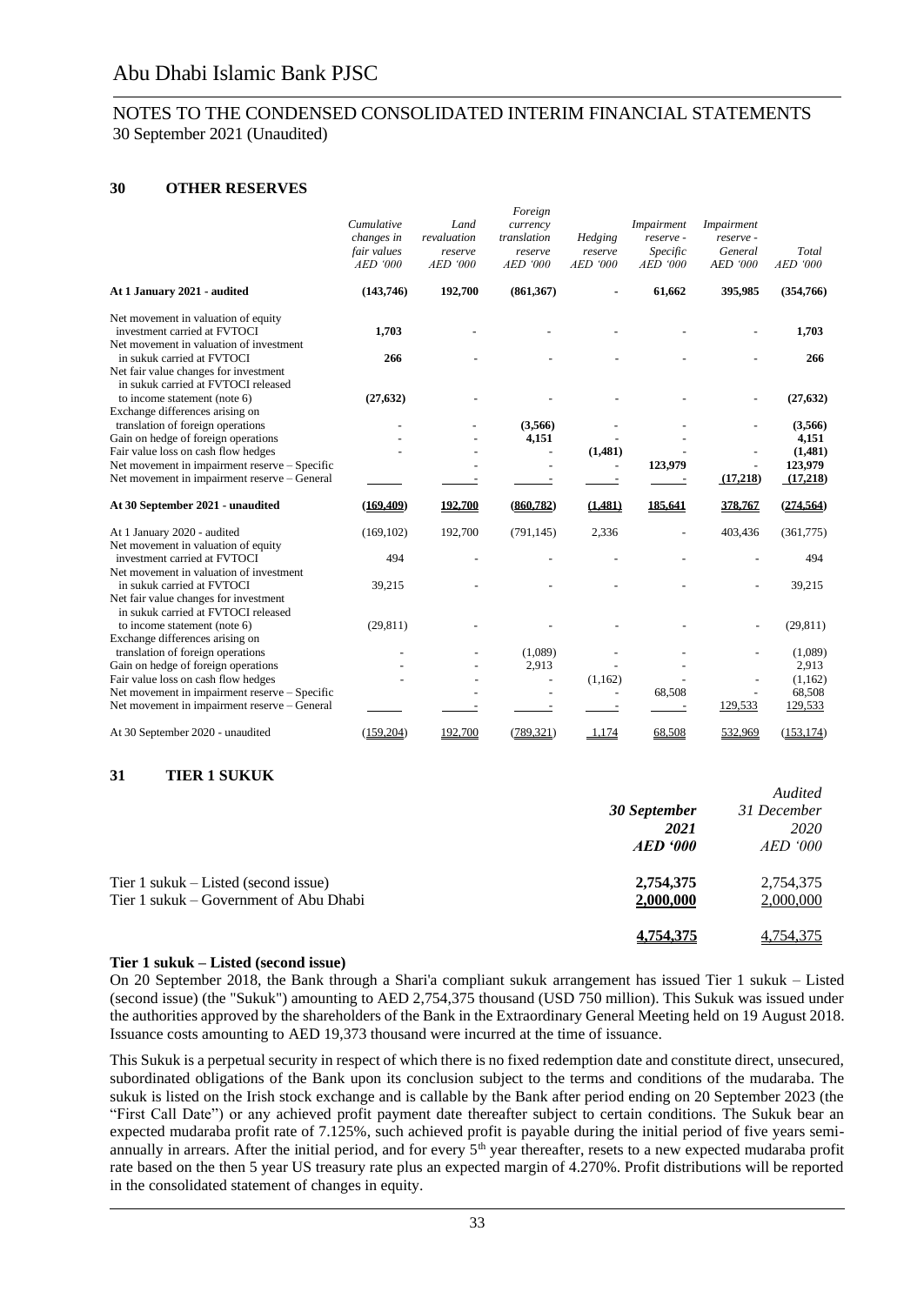## 30 OTHER RESERVES

| | Cumulative changes in fair values AED '000 | Land revaluation reserve AED '000 | Foreign currency translation reserve AED '000 | Hedging reserve AED '000 | Impairment reserve - Specific AED '000 | Impairment reserve - General AED '000 | Total AED '000 |
|---|---|---|---|---|---|---|---|
| **At 1 January 2021 - audited** | **(143,746)** | **192,700** | **(861,367)** | **-** | **61,662** | **395,985** | **(354,766)** |
| Net movement in valuation of equity investment carried at FVTOCI | **1,703** | - | - | - | - | - | **1,703** |
| Net movement in valuation of investment in sukuk carried at FVTOCI | **266** | - | - | - | - | - | **266** |
| Net fair value changes for investment in sukuk carried at FVTOCI released to income statement (note 6) | **(27,632)** | - | - | - | - | - | **(27,632)** |
| Exchange differences arising on translation of foreign operations | - | - | **(3,566)** | - | - | - | **(3,566)** |
| Gain on hedge of foreign operations | - | - | **4,151** | - | - | - | **4,151** |
| Fair value loss on cash flow hedges | - | - | - | **(1,481)** | - | - | **(1,481)** |
| Net movement in impairment reserve – Specific | | - | - | - | **123,979** | - | **123,979** |
| Net movement in impairment reserve – General | | - | - | - | - | **(17,218)** | **(17,218)** |
| **At 30 September 2021 - unaudited** | **(169,409)** | **192,700** | **(860,782)** | **(1,481)** | **185,641** | **378,767** | **(274,564)** |
| At 1 January 2020 - audited | (169,102) | 192,700 | (791,145) | 2,336 | - | 403,436 | (361,775) |
| Net movement in valuation of equity investment carried at FVTOCI | 494 | - | - | - | - | - | 494 |
| Net movement in valuation of investment in sukuk carried at FVTOCI | 39,215 | - | - | - | - | - | 39,215 |
| Net fair value changes for investment in sukuk carried at FVTOCI released to income statement (note 6) | (29,811) | - | - | - | - | - | (29,811) |
| Exchange differences arising on translation of foreign operations | - | - | (1,089) | - | - | - | (1,089) |
| Gain on hedge of foreign operations | - | - | 2,913 | - | - | | 2,913 |
| Fair value loss on cash flow hedges | - | - | - | (1,162) | - | - | (1,162) |
| Net movement in impairment reserve – Specific | | - | - | - | 68,508 | | 68,508 |
| Net movement in impairment reserve – General | | - | - | - | - | 129,533 | 129,533 |
| At 30 September 2020 - unaudited | (159,204) | 192,700 | (789,321) | 1,174 | 68,508 | 532,969 | (153,174) |

## 31 TIER 1 SUKUK

| | 30 September 2021 AED '000 | Audited 31 December 2020 AED '000 |
|---|---|---|
| Tier 1 sukuk – Listed (second issue) | **2,754,375** | 2,754,375 |
| Tier 1 sukuk – Government of Abu Dhabi | **2,000,000** | 2,000,000 |
| | **4,754,375** | 4,754,375 |

**Tier 1 sukuk – Listed (second issue)**

On 20 September 2018, the Bank through a Shari'a compliant sukuk arrangement has issued Tier 1 sukuk – Listed (second issue) (the "Sukuk") amounting to AED 2,754,375 thousand (USD 750 million). This Sukuk was issued under the authorities approved by the shareholders of the Bank in the Extraordinary General Meeting held on 19 August 2018. Issuance costs amounting to AED 19,373 thousand were incurred at the time of issuance.

This Sukuk is a perpetual security in respect of which there is no fixed redemption date and constitute direct, unsecured, subordinated obligations of the Bank upon its conclusion subject to the terms and conditions of the mudaraba. The sukuk is listed on the Irish stock exchange and is callable by the Bank after period ending on 20 September 2023 (the "First Call Date") or any achieved profit payment date thereafter subject to certain conditions. The Sukuk bear an expected mudaraba profit rate of 7.125%, such achieved profit is payable during the initial period of five years semi-annually in arrears. After the initial period, and for every 5th year thereafter, resets to a new expected mudaraba profit rate based on the then 5 year US treasury rate plus an expected margin of 4.270%. Profit distributions will be reported in the consolidated statement of changes in equity.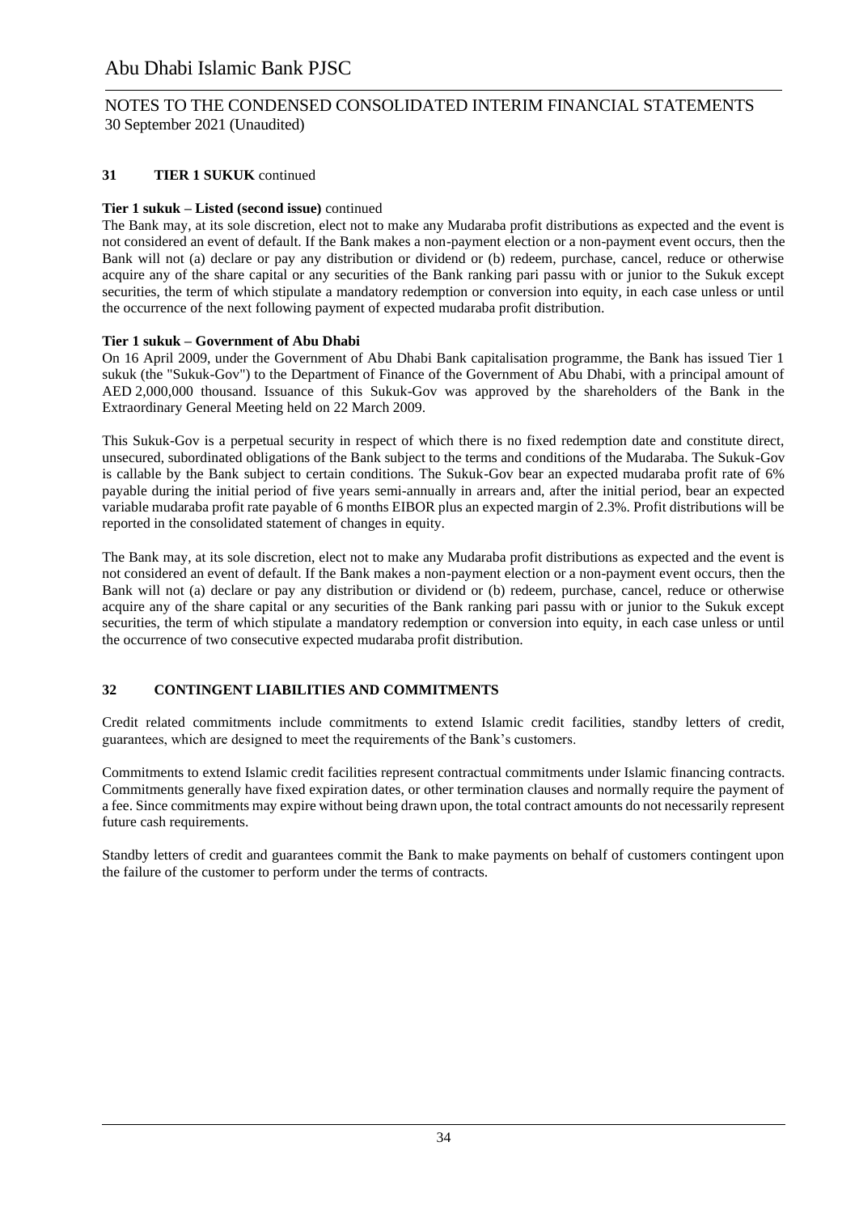## 31 TIER 1 SUKUK continued

**Tier 1 sukuk – Listed (second issue)** continued

The Bank may, at its sole discretion, elect not to make any Mudaraba profit distributions as expected and the event is not considered an event of default. If the Bank makes a non-payment election or a non-payment event occurs, then the Bank will not (a) declare or pay any distribution or dividend or (b) redeem, purchase, cancel, reduce or otherwise acquire any of the share capital or any securities of the Bank ranking pari passu with or junior to the Sukuk except securities, the term of which stipulate a mandatory redemption or conversion into equity, in each case unless or until the occurrence of the next following payment of expected mudaraba profit distribution.

**Tier 1 sukuk – Government of Abu Dhabi**

On 16 April 2009, under the Government of Abu Dhabi Bank capitalisation programme, the Bank has issued Tier 1 sukuk (the "Sukuk-Gov") to the Department of Finance of the Government of Abu Dhabi, with a principal amount of AED 2,000,000 thousand. Issuance of this Sukuk-Gov was approved by the shareholders of the Bank in the Extraordinary General Meeting held on 22 March 2009.

This Sukuk-Gov is a perpetual security in respect of which there is no fixed redemption date and constitute direct, unsecured, subordinated obligations of the Bank subject to the terms and conditions of the Mudaraba. The Sukuk-Gov is callable by the Bank subject to certain conditions. The Sukuk-Gov bear an expected mudaraba profit rate of 6% payable during the initial period of five years semi-annually in arrears and, after the initial period, bear an expected variable mudaraba profit rate payable of 6 months EIBOR plus an expected margin of 2.3%. Profit distributions will be reported in the consolidated statement of changes in equity.

The Bank may, at its sole discretion, elect not to make any Mudaraba profit distributions as expected and the event is not considered an event of default. If the Bank makes a non-payment election or a non-payment event occurs, then the Bank will not (a) declare or pay any distribution or dividend or (b) redeem, purchase, cancel, reduce or otherwise acquire any of the share capital or any securities of the Bank ranking pari passu with or junior to the Sukuk except securities, the term of which stipulate a mandatory redemption or conversion into equity, in each case unless or until the occurrence of two consecutive expected mudaraba profit distribution.

## 32 CONTINGENT LIABILITIES AND COMMITMENTS

Credit related commitments include commitments to extend Islamic credit facilities, standby letters of credit, guarantees, which are designed to meet the requirements of the Bank's customers.

Commitments to extend Islamic credit facilities represent contractual commitments under Islamic financing contracts. Commitments generally have fixed expiration dates, or other termination clauses and normally require the payment of a fee. Since commitments may expire without being drawn upon, the total contract amounts do not necessarily represent future cash requirements.

Standby letters of credit and guarantees commit the Bank to make payments on behalf of customers contingent upon the failure of the customer to perform under the terms of contracts.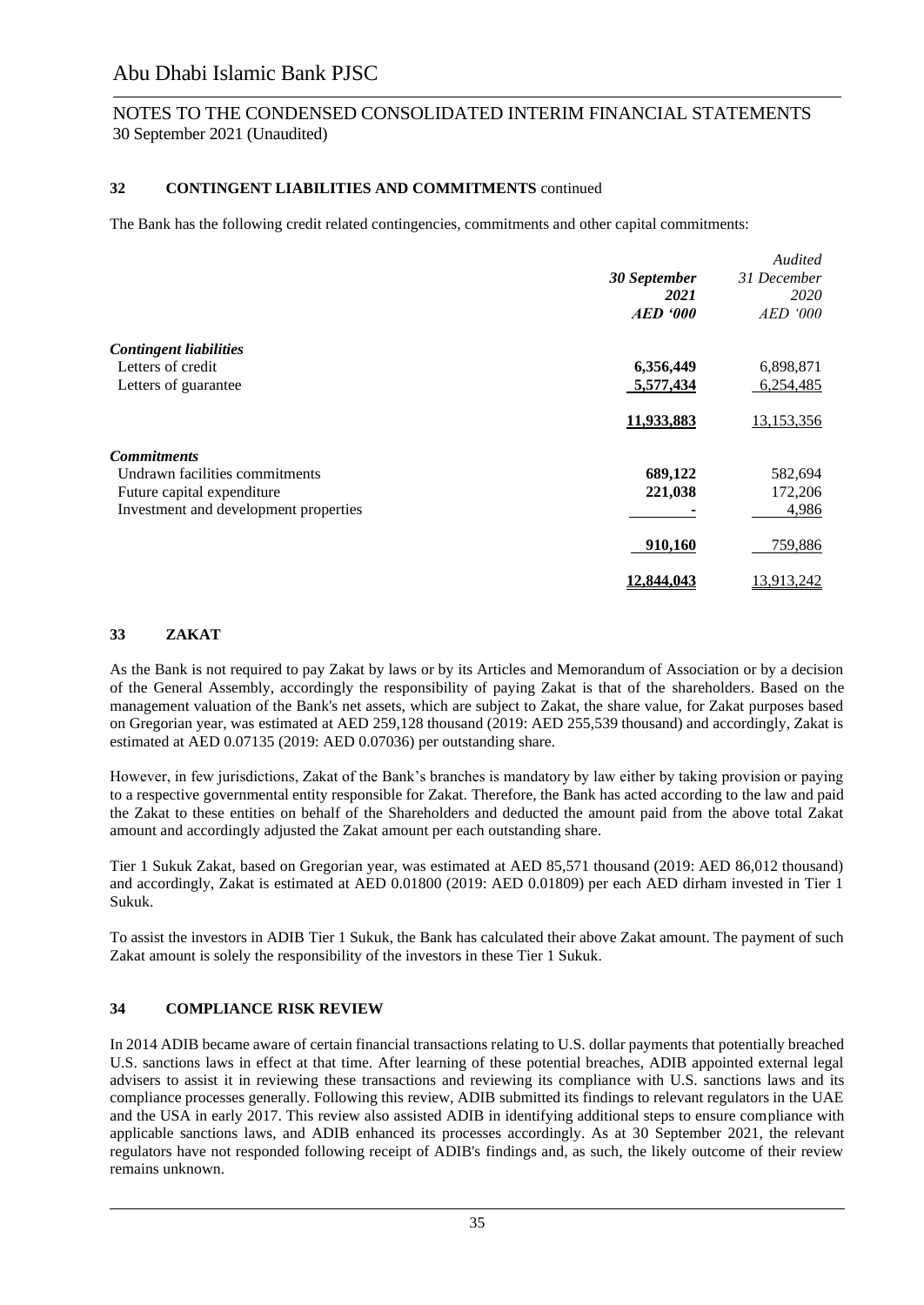## 32 CONTINGENT LIABILITIES AND COMMITMENTS continued

The Bank has the following credit related contingencies, commitments and other capital commitments:

| | **30 September 2021** *AED '000* | *Audited* 31 December 2020 *AED '000* |
|---|---|---|
| ***Contingent liabilities*** | | |
| Letters of credit | **6,356,449** | 6,898,871 |
| Letters of guarantee | **5,577,434** | 6,254,485 |
| | **11,933,883** | 13,153,356 |
| ***Commitments*** | | |
| Undrawn facilities commitments | **689,122** | 582,694 |
| Future capital expenditure | **221,038** | 172,206 |
| Investment and development properties | **-** | 4,986 |
| | **910,160** | 759,886 |
| | **12,844,043** | 13,913,242 |

## 33 ZAKAT

As the Bank is not required to pay Zakat by laws or by its Articles and Memorandum of Association or by a decision of the General Assembly, accordingly the responsibility of paying Zakat is that of the shareholders. Based on the management valuation of the Bank's net assets, which are subject to Zakat, the share value, for Zakat purposes based on Gregorian year, was estimated at AED 259,128 thousand (2019: AED 255,539 thousand) and accordingly, Zakat is estimated at AED 0.07135 (2019: AED 0.07036) per outstanding share.

However, in few jurisdictions, Zakat of the Bank's branches is mandatory by law either by taking provision or paying to a respective governmental entity responsible for Zakat. Therefore, the Bank has acted according to the law and paid the Zakat to these entities on behalf of the Shareholders and deducted the amount paid from the above total Zakat amount and accordingly adjusted the Zakat amount per each outstanding share.

Tier 1 Sukuk Zakat, based on Gregorian year, was estimated at AED 85,571 thousand (2019: AED 86,012 thousand) and accordingly, Zakat is estimated at AED 0.01800 (2019: AED 0.01809) per each AED dirham invested in Tier 1 Sukuk.

To assist the investors in ADIB Tier 1 Sukuk, the Bank has calculated their above Zakat amount. The payment of such Zakat amount is solely the responsibility of the investors in these Tier 1 Sukuk.

## 34 COMPLIANCE RISK REVIEW

In 2014 ADIB became aware of certain financial transactions relating to U.S. dollar payments that potentially breached U.S. sanctions laws in effect at that time. After learning of these potential breaches, ADIB appointed external legal advisers to assist it in reviewing these transactions and reviewing its compliance with U.S. sanctions laws and its compliance processes generally. Following this review, ADIB submitted its findings to relevant regulators in the UAE and the USA in early 2017. This review also assisted ADIB in identifying additional steps to ensure compliance with applicable sanctions laws, and ADIB enhanced its processes accordingly. As at 30 September 2021, the relevant regulators have not responded following receipt of ADIB's findings and, as such, the likely outcome of their review remains unknown.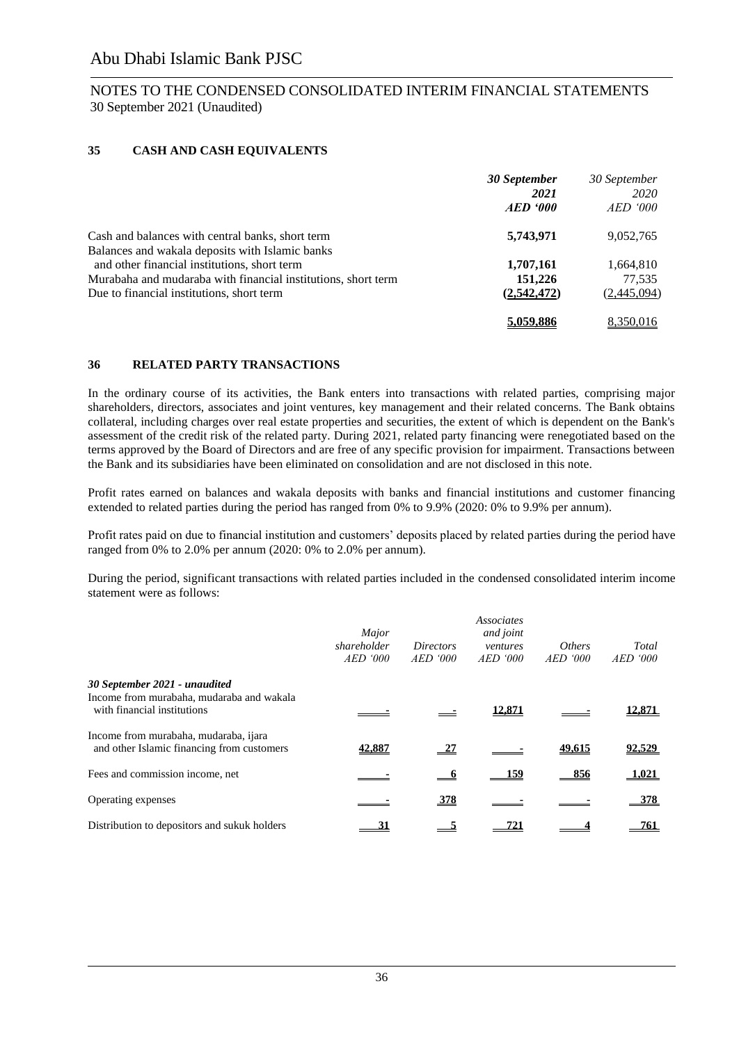# Abu Dhabi Islamic Bank PJSC

## NOTES TO THE CONDENSED CONSOLIDATED INTERIM FINANCIAL STATEMENTS
30 September 2021 (Unaudited)

### 35 CASH AND CASH EQUIVALENTS

| | ***30 September 2021 AED '000*** | *30 September 2020 AED '000* |
|---|---|---|
| Cash and balances with central banks, short term | **5,743,971** | 9,052,765 |
| Balances and wakala deposits with Islamic banks and other financial institutions, short term | **1,707,161** | 1,664,810 |
| Murabaha and mudaraba with financial institutions, short term | **151,226** | 77,535 |
| Due to financial institutions, short term | **(2,542,472)** | (2,445,094) |
| | **5,059,886** | 8,350,016 |

### 36 RELATED PARTY TRANSACTIONS

In the ordinary course of its activities, the Bank enters into transactions with related parties, comprising major shareholders, directors, associates and joint ventures, key management and their related concerns. The Bank obtains collateral, including charges over real estate properties and securities, the extent of which is dependent on the Bank's assessment of the credit risk of the related party. During 2021, related party financing were renegotiated based on the terms approved by the Board of Directors and are free of any specific provision for impairment. Transactions between the Bank and its subsidiaries have been eliminated on consolidation and are not disclosed in this note.

Profit rates earned on balances and wakala deposits with banks and financial institutions and customer financing extended to related parties during the period has ranged from 0% to 9.9% (2020: 0% to 9.9% per annum).

Profit rates paid on due to financial institution and customers' deposits placed by related parties during the period have ranged from 0% to 2.0% per annum (2020: 0% to 2.0% per annum).

During the period, significant transactions with related parties included in the condensed consolidated interim income statement were as follows:

| | *Major shareholder AED '000* | *Directors AED '000* | *Associates and joint ventures AED '000* | *Others AED '000* | *Total AED '000* |
|---|---|---|---|---|---|
| ***30 September 2021 - unaudited*** | | | | | |
| Income from murabaha, mudaraba and wakala with financial institutions | - | - | 12,871 | - | 12,871 |
| Income from murabaha, mudaraba, ijara and other Islamic financing from customers | 42,887 | 27 | - | 49,615 | 92,529 |
| Fees and commission income, net | - | 6 | 159 | 856 | 1,021 |
| Operating expenses | - | 378 | - | - | 378 |
| Distribution to depositors and sukuk holders | 31 | 5 | 721 | 4 | 761 |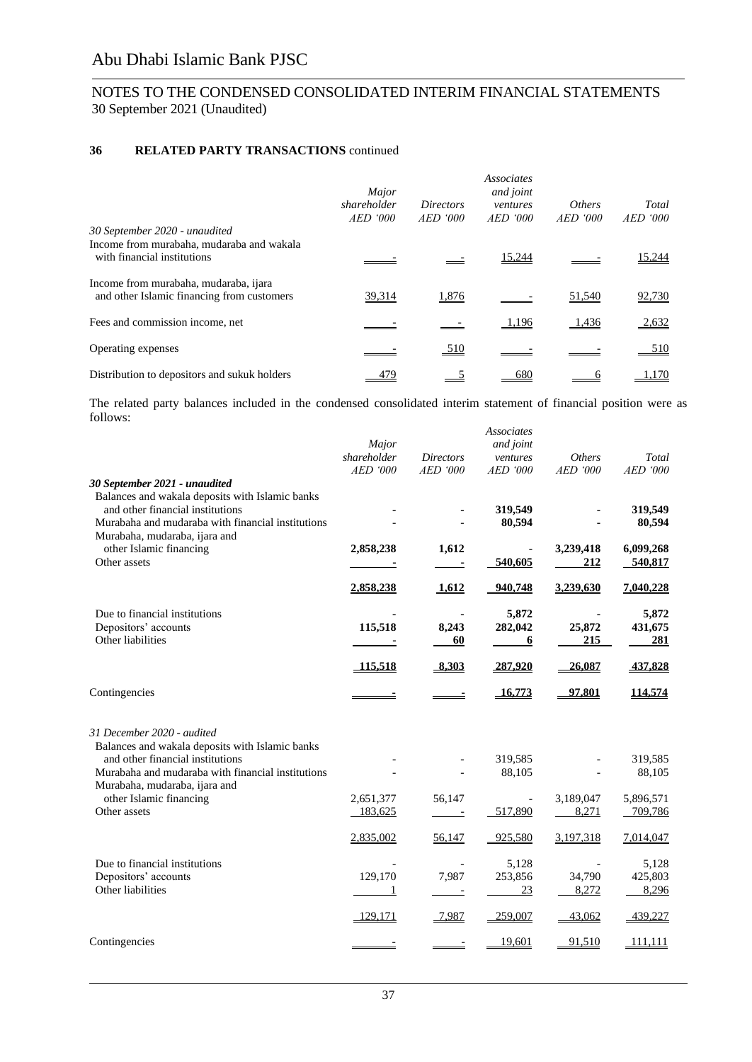## 36 RELATED PARTY TRANSACTIONS continued

| | *Major shareholder AED '000* | *Directors AED '000* | *Associates and joint ventures AED '000* | *Others AED '000* | *Total AED '000* |
|---|---|---|---|---|---|
| *30 September 2020 - unaudited* | | | | | |
| Income from murabaha, mudaraba and wakala with financial institutions | - | - | 15,244 | - | 15,244 |
| Income from murabaha, mudaraba, ijara and other Islamic financing from customers | 39,314 | 1,876 | - | 51,540 | 92,730 |
| Fees and commission income, net | - | - | 1,196 | 1,436 | 2,632 |
| Operating expenses | - | 510 | - | - | 510 |
| Distribution to depositors and sukuk holders | 479 | 5 | 680 | 6 | 1,170 |

The related party balances included in the condensed consolidated interim statement of financial position were as follows:

| | *Major shareholder AED '000* | *Directors AED '000* | *Associates and joint ventures AED '000* | *Others AED '000* | *Total AED '000* |
|---|---|---|---|---|---|
| ***30 September 2021 - unaudited*** | | | | | |
| Balances and wakala deposits with Islamic banks and other financial institutions | **-** | **-** | **319,549** | **-** | **319,549** |
| Murabaha and mudaraba with financial institutions | - | - | **80,594** | - | **80,594** |
| Murabaha, mudaraba, ijara and other Islamic financing | **2,858,238** | **1,612** | **-** | **3,239,418** | **6,099,268** |
| Other assets | **-** | **-** | **540,605** | **212** | **540,817** |
| | **2,858,238** | **1,612** | **940,748** | **3,239,630** | **7,040,228** |
| Due to financial institutions | **-** | **-** | **5,872** | **-** | **5,872** |
| Depositors' accounts | **115,518** | **8,243** | **282,042** | **25,872** | **431,675** |
| Other liabilities | **-** | **60** | **6** | **215** | **281** |
| | **115,518** | **8,303** | **287,920** | **26,087** | **437,828** |
| Contingencies | **-** | **-** | **16,773** | **97,801** | **114,574** |
| *31 December 2020 - audited* | | | | | |
| Balances and wakala deposits with Islamic banks and other financial institutions | - | - | 319,585 | - | 319,585 |
| Murabaha and mudaraba with financial institutions | - | - | 88,105 | - | 88,105 |
| Murabaha, mudaraba, ijara and other Islamic financing | 2,651,377 | 56,147 | - | 3,189,047 | 5,896,571 |
| Other assets | 183,625 | - | 517,890 | 8,271 | 709,786 |
| | 2,835,002 | 56,147 | 925,580 | 3,197,318 | 7,014,047 |
| Due to financial institutions | - | - | 5,128 | - | 5,128 |
| Depositors' accounts | 129,170 | 7,987 | 253,856 | 34,790 | 425,803 |
| Other liabilities | 1 | - | 23 | 8,272 | 8,296 |
| | 129,171 | 7,987 | 259,007 | 43,062 | 439,227 |
| Contingencies | - | - | 19,601 | 91,510 | 111,111 |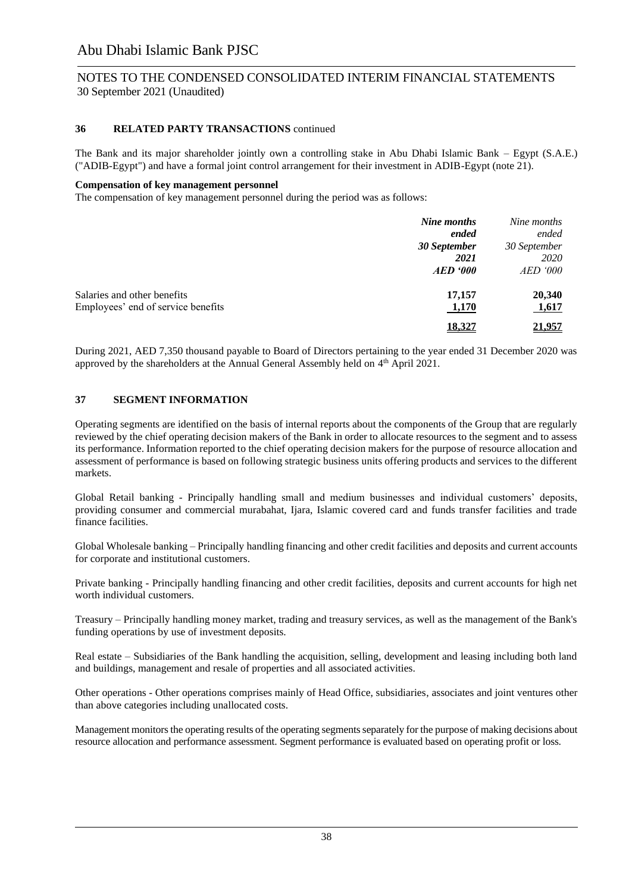## 36 RELATED PARTY TRANSACTIONS continued

The Bank and its major shareholder jointly own a controlling stake in Abu Dhabi Islamic Bank – Egypt (S.A.E.) ("ADIB-Egypt") and have a formal joint control arrangement for their investment in ADIB-Egypt (note 21).

**Compensation of key management personnel**

The compensation of key management personnel during the period was as follows:

| | ***Nine months ended 30 September 2021 AED '000*** | *Nine months ended 30 September 2020 AED '000* |
|---|---|---|
| Salaries and other benefits | **17,157** | **20,340** |
| Employees' end of service benefits | **1,170** | **1,617** |
| | **18,327** | **21,957** |

During 2021, AED 7,350 thousand payable to Board of Directors pertaining to the year ended 31 December 2020 was approved by the shareholders at the Annual General Assembly held on 4th April 2021.

## 37 SEGMENT INFORMATION

Operating segments are identified on the basis of internal reports about the components of the Group that are regularly reviewed by the chief operating decision makers of the Bank in order to allocate resources to the segment and to assess its performance. Information reported to the chief operating decision makers for the purpose of resource allocation and assessment of performance is based on following strategic business units offering products and services to the different markets.

Global Retail banking - Principally handling small and medium businesses and individual customers' deposits, providing consumer and commercial murabahat, Ijara, Islamic covered card and funds transfer facilities and trade finance facilities.

Global Wholesale banking – Principally handling financing and other credit facilities and deposits and current accounts for corporate and institutional customers.

Private banking - Principally handling financing and other credit facilities, deposits and current accounts for high net worth individual customers.

Treasury – Principally handling money market, trading and treasury services, as well as the management of the Bank's funding operations by use of investment deposits.

Real estate – Subsidiaries of the Bank handling the acquisition, selling, development and leasing including both land and buildings, management and resale of properties and all associated activities.

Other operations - Other operations comprises mainly of Head Office, subsidiaries, associates and joint ventures other than above categories including unallocated costs.

Management monitors the operating results of the operating segments separately for the purpose of making decisions about resource allocation and performance assessment. Segment performance is evaluated based on operating profit or loss.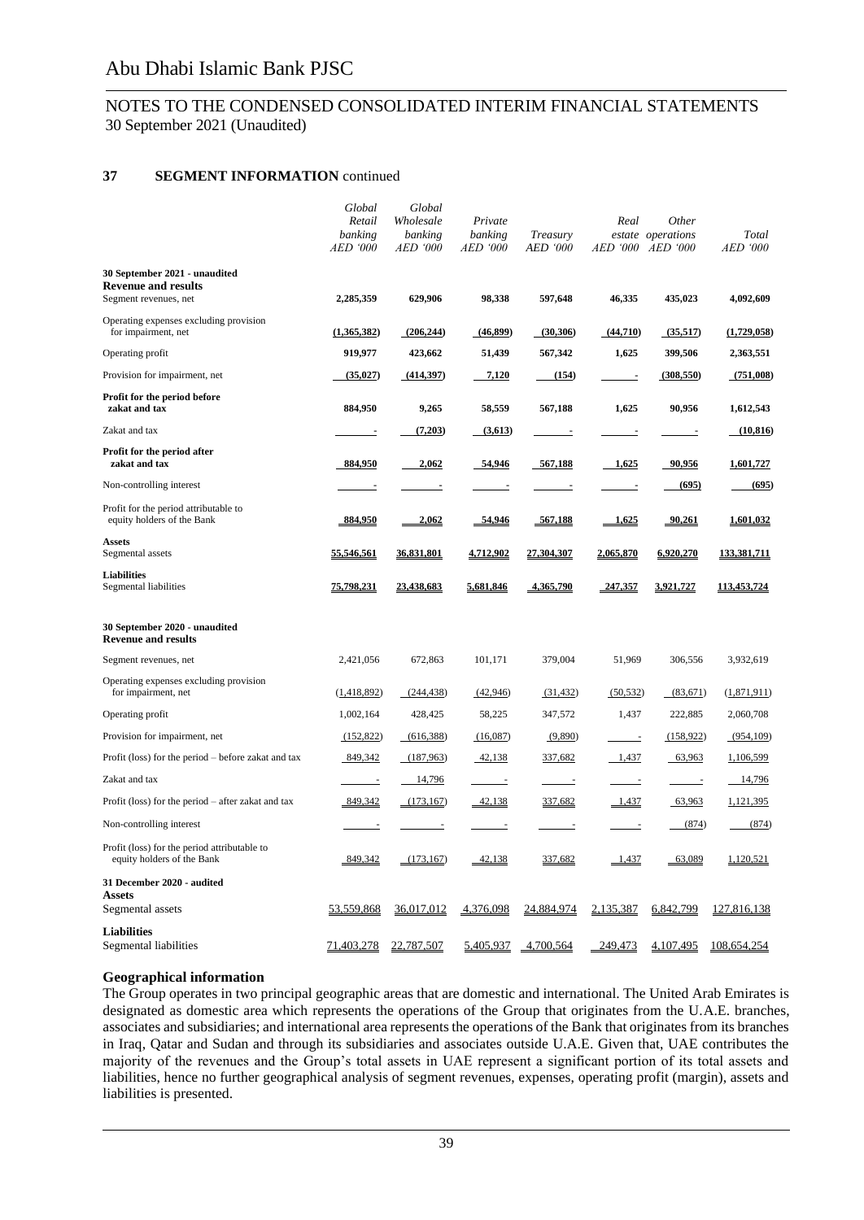## 37 SEGMENT INFORMATION continued

| | Global Retail banking AED '000 | Global Wholesale banking AED '000 | Private banking AED '000 | Treasury AED '000 | Real estate AED '000 | Other operations AED '000 | Total AED '000 |
|---|---|---|---|---|---|---|---|
| **30 September 2021 - unaudited** | | | | | | | |
| **Revenue and results** | | | | | | | |
| Segment revenues, net | **2,285,359** | **629,906** | **98,338** | **597,648** | **46,335** | **435,023** | **4,092,609** |
| Operating expenses excluding provision for impairment, net | **(1,365,382)** | **(206,244)** | **(46,899)** | **(30,306)** | **(44,710)** | **(35,517)** | **(1,729,058)** |
| Operating profit | **919,977** | **423,662** | **51,439** | **567,342** | **1,625** | **399,506** | **2,363,551** |
| Provision for impairment, net | **(35,027)** | **(414,397)** | **7,120** | **(154)** | **-** | **(308,550)** | **(751,008)** |
| **Profit for the period before zakat and tax** | **884,950** | **9,265** | **58,559** | **567,188** | **1,625** | **90,956** | **1,612,543** |
| Zakat and tax | **-** | **(7,203)** | **(3,613)** | **-** | **-** | **-** | **(10,816)** |
| **Profit for the period after zakat and tax** | **884,950** | **2,062** | **54,946** | **567,188** | **1,625** | **90,956** | **1,601,727** |
| Non-controlling interest | **-** | **-** | **-** | **-** | **-** | **(695)** | **(695)** |
| Profit for the period attributable to equity holders of the Bank | **884,950** | **2,062** | **54,946** | **567,188** | **1,625** | **90,261** | **1,601,032** |
| **Assets** | | | | | | | |
| Segmental assets | **55,546,561** | **36,831,801** | **4,712,902** | **27,304,307** | **2,065,870** | **6,920,270** | **133,381,711** |
| **Liabilities** | | | | | | | |
| Segmental liabilities | **75,798,231** | **23,438,683** | **5,681,846** | **4,365,790** | **247,357** | **3,921,727** | **113,453,724** |
| **30 September 2020 - unaudited** | | | | | | | |
| **Revenue and results** | | | | | | | |
| Segment revenues, net | 2,421,056 | 672,863 | 101,171 | 379,004 | 51,969 | 306,556 | 3,932,619 |
| Operating expenses excluding provision for impairment, net | (1,418,892) | (244,438) | (42,946) | (31,432) | (50,532) | (83,671) | (1,871,911) |
| Operating profit | 1,002,164 | 428,425 | 58,225 | 347,572 | 1,437 | 222,885 | 2,060,708 |
| Provision for impairment, net | (152,822) | (616,388) | (16,087) | (9,890) | - | (158,922) | (954,109) |
| Profit (loss) for the period – before zakat and tax | 849,342 | (187,963) | 42,138 | 337,682 | 1,437 | 63,963 | 1,106,599 |
| Zakat and tax | - | 14,796 | - | - | - | - | 14,796 |
| Profit (loss) for the period – after zakat and tax | 849,342 | (173,167) | 42,138 | 337,682 | 1,437 | 63,963 | 1,121,395 |
| Non-controlling interest | - | - | - | - | - | (874) | (874) |
| Profit (loss) for the period attributable to equity holders of the Bank | 849,342 | (173,167) | 42,138 | 337,682 | 1,437 | 63,089 | 1,120,521 |
| **31 December 2020 - audited** | | | | | | | |
| **Assets** | | | | | | | |
| Segmental assets | 53,559,868 | 36,017,012 | 4,376,098 | 24,884,974 | 2,135,387 | 6,842,799 | 127,816,138 |
| **Liabilities** | | | | | | | |
| Segmental liabilities | 71,403,278 | 22,787,507 | 5,405,937 | 4,700,564 | 249,473 | 4,107,495 | 108,654,254 |

**Geographical information**

The Group operates in two principal geographic areas that are domestic and international. The United Arab Emirates is designated as domestic area which represents the operations of the Group that originates from the U.A.E. branches, associates and subsidiaries; and international area represents the operations of the Bank that originates from its branches in Iraq, Qatar and Sudan and through its subsidiaries and associates outside U.A.E. Given that, UAE contributes the majority of the revenues and the Group's total assets in UAE represent a significant portion of its total assets and liabilities, hence no further geographical analysis of segment revenues, expenses, operating profit (margin), assets and liabilities is presented.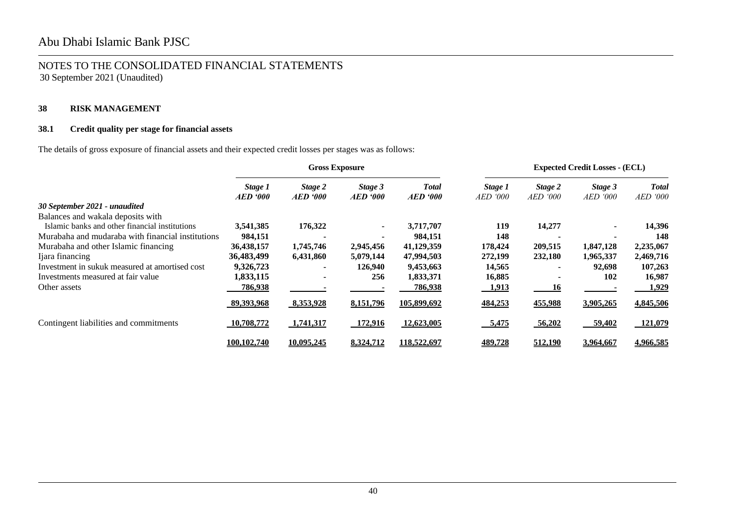## 38 RISK MANAGEMENT

### 38.1 Credit quality per stage for financial assets

The details of gross exposure of financial assets and their expected credit losses per stages was as follows:

| | Gross Exposure | | | | Expected Credit Losses - (ECL) | | | |
|---|---|---|---|---|---|---|---|---|
| | *Stage 1* *AED '000* | *Stage 2* *AED '000* | *Stage 3* *AED '000* | *Total* *AED '000* | *Stage 1* *AED '000* | *Stage 2* *AED '000* | *Stage 3* *AED '000* | *Total* *AED '000* |
| ***30 September 2021 - unaudited*** | | | | | | | | |
| Balances and wakala deposits with Islamic banks and other financial institutions | **3,541,385** | **176,322** | **-** | **3,717,707** | **119** | **14,277** | **-** | **14,396** |
| Murabaha and mudaraba with financial institutions | **984,151** | **-** | **-** | **984,151** | **148** | **-** | **-** | **148** |
| Murabaha and other Islamic financing | **36,438,157** | **1,745,746** | **2,945,456** | **41,129,359** | **178,424** | **209,515** | **1,847,128** | **2,235,067** |
| Ijara financing | **36,483,499** | **6,431,860** | **5,079,144** | **47,994,503** | **272,199** | **232,180** | **1,965,337** | **2,469,716** |
| Investment in sukuk measured at amortised cost | **9,326,723** | **-** | **126,940** | **9,453,663** | **14,565** | **-** | **92,698** | **107,263** |
| Investments measured at fair value | **1,833,115** | **-** | **256** | **1,833,371** | **16,885** | **-** | **102** | **16,987** |
| Other assets | **786,938** | **-** | **-** | **786,938** | **1,913** | **16** | **-** | **1,929** |
| | **89,393,968** | **8,353,928** | **8,151,796** | **105,899,692** | **484,253** | **455,988** | **3,905,265** | **4,845,506** |
| Contingent liabilities and commitments | **10,708,772** | **1,741,317** | **172,916** | **12,623,005** | **5,475** | **56,202** | **59,402** | **121,079** |
| | **100,102,740** | **10,095,245** | **8,324,712** | **118,522,697** | **489,728** | **512,190** | **3,964,667** | **4,966,585** |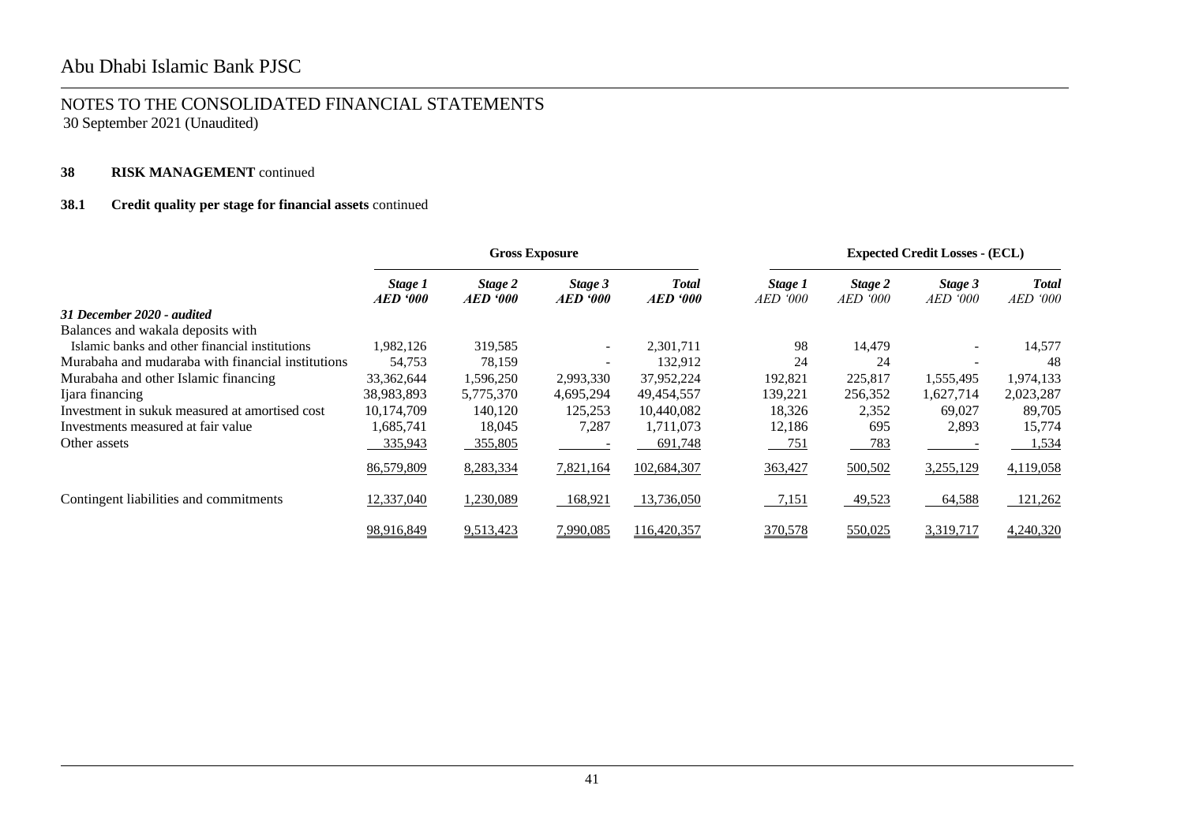# Abu Dhabi Islamic Bank PJSC

## NOTES TO THE CONSOLIDATED FINANCIAL STATEMENTS
30 September 2021 (Unaudited)

### 38 RISK MANAGEMENT continued

### 38.1 Credit quality per stage for financial assets continued

| | Gross Exposure | | | | Expected Credit Losses - (ECL) | | | |
|---|---|---|---|---|---|---|---|---|
| | *Stage 1* *AED '000* | *Stage 2* *AED '000* | *Stage 3* *AED '000* | *Total* *AED '000* | *Stage 1* *AED '000* | *Stage 2* *AED '000* | *Stage 3* *AED '000* | *Total* *AED '000* |
| ***31 December 2020 - audited*** | | | | | | | | |
| Balances and wakala deposits with Islamic banks and other financial institutions | 1,982,126 | 319,585 | - | 2,301,711 | 98 | 14,479 | - | 14,577 |
| Murabaha and mudaraba with financial institutions | 54,753 | 78,159 | - | 132,912 | 24 | 24 | - | 48 |
| Murabaha and other Islamic financing | 33,362,644 | 1,596,250 | 2,993,330 | 37,952,224 | 192,821 | 225,817 | 1,555,495 | 1,974,133 |
| Ijara financing | 38,983,893 | 5,775,370 | 4,695,294 | 49,454,557 | 139,221 | 256,352 | 1,627,714 | 2,023,287 |
| Investment in sukuk measured at amortised cost | 10,174,709 | 140,120 | 125,253 | 10,440,082 | 18,326 | 2,352 | 69,027 | 89,705 |
| Investments measured at fair value | 1,685,741 | 18,045 | 7,287 | 1,711,073 | 12,186 | 695 | 2,893 | 15,774 |
| Other assets | 335,943 | 355,805 | - | 691,748 | 751 | 783 | - | 1,534 |
| | 86,579,809 | 8,283,334 | 7,821,164 | 102,684,307 | 363,427 | 500,502 | 3,255,129 | 4,119,058 |
| Contingent liabilities and commitments | 12,337,040 | 1,230,089 | 168,921 | 13,736,050 | 7,151 | 49,523 | 64,588 | 121,262 |
| | 98,916,849 | 9,513,423 | 7,990,085 | 116,420,357 | 370,578 | 550,025 | 3,319,717 | 4,240,320 |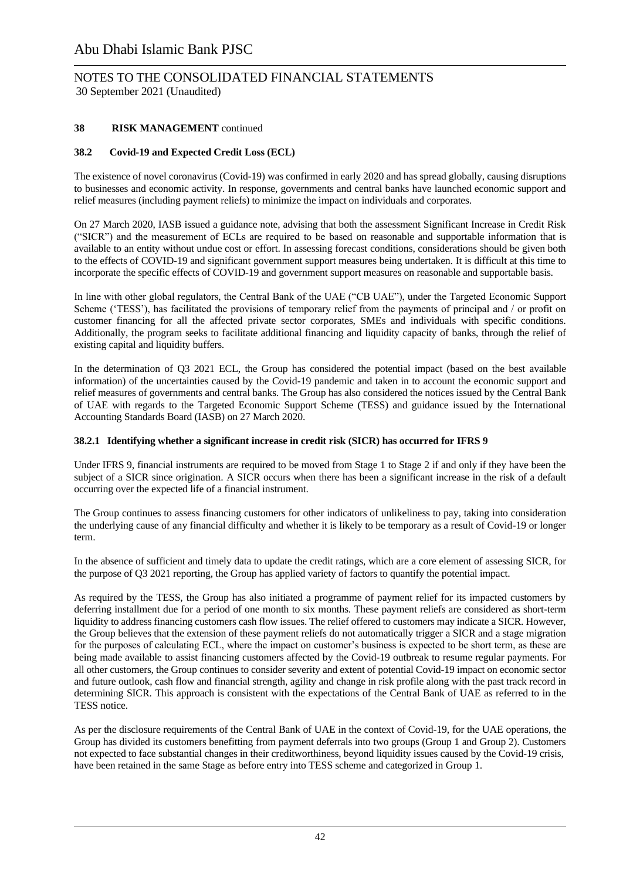## 38 RISK MANAGEMENT continued

### 38.2 Covid-19 and Expected Credit Loss (ECL)

The existence of novel coronavirus (Covid-19) was confirmed in early 2020 and has spread globally, causing disruptions to businesses and economic activity. In response, governments and central banks have launched economic support and relief measures (including payment reliefs) to minimize the impact on individuals and corporates.

On 27 March 2020, IASB issued a guidance note, advising that both the assessment Significant Increase in Credit Risk ("SICR") and the measurement of ECLs are required to be based on reasonable and supportable information that is available to an entity without undue cost or effort. In assessing forecast conditions, considerations should be given both to the effects of COVID-19 and significant government support measures being undertaken. It is difficult at this time to incorporate the specific effects of COVID-19 and government support measures on reasonable and supportable basis.

In line with other global regulators, the Central Bank of the UAE ("CB UAE"), under the Targeted Economic Support Scheme ('TESS'), has facilitated the provisions of temporary relief from the payments of principal and / or profit on customer financing for all the affected private sector corporates, SMEs and individuals with specific conditions. Additionally, the program seeks to facilitate additional financing and liquidity capacity of banks, through the relief of existing capital and liquidity buffers.

In the determination of Q3 2021 ECL, the Group has considered the potential impact (based on the best available information) of the uncertainties caused by the Covid-19 pandemic and taken in to account the economic support and relief measures of governments and central banks. The Group has also considered the notices issued by the Central Bank of UAE with regards to the Targeted Economic Support Scheme (TESS) and guidance issued by the International Accounting Standards Board (IASB) on 27 March 2020.

#### 38.2.1 Identifying whether a significant increase in credit risk (SICR) has occurred for IFRS 9

Under IFRS 9, financial instruments are required to be moved from Stage 1 to Stage 2 if and only if they have been the subject of a SICR since origination. A SICR occurs when there has been a significant increase in the risk of a default occurring over the expected life of a financial instrument.

The Group continues to assess financing customers for other indicators of unlikeliness to pay, taking into consideration the underlying cause of any financial difficulty and whether it is likely to be temporary as a result of Covid-19 or longer term.

In the absence of sufficient and timely data to update the credit ratings, which are a core element of assessing SICR, for the purpose of Q3 2021 reporting, the Group has applied variety of factors to quantify the potential impact.

As required by the TESS, the Group has also initiated a programme of payment relief for its impacted customers by deferring installment due for a period of one month to six months. These payment reliefs are considered as short-term liquidity to address financing customers cash flow issues. The relief offered to customers may indicate a SICR. However, the Group believes that the extension of these payment reliefs do not automatically trigger a SICR and a stage migration for the purposes of calculating ECL, where the impact on customer's business is expected to be short term, as these are being made available to assist financing customers affected by the Covid-19 outbreak to resume regular payments. For all other customers, the Group continues to consider severity and extent of potential Covid-19 impact on economic sector and future outlook, cash flow and financial strength, agility and change in risk profile along with the past track record in determining SICR. This approach is consistent with the expectations of the Central Bank of UAE as referred to in the TESS notice.

As per the disclosure requirements of the Central Bank of UAE in the context of Covid-19, for the UAE operations, the Group has divided its customers benefitting from payment deferrals into two groups (Group 1 and Group 2). Customers not expected to face substantial changes in their creditworthiness, beyond liquidity issues caused by the Covid-19 crisis, have been retained in the same Stage as before entry into TESS scheme and categorized in Group 1.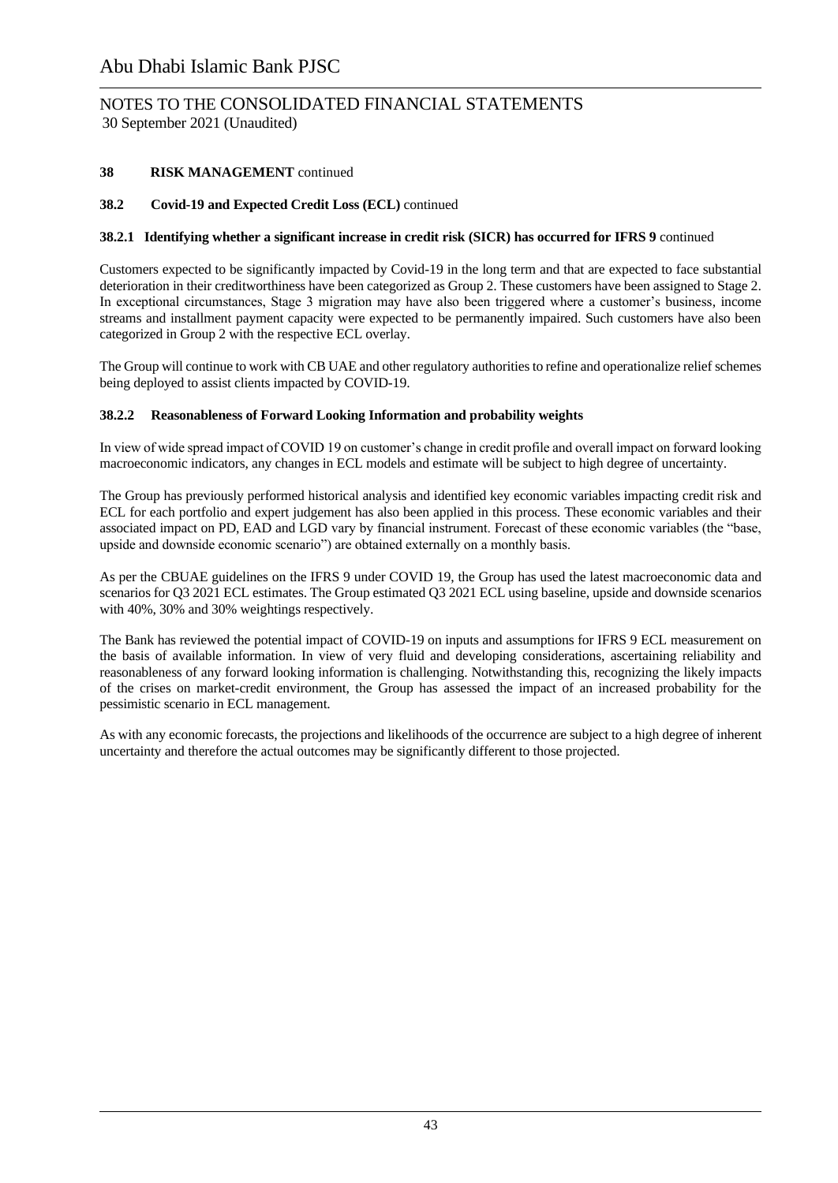**38 RISK MANAGEMENT** continued

**38.2 Covid-19 and Expected Credit Loss (ECL)** continued

**38.2.1 Identifying whether a significant increase in credit risk (SICR) has occurred for IFRS 9** continued

Customers expected to be significantly impacted by Covid-19 in the long term and that are expected to face substantial deterioration in their creditworthiness have been categorized as Group 2. These customers have been assigned to Stage 2. In exceptional circumstances, Stage 3 migration may have also been triggered where a customer's business, income streams and installment payment capacity were expected to be permanently impaired. Such customers have also been categorized in Group 2 with the respective ECL overlay.

The Group will continue to work with CB UAE and other regulatory authorities to refine and operationalize relief schemes being deployed to assist clients impacted by COVID-19.

**38.2.2 Reasonableness of Forward Looking Information and probability weights**

In view of wide spread impact of COVID 19 on customer's change in credit profile and overall impact on forward looking macroeconomic indicators, any changes in ECL models and estimate will be subject to high degree of uncertainty.

The Group has previously performed historical analysis and identified key economic variables impacting credit risk and ECL for each portfolio and expert judgement has also been applied in this process. These economic variables and their associated impact on PD, EAD and LGD vary by financial instrument. Forecast of these economic variables (the "base, upside and downside economic scenario") are obtained externally on a monthly basis.

As per the CBUAE guidelines on the IFRS 9 under COVID 19, the Group has used the latest macroeconomic data and scenarios for Q3 2021 ECL estimates. The Group estimated Q3 2021 ECL using baseline, upside and downside scenarios with 40%, 30% and 30% weightings respectively.

The Bank has reviewed the potential impact of COVID-19 on inputs and assumptions for IFRS 9 ECL measurement on the basis of available information. In view of very fluid and developing considerations, ascertaining reliability and reasonableness of any forward looking information is challenging. Notwithstanding this, recognizing the likely impacts of the crises on market-credit environment, the Group has assessed the impact of an increased probability for the pessimistic scenario in ECL management.

As with any economic forecasts, the projections and likelihoods of the occurrence are subject to a high degree of inherent uncertainty and therefore the actual outcomes may be significantly different to those projected.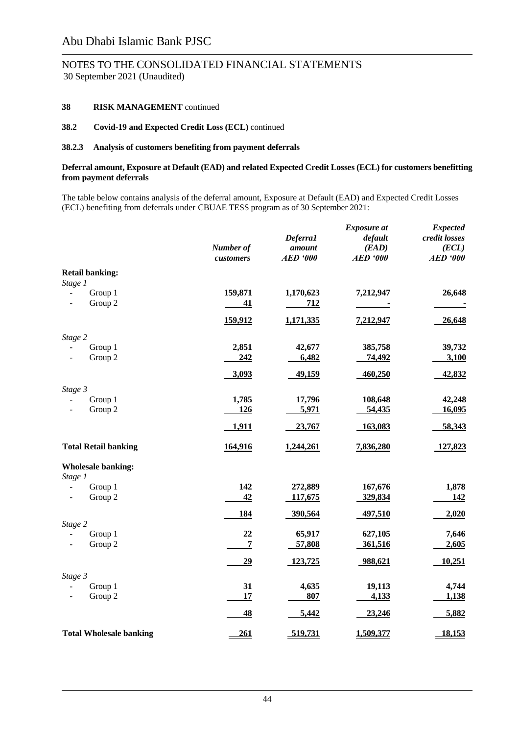### 38 RISK MANAGEMENT continued

#### 38.2 Covid-19 and Expected Credit Loss (ECL) continued

#### 38.2.3 Analysis of customers benefiting from payment deferrals

**Deferral amount, Exposure at Default (EAD) and related Expected Credit Losses (ECL) for customers benefitting from payment deferrals**

The table below contains analysis of the deferral amount, Exposure at Default (EAD) and Expected Credit Losses (ECL) benefiting from deferrals under CBUAE TESS program as of 30 September 2021:

| | *Number of customers* | *Deferral amount AED '000* | *Exposure at default (EAD) AED '000* | *Expected credit losses (ECL) AED '000* |
|---|---|---|---|---|
| **Retail banking:** | | | | |
| *Stage 1* | | | | |
| - Group 1 | 159,871 | 1,170,623 | 7,212,947 | 26,648 |
| - Group 2 | 41 | 712 | - | - |
| | 159,912 | 1,171,335 | 7,212,947 | 26,648 |
| *Stage 2* | | | | |
| - Group 1 | 2,851 | 42,677 | 385,758 | 39,732 |
| - Group 2 | 242 | 6,482 | 74,492 | 3,100 |
| | 3,093 | 49,159 | 460,250 | 42,832 |
| *Stage 3* | | | | |
| - Group 1 | 1,785 | 17,796 | 108,648 | 42,248 |
| - Group 2 | 126 | 5,971 | 54,435 | 16,095 |
| | 1,911 | 23,767 | 163,083 | 58,343 |
| **Total Retail banking** | 164,916 | 1,244,261 | 7,836,280 | 127,823 |
| **Wholesale banking:** | | | | |
| *Stage 1* | | | | |
| - Group 1 | 142 | 272,889 | 167,676 | 1,878 |
| - Group 2 | 42 | 117,675 | 329,834 | 142 |
| | 184 | 390,564 | 497,510 | 2,020 |
| *Stage 2* | | | | |
| - Group 1 | 22 | 65,917 | 627,105 | 7,646 |
| - Group 2 | 7 | 57,808 | 361,516 | 2,605 |
| | 29 | 123,725 | 988,621 | 10,251 |
| *Stage 3* | | | | |
| - Group 1 | 31 | 4,635 | 19,113 | 4,744 |
| - Group 2 | 17 | 807 | 4,133 | 1,138 |
| | 48 | 5,442 | 23,246 | 5,882 |
| **Total Wholesale banking** | 261 | 519,731 | 1,509,377 | 18,153 |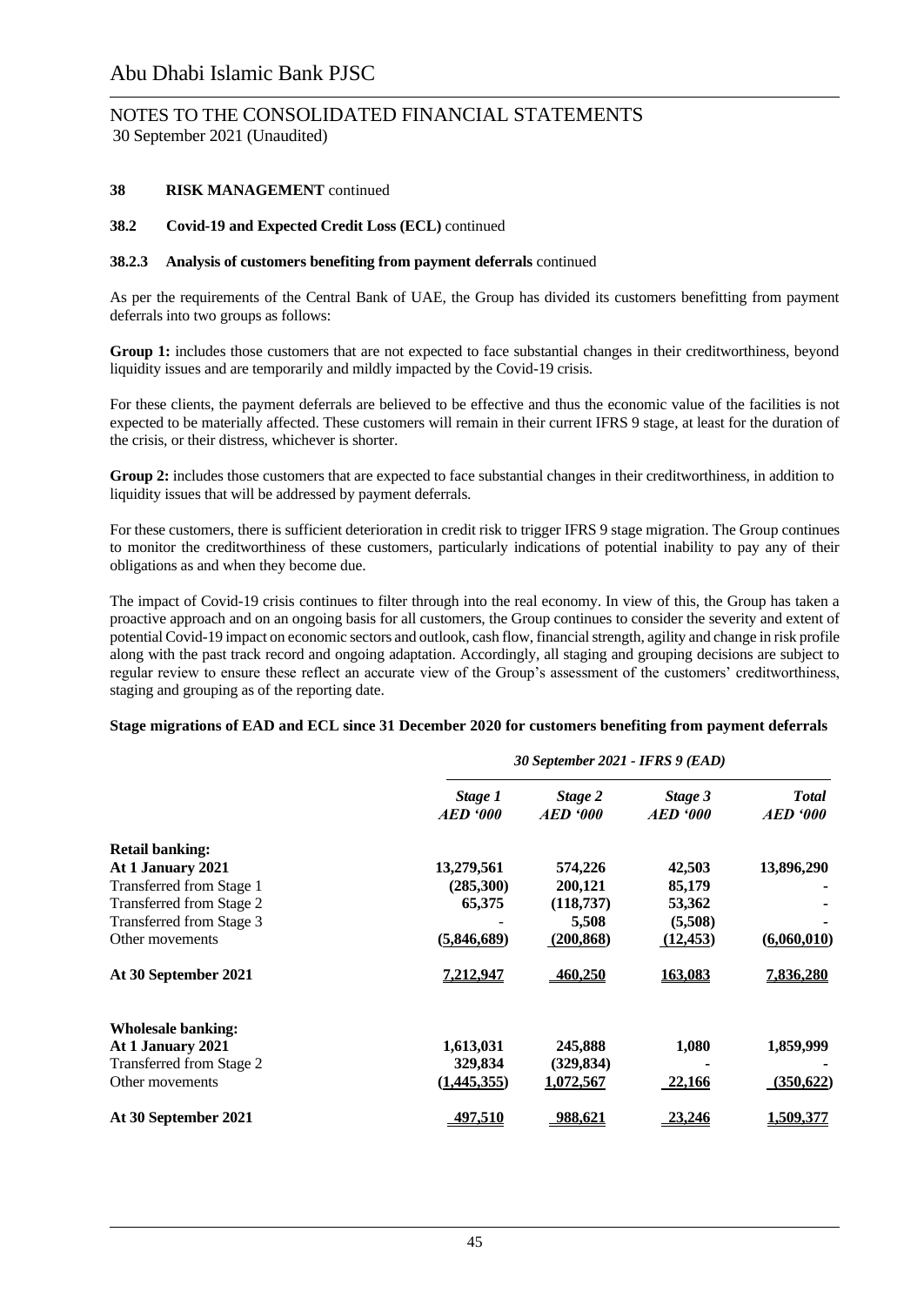# Abu Dhabi Islamic Bank PJSC

## NOTES TO THE CONSOLIDATED FINANCIAL STATEMENTS
30 September 2021 (Unaudited)

**38 RISK MANAGEMENT** continued

**38.2 Covid-19 and Expected Credit Loss (ECL)** continued

**38.2.3 Analysis of customers benefiting from payment deferrals** continued

As per the requirements of the Central Bank of UAE, the Group has divided its customers benefitting from payment deferrals into two groups as follows:

**Group 1:** includes those customers that are not expected to face substantial changes in their creditworthiness, beyond liquidity issues and are temporarily and mildly impacted by the Covid-19 crisis.

For these clients, the payment deferrals are believed to be effective and thus the economic value of the facilities is not expected to be materially affected. These customers will remain in their current IFRS 9 stage, at least for the duration of the crisis, or their distress, whichever is shorter.

**Group 2:** includes those customers that are expected to face substantial changes in their creditworthiness, in addition to liquidity issues that will be addressed by payment deferrals.

For these customers, there is sufficient deterioration in credit risk to trigger IFRS 9 stage migration. The Group continues to monitor the creditworthiness of these customers, particularly indications of potential inability to pay any of their obligations as and when they become due.

The impact of Covid-19 crisis continues to filter through into the real economy. In view of this, the Group has taken a proactive approach and on an ongoing basis for all customers, the Group continues to consider the severity and extent of potential Covid-19 impact on economic sectors and outlook, cash flow, financial strength, agility and change in risk profile along with the past track record and ongoing adaptation. Accordingly, all staging and grouping decisions are subject to regular review to ensure these reflect an accurate view of the Group's assessment of the customers' creditworthiness, staging and grouping as of the reporting date.

**Stage migrations of EAD and ECL since 31 December 2020 for customers benefiting from payment deferrals**

| | *30 September 2021 - IFRS 9 (EAD)* | | | |
|---|---|---|---|---|
| | ***Stage 1*** ***AED '000*** | ***Stage 2*** ***AED '000*** | ***Stage 3*** ***AED '000*** | ***Total*** ***AED '000*** |
| **Retail banking:** | | | | |
| **At 1 January 2021** | **13,279,561** | **574,226** | **42,503** | **13,896,290** |
| Transferred from Stage 1 | **(285,300)** | **200,121** | **85,179** | **-** |
| Transferred from Stage 2 | **65,375** | **(118,737)** | **53,362** | **-** |
| Transferred from Stage 3 | **-** | **5,508** | **(5,508)** | **-** |
| Other movements | **(5,846,689)** | **(200,868)** | **(12,453)** | **(6,060,010)** |
| **At 30 September 2021** | **7,212,947** | **460,250** | **163,083** | **7,836,280** |
| **Wholesale banking:** | | | | |
| **At 1 January 2021** | **1,613,031** | **245,888** | **1,080** | **1,859,999** |
| Transferred from Stage 2 | **329,834** | **(329,834)** | **-** | **-** |
| Other movements | **(1,445,355)** | **1,072,567** | **22,166** | **(350,622)** |
| **At 30 September 2021** | **497,510** | **988,621** | **23,246** | **1,509,377** |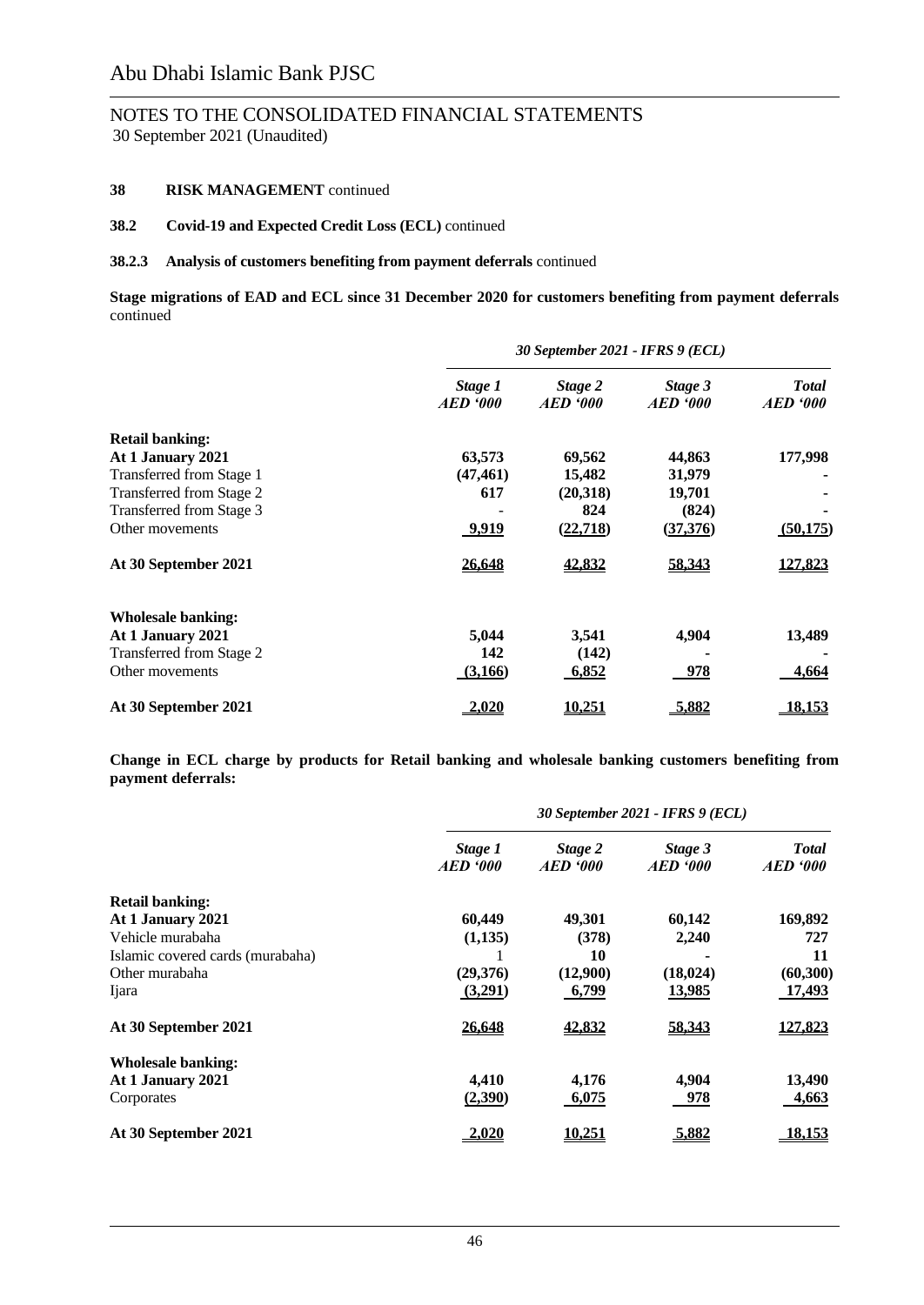# Abu Dhabi Islamic Bank PJSC

## NOTES TO THE CONSOLIDATED FINANCIAL STATEMENTS
30 September 2021 (Unaudited)

### 38 RISK MANAGEMENT continued

### 38.2 Covid-19 and Expected Credit Loss (ECL) continued

### 38.2.3 Analysis of customers benefiting from payment deferrals continued

**Stage migrations of EAD and ECL since 31 December 2020 for customers benefiting from payment deferrals** continued

| | *30 September 2021 - IFRS 9 (ECL)* | | | |
|---|---|---|---|---|
| | ***Stage 1 AED '000*** | ***Stage 2 AED '000*** | ***Stage 3 AED '000*** | ***Total AED '000*** |
| **Retail banking:** | | | | |
| **At 1 January 2021** | **63,573** | **69,562** | **44,863** | **177,998** |
| Transferred from Stage 1 | **(47,461)** | **15,482** | **31,979** | **-** |
| Transferred from Stage 2 | **617** | **(20,318)** | **19,701** | **-** |
| Transferred from Stage 3 | **-** | **824** | **(824)** | **-** |
| Other movements | **9,919** | **(22,718)** | **(37,376)** | **(50,175)** |
| **At 30 September 2021** | **26,648** | **42,832** | **58,343** | **127,823** |
| **Wholesale banking:** | | | | |
| **At 1 January 2021** | **5,044** | **3,541** | **4,904** | **13,489** |
| Transferred from Stage 2 | **142** | **(142)** | **-** | **-** |
| Other movements | **(3,166)** | **6,852** | **978** | **4,664** |
| **At 30 September 2021** | **2,020** | **10,251** | **5,882** | **18,153** |

**Change in ECL charge by products for Retail banking and wholesale banking customers benefiting from payment deferrals:**

| | *30 September 2021 - IFRS 9 (ECL)* | | | |
|---|---|---|---|---|
| | ***Stage 1 AED '000*** | ***Stage 2 AED '000*** | ***Stage 3 AED '000*** | ***Total AED '000*** |
| **Retail banking:** | | | | |
| **At 1 January 2021** | **60,449** | **49,301** | **60,142** | **169,892** |
| Vehicle murabaha | **(1,135)** | **(378)** | **2,240** | **727** |
| Islamic covered cards (murabaha) | 1 | **10** | **-** | **11** |
| Other murabaha | **(29,376)** | **(12,900)** | **(18,024)** | **(60,300)** |
| Ijara | **(3,291)** | **6,799** | **13,985** | **17,493** |
| **At 30 September 2021** | **26,648** | **42,832** | **58,343** | **127,823** |
| **Wholesale banking:** | | | | |
| **At 1 January 2021** | **4,410** | **4,176** | **4,904** | **13,490** |
| Corporates | **(2,390)** | **6,075** | **978** | **4,663** |
| **At 30 September 2021** | **2,020** | **10,251** | **5,882** | **18,153** |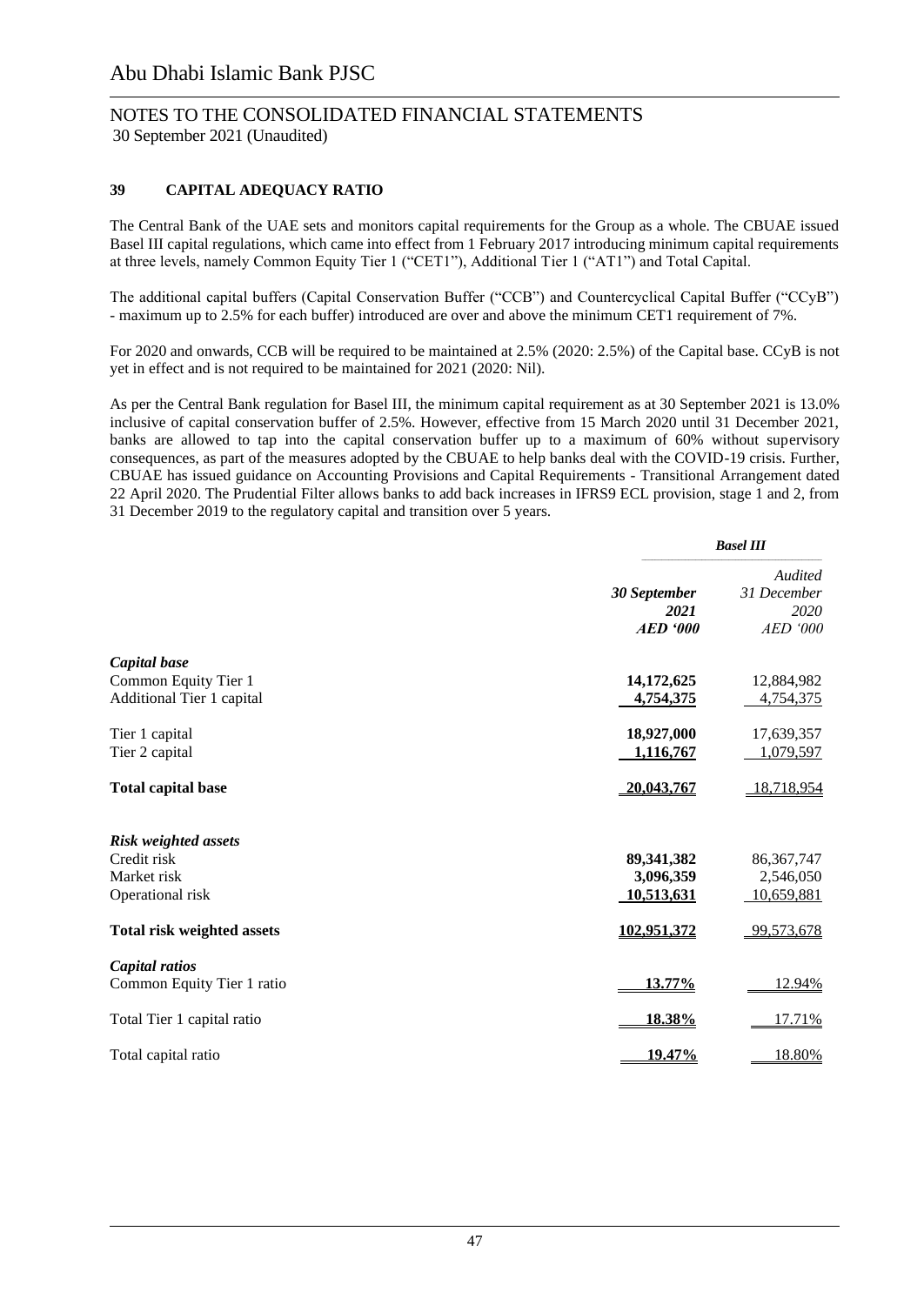# Abu Dhabi Islamic Bank PJSC

## NOTES TO THE CONSOLIDATED FINANCIAL STATEMENTS
30 September 2021 (Unaudited)

### 39 CAPITAL ADEQUACY RATIO

The Central Bank of the UAE sets and monitors capital requirements for the Group as a whole. The CBUAE issued Basel III capital regulations, which came into effect from 1 February 2017 introducing minimum capital requirements at three levels, namely Common Equity Tier 1 ("CET1"), Additional Tier 1 ("AT1") and Total Capital.

The additional capital buffers (Capital Conservation Buffer ("CCB") and Countercyclical Capital Buffer ("CCyB") - maximum up to 2.5% for each buffer) introduced are over and above the minimum CET1 requirement of 7%.

For 2020 and onwards, CCB will be required to be maintained at 2.5% (2020: 2.5%) of the Capital base. CCyB is not yet in effect and is not required to be maintained for 2021 (2020: Nil).

As per the Central Bank regulation for Basel III, the minimum capital requirement as at 30 September 2021 is 13.0% inclusive of capital conservation buffer of 2.5%. However, effective from 15 March 2020 until 31 December 2021, banks are allowed to tap into the capital conservation buffer up to a maximum of 60% without supervisory consequences, as part of the measures adopted by the CBUAE to help banks deal with the COVID-19 crisis. Further, CBUAE has issued guidance on Accounting Provisions and Capital Requirements - Transitional Arrangement dated 22 April 2020. The Prudential Filter allows banks to add back increases in IFRS9 ECL provision, stage 1 and 2, from 31 December 2019 to the regulatory capital and transition over 5 years.

| | ***Basel III*** | |
|---|---|---|
| | ***30 September 2021 AED '000*** | *Audited 31 December 2020 AED '000* |
| ***Capital base*** | | |
| Common Equity Tier 1 | **14,172,625** | 12,884,982 |
| Additional Tier 1 capital | **4,754,375** | 4,754,375 |
| Tier 1 capital | **18,927,000** | 17,639,357 |
| Tier 2 capital | **1,116,767** | 1,079,597 |
| **Total capital base** | **20,043,767** | 18,718,954 |
| ***Risk weighted assets*** | | |
| Credit risk | **89,341,382** | 86,367,747 |
| Market risk | **3,096,359** | 2,546,050 |
| Operational risk | **10,513,631** | 10,659,881 |
| **Total risk weighted assets** | **102,951,372** | 99,573,678 |
| ***Capital ratios*** | | |
| Common Equity Tier 1 ratio | **13.77%** | 12.94% |
| Total Tier 1 capital ratio | **18.38%** | 17.71% |
| Total capital ratio | **19.47%** | 18.80% |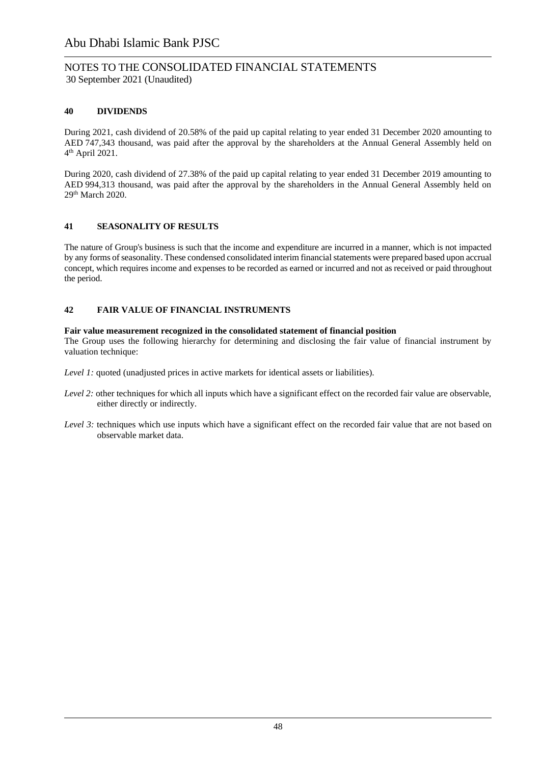## 40 DIVIDENDS

During 2021, cash dividend of 20.58% of the paid up capital relating to year ended 31 December 2020 amounting to AED 747,343 thousand, was paid after the approval by the shareholders at the Annual General Assembly held on 4th April 2021.

During 2020, cash dividend of 27.38% of the paid up capital relating to year ended 31 December 2019 amounting to AED 994,313 thousand, was paid after the approval by the shareholders in the Annual General Assembly held on 29th March 2020.

## 41 SEASONALITY OF RESULTS

The nature of Group's business is such that the income and expenditure are incurred in a manner, which is not impacted by any forms of seasonality. These condensed consolidated interim financial statements were prepared based upon accrual concept, which requires income and expenses to be recorded as earned or incurred and not as received or paid throughout the period.

## 42 FAIR VALUE OF FINANCIAL INSTRUMENTS

**Fair value measurement recognized in the consolidated statement of financial position**

The Group uses the following hierarchy for determining and disclosing the fair value of financial instrument by valuation technique:

*Level 1:* quoted (unadjusted prices in active markets for identical assets or liabilities).

*Level 2:* other techniques for which all inputs which have a significant effect on the recorded fair value are observable, either directly or indirectly.

*Level 3:* techniques which use inputs which have a significant effect on the recorded fair value that are not based on observable market data.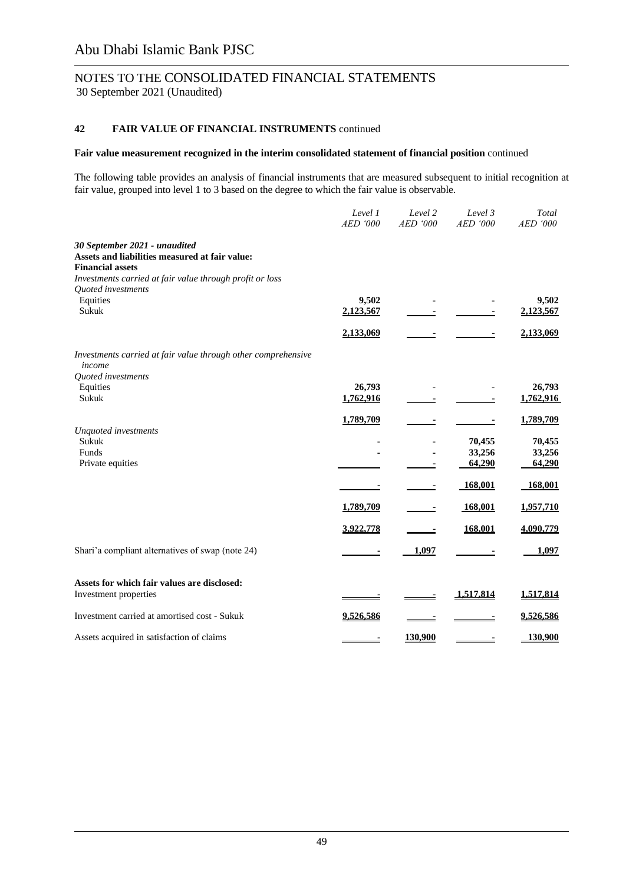# Abu Dhabi Islamic Bank PJSC

## NOTES TO THE CONSOLIDATED FINANCIAL STATEMENTS
30 September 2021 (Unaudited)

### 42 FAIR VALUE OF FINANCIAL INSTRUMENTS continued

**Fair value measurement recognized in the interim consolidated statement of financial position** continued

The following table provides an analysis of financial instruments that are measured subsequent to initial recognition at fair value, grouped into level 1 to 3 based on the degree to which the fair value is observable.

| | *Level 1 AED '000* | *Level 2 AED '000* | *Level 3 AED '000* | *Total AED '000* |
|---|---|---|---|---|
| ***30 September 2021 - unaudited*** | | | | |
| **Assets and liabilities measured at fair value:** | | | | |
| **Financial assets** | | | | |
| *Investments carried at fair value through profit or loss* | | | | |
| *Quoted investments* | | | | |
| Equities | 9,502 | - | - | 9,502 |
| Sukuk | 2,123,567 | - | - | 2,123,567 |
| | 2,133,069 | - | - | 2,133,069 |
| *Investments carried at fair value through other comprehensive income* | | | | |
| *Quoted investments* | | | | |
| Equities | 26,793 | - | - | 26,793 |
| Sukuk | 1,762,916 | - | - | 1,762,916 |
| | 1,789,709 | - | - | 1,789,709 |
| *Unquoted investments* | | | | |
| Sukuk | - | - | 70,455 | 70,455 |
| Funds | - | - | 33,256 | 33,256 |
| Private equities | | - | 64,290 | 64,290 |
| | - | - | 168,001 | 168,001 |
| | 1,789,709 | - | 168,001 | 1,957,710 |
| | 3,922,778 | - | 168,001 | 4,090,779 |
| Shari'a compliant alternatives of swap (note 24) | - | 1,097 | - | 1,097 |
| **Assets for which fair values are disclosed:** | | | | |
| Investment properties | - | - | 1,517,814 | 1,517,814 |
| Investment carried at amortised cost - Sukuk | 9,526,586 | - | - | 9,526,586 |
| Assets acquired in satisfaction of claims | - | 130,900 | - | 130,900 |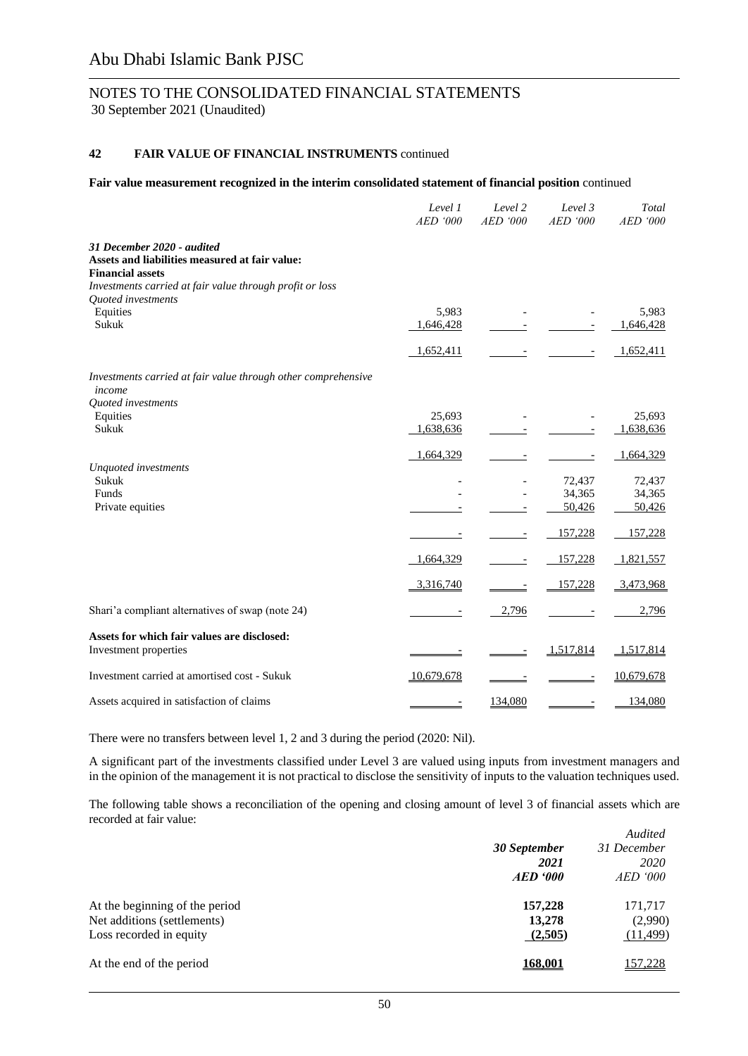## 42 FAIR VALUE OF FINANCIAL INSTRUMENTS continued

**Fair value measurement recognized in the interim consolidated statement of financial position** continued

| | *Level 1* *AED '000* | *Level 2* *AED '000* | *Level 3* *AED '000* | *Total* *AED '000* |
|---|---|---|---|---|
| ***31 December 2020 - audited*** | | | | |
| **Assets and liabilities measured at fair value:** | | | | |
| **Financial assets** | | | | |
| *Investments carried at fair value through profit or loss* | | | | |
| *Quoted investments* | | | | |
| Equities | 5,983 | - | - | 5,983 |
| Sukuk | 1,646,428 | - | - | 1,646,428 |
| | 1,652,411 | - | - | 1,652,411 |
| *Investments carried at fair value through other comprehensive income* | | | | |
| *Quoted investments* | | | | |
| Equities | 25,693 | - | - | 25,693 |
| Sukuk | 1,638,636 | - | - | 1,638,636 |
| | 1,664,329 | - | - | 1,664,329 |
| *Unquoted investments* | | | | |
| Sukuk | - | - | 72,437 | 72,437 |
| Funds | - | - | 34,365 | 34,365 |
| Private equities | - | - | 50,426 | 50,426 |
| | - | - | 157,228 | 157,228 |
| | 1,664,329 | - | 157,228 | 1,821,557 |
| | 3,316,740 | - | 157,228 | 3,473,968 |
| Shari'a compliant alternatives of swap (note 24) | - | 2,796 | - | 2,796 |
| **Assets for which fair values are disclosed:** | | | | |
| Investment properties | - | - | 1,517,814 | 1,517,814 |
| Investment carried at amortised cost - Sukuk | 10,679,678 | - | - | 10,679,678 |
| Assets acquired in satisfaction of claims | - | 134,080 | - | 134,080 |

There were no transfers between level 1, 2 and 3 during the period (2020: Nil).

A significant part of the investments classified under Level 3 are valued using inputs from investment managers and in the opinion of the management it is not practical to disclose the sensitivity of inputs to the valuation techniques used.

The following table shows a reconciliation of the opening and closing amount of level 3 of financial assets which are recorded at fair value:

| | ***30 September 2021*** ***AED '000*** | *Audited* *31 December 2020* *AED '000* |
|---|---|---|
| At the beginning of the period | **157,228** | 171,717 |
| Net additions (settlements) | **13,278** | (2,990) |
| Loss recorded in equity | **(2,505)** | (11,499) |
| At the end of the period | **168,001** | 157,228 |